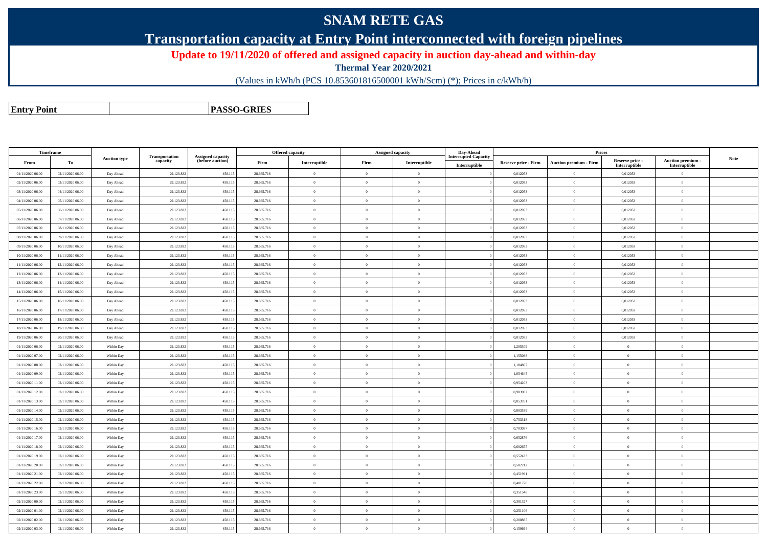# SNAM RETE GAS

## Transportation capacity at Entry Point interconnected with foreign pipelines

**Update to 19/11/2020 of offered and assigned capacity in auction day-ahead and within-day**

**Thermal Year 2020/2021**

(Values in kWh/h (PCS 10.853601816500001 kWh/Scm) (*); Prices in c/kWh/h)

| **Entry Point** | **PASSO-GRIES** |
|---|---|

| Timeframe | | Auction type | Transportation capacity | Assigned capacity (before auction) | Offered capacity | | Assigned capacity | | Day-Ahead Interrupted Capacity | Prices | | | | Note |
|---|---|---|---|---|---|---|---|---|---|---|---|---|---|---|
| From | To | | | | Firm | Interruptible | Firm | Interruptible | Interruptible | Reserve price - Firm | Auction premium - Firm | Reserve price - Interruptible | Auction premium - Interruptible | |
| 01/11/2020 06.00 | 02/11/2020 06.00 | Day Ahead | 29.123.832 | 458.115 | 28.665.716 | 0 | 0 | 0 | 0 | 0,012053 | 0 | 0,012053 | 0 | |
| 02/11/2020 06.00 | 03/11/2020 06.00 | Day Ahead | 29.123.832 | 458.115 | 28.665.716 | 0 | 0 | 0 | 0 | 0,012053 | 0 | 0,012053 | 0 | |
| 03/11/2020 06.00 | 04/11/2020 06.00 | Day Ahead | 29.123.832 | 458.115 | 28.665.716 | 0 | 0 | 0 | 0 | 0,012053 | 0 | 0,012053 | 0 | |
| 04/11/2020 06.00 | 05/11/2020 06.00 | Day Ahead | 29.123.832 | 458.115 | 28.665.716 | 0 | 0 | 0 | 0 | 0,012053 | 0 | 0,012053 | 0 | |
| 05/11/2020 06.00 | 06/11/2020 06.00 | Day Ahead | 29.123.832 | 458.115 | 28.665.716 | 0 | 0 | 0 | 0 | 0,012053 | 0 | 0,012053 | 0 | |
| 06/11/2020 06.00 | 07/11/2020 06.00 | Day Ahead | 29.123.832 | 458.115 | 28.665.716 | 0 | 0 | 0 | 0 | 0,012053 | 0 | 0,012053 | 0 | |
| 07/11/2020 06.00 | 08/11/2020 06.00 | Day Ahead | 29.123.832 | 458.115 | 28.665.716 | 0 | 0 | 0 | 0 | 0,012053 | 0 | 0,012053 | 0 | |
| 08/11/2020 06.00 | 09/11/2020 06.00 | Day Ahead | 29.123.832 | 458.115 | 28.665.716 | 0 | 0 | 0 | 0 | 0,012053 | 0 | 0,012053 | 0 | |
| 09/11/2020 06.00 | 10/11/2020 06.00 | Day Ahead | 29.123.832 | 458.115 | 28.665.716 | 0 | 0 | 0 | 0 | 0,012053 | 0 | 0,012053 | 0 | |
| 10/11/2020 06.00 | 11/11/2020 06.00 | Day Ahead | 29.123.832 | 458.115 | 28.665.716 | 0 | 0 | 0 | 0 | 0,012053 | 0 | 0,012053 | 0 | |
| 11/11/2020 06.00 | 12/11/2020 06.00 | Day Ahead | 29.123.832 | 458.115 | 28.665.716 | 0 | 0 | 0 | 0 | 0,012053 | 0 | 0,012053 | 0 | |
| 12/11/2020 06.00 | 13/11/2020 06.00 | Day Ahead | 29.123.832 | 458.115 | 28.665.716 | 0 | 0 | 0 | 0 | 0,012053 | 0 | 0,012053 | 0 | |
| 13/11/2020 06.00 | 14/11/2020 06.00 | Day Ahead | 29.123.832 | 458.115 | 28.665.716 | 0 | 0 | 0 | 0 | 0,012053 | 0 | 0,012053 | 0 | |
| 14/11/2020 06.00 | 15/11/2020 06.00 | Day Ahead | 29.123.832 | 458.115 | 28.665.716 | 0 | 0 | 0 | 0 | 0,012053 | 0 | 0,012053 | 0 | |
| 15/11/2020 06.00 | 16/11/2020 06.00 | Day Ahead | 29.123.832 | 458.115 | 28.665.716 | 0 | 0 | 0 | 0 | 0,012053 | 0 | 0,012053 | 0 | |
| 16/11/2020 06.00 | 17/11/2020 06.00 | Day Ahead | 29.123.832 | 458.115 | 28.665.716 | 0 | 0 | 0 | 0 | 0,012053 | 0 | 0,012053 | 0 | |
| 17/11/2020 06.00 | 18/11/2020 06.00 | Day Ahead | 29.123.832 | 458.115 | 28.665.716 | 0 | 0 | 0 | 0 | 0,012053 | 0 | 0,012053 | 0 | |
| 18/11/2020 06.00 | 19/11/2020 06.00 | Day Ahead | 29.123.832 | 458.115 | 28.665.716 | 0 | 0 | 0 | 0 | 0,012053 | 0 | 0,012053 | 0 | |
| 19/11/2020 06.00 | 20/11/2020 06.00 | Day Ahead | 29.123.832 | 458.115 | 28.665.716 | 0 | 0 | 0 | 0 | 0,012053 | 0 | 0,012053 | 0 | |
| 01/11/2020 06.00 | 02/11/2020 06.00 | Within Day | 29.123.832 | 458.115 | 28.665.716 | 0 | 0 | 0 | 0 | 1,205309 | 0 | 0 | 0 | |
| 01/11/2020 07.00 | 02/11/2020 06.00 | Within Day | 29.123.832 | 458.115 | 28.665.716 | 0 | 0 | 0 | 0 | 1,155088 | 0 | 0 | 0 | |
| 01/11/2020 08.00 | 02/11/2020 06.00 | Within Day | 29.123.832 | 458.115 | 28.665.716 | 0 | 0 | 0 | 0 | 1,104867 | 0 | 0 | 0 | |
| 01/11/2020 09.00 | 02/11/2020 06.00 | Within Day | 29.123.832 | 458.115 | 28.665.716 | 0 | 0 | 0 | 0 | 1,054645 | 0 | 0 | 0 | |
| 01/11/2020 11.00 | 02/11/2020 06.00 | Within Day | 29.123.832 | 458.115 | 28.665.716 | 0 | 0 | 0 | 0 | 0,954203 | 0 | 0 | 0 | |
| 01/11/2020 12.00 | 02/11/2020 06.00 | Within Day | 29.123.832 | 458.115 | 28.665.716 | 0 | 0 | 0 | 0 | 0,903982 | 0 | 0 | 0 | |
| 01/11/2020 13.00 | 02/11/2020 06.00 | Within Day | 29.123.832 | 458.115 | 28.665.716 | 0 | 0 | 0 | 0 | 0,853761 | 0 | 0 | 0 | |
| 01/11/2020 14.00 | 02/11/2020 06.00 | Within Day | 29.123.832 | 458.115 | 28.665.716 | 0 | 0 | 0 | 0 | 0,803539 | 0 | 0 | 0 | |
| 01/11/2020 15.00 | 02/11/2020 06.00 | Within Day | 29.123.832 | 458.115 | 28.665.716 | 0 | 0 | 0 | 0 | 0,753318 | 0 | 0 | 0 | |
| 01/11/2020 16.00 | 02/11/2020 06.00 | Within Day | 29.123.832 | 458.115 | 28.665.716 | 0 | 0 | 0 | 0 | 0,703097 | 0 | 0 | 0 | |
| 01/11/2020 17.00 | 02/11/2020 06.00 | Within Day | 29.123.832 | 458.115 | 28.665.716 | 0 | 0 | 0 | 0 | 0,652876 | 0 | 0 | 0 | |
| 01/11/2020 18.00 | 02/11/2020 06.00 | Within Day | 29.123.832 | 458.115 | 28.665.716 | 0 | 0 | 0 | 0 | 0,602655 | 0 | 0 | 0 | |
| 01/11/2020 19.00 | 02/11/2020 06.00 | Within Day | 29.123.832 | 458.115 | 28.665.716 | 0 | 0 | 0 | 0 | 0,552433 | 0 | 0 | 0 | |
| 01/11/2020 20.00 | 02/11/2020 06.00 | Within Day | 29.123.832 | 458.115 | 28.665.716 | 0 | 0 | 0 | 0 | 0,502212 | 0 | 0 | 0 | |
| 01/11/2020 21.00 | 02/11/2020 06.00 | Within Day | 29.123.832 | 458.115 | 28.665.716 | 0 | 0 | 0 | 0 | 0,451991 | 0 | 0 | 0 | |
| 01/11/2020 22.00 | 02/11/2020 06.00 | Within Day | 29.123.832 | 458.115 | 28.665.716 | 0 | 0 | 0 | 0 | 0,401770 | 0 | 0 | 0 | |
| 01/11/2020 23.00 | 02/11/2020 06.00 | Within Day | 29.123.832 | 458.115 | 28.665.716 | 0 | 0 | 0 | 0 | 0,351548 | 0 | 0 | 0 | |
| 02/11/2020 00.00 | 02/11/2020 06.00 | Within Day | 29.123.832 | 458.115 | 28.665.716 | 0 | 0 | 0 | 0 | 0,301327 | 0 | 0 | 0 | |
| 02/11/2020 01.00 | 02/11/2020 06.00 | Within Day | 29.123.832 | 458.115 | 28.665.716 | 0 | 0 | 0 | 0 | 0,251106 | 0 | 0 | 0 | |
| 02/11/2020 02.00 | 02/11/2020 06.00 | Within Day | 29.123.832 | 458.115 | 28.665.716 | 0 | 0 | 0 | 0 | 0,200885 | 0 | 0 | 0 | |
| 02/11/2020 03.00 | 02/11/2020 06.00 | Within Day | 29.123.832 | 458.115 | 28.665.716 | 0 | 0 | 0 | 0 | 0,150664 | 0 | 0 | 0 | |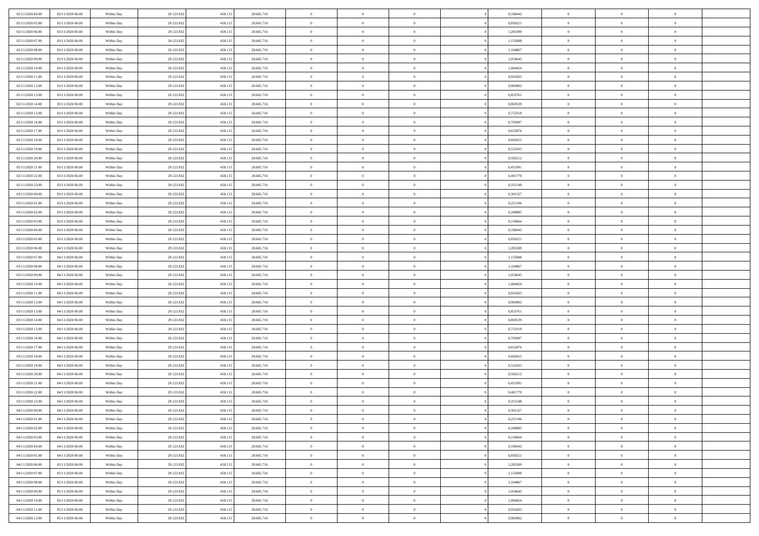| | | | | | | | | | | | | | | |
|---|---|---|---|---|---|---|---|---|---|---|---|---|---|---|
| 02/11/2020 04.00 | 02/11/2020 06.00 | Within Day | 29.123.832 | 458.115 | 28.665.716 | 0 | 0 | 0 | | 0,100442 | 0 | 0 | 0 | |
| 02/11/2020 05.00 | 02/11/2020 06.00 | Within Day | 29.123.832 | 458.115 | 28.665.716 | 0 | 0 | 0 | | 0,050221 | 0 | 0 | 0 | |
| 02/11/2020 06.00 | 03/11/2020 06.00 | Within Day | 29.123.832 | 458.115 | 28.665.716 | 0 | 0 | 0 | | 1,205309 | 0 | 0 | 0 | |
| 02/11/2020 07.00 | 03/11/2020 06.00 | Within Day | 29.123.832 | 458.115 | 28.665.716 | 0 | 0 | 0 | | 1,155088 | 0 | 0 | 0 | |
| 02/11/2020 08.00 | 03/11/2020 06.00 | Within Day | 29.123.832 | 458.115 | 28.665.716 | 0 | 0 | 0 | | 1,104867 | 0 | 0 | 0 | |
| 02/11/2020 09.00 | 03/11/2020 06.00 | Within Day | 29.123.832 | 458.115 | 28.665.716 | 0 | 0 | 0 | | 1,054645 | 0 | 0 | 0 | |
| 02/11/2020 10.00 | 03/11/2020 06.00 | Within Day | 29.123.832 | 458.115 | 28.665.716 | 0 | 0 | 0 | | 1,004424 | 0 | 0 | 0 | |
| 02/11/2020 11.00 | 03/11/2020 06.00 | Within Day | 29.123.832 | 458.115 | 28.665.716 | 0 | 0 | 0 | | 0,954203 | 0 | 0 | 0 | |
| 02/11/2020 12.00 | 03/11/2020 06.00 | Within Day | 29.123.832 | 458.115 | 28.665.716 | 0 | 0 | 0 | | 0,903982 | 0 | 0 | 0 | |
| 02/11/2020 13.00 | 03/11/2020 06.00 | Within Day | 29.123.832 | 458.115 | 28.665.716 | 0 | 0 | 0 | | 0,853761 | 0 | 0 | 0 | |
| 02/11/2020 14.00 | 03/11/2020 06.00 | Within Day | 29.123.832 | 458.115 | 28.665.716 | 0 | 0 | 0 | | 0,803539 | 0 | 0 | 0 | |
| 02/11/2020 15.00 | 03/11/2020 06.00 | Within Day | 29.123.832 | 458.115 | 28.665.716 | 0 | 0 | 0 | | 0,753318 | 0 | 0 | 0 | |
| 02/11/2020 16.00 | 03/11/2020 06.00 | Within Day | 29.123.832 | 458.115 | 28.665.716 | 0 | 0 | 0 | | 0,703097 | 0 | 0 | 0 | |
| 02/11/2020 17.00 | 03/11/2020 06.00 | Within Day | 29.123.832 | 458.115 | 28.665.716 | 0 | 0 | 0 | | 0,652876 | 0 | 0 | 0 | |
| 02/11/2020 18.00 | 03/11/2020 06.00 | Within Day | 29.123.832 | 458.115 | 28.665.716 | 0 | 0 | 0 | | 0,602655 | 0 | 0 | 0 | |
| 02/11/2020 19.00 | 03/11/2020 06.00 | Within Day | 29.123.832 | 458.115 | 28.665.716 | 0 | 0 | 0 | | 0,552433 | 0 | 0 | 0 | |
| 02/11/2020 20.00 | 03/11/2020 06.00 | Within Day | 29.123.832 | 458.115 | 28.665.716 | 0 | 0 | 0 | | 0,502212 | 0 | 0 | 0 | |
| 02/11/2020 21.00 | 03/11/2020 06.00 | Within Day | 29.123.832 | 458.115 | 28.665.716 | 0 | 0 | 0 | | 0,451991 | 0 | 0 | 0 | |
| 02/11/2020 22.00 | 03/11/2020 06.00 | Within Day | 29.123.832 | 458.115 | 28.665.716 | 0 | 0 | 0 | | 0,401770 | 0 | 0 | 0 | |
| 02/11/2020 23.00 | 03/11/2020 06.00 | Within Day | 29.123.832 | 458.115 | 28.665.716 | 0 | 0 | 0 | | 0,351548 | 0 | 0 | 0 | |
| 03/11/2020 00.00 | 03/11/2020 06.00 | Within Day | 29.123.832 | 458.115 | 28.665.716 | 0 | 0 | 0 | | 0,301327 | 0 | 0 | 0 | |
| 03/11/2020 01.00 | 03/11/2020 06.00 | Within Day | 29.123.832 | 458.115 | 28.665.716 | 0 | 0 | 0 | | 0,251106 | 0 | 0 | 0 | |
| 03/11/2020 02.00 | 03/11/2020 06.00 | Within Day | 29.123.832 | 458.115 | 28.665.716 | 0 | 0 | 0 | | 0,200885 | 0 | 0 | 0 | |
| 03/11/2020 03.00 | 03/11/2020 06.00 | Within Day | 29.123.832 | 458.115 | 28.665.716 | 0 | 0 | 0 | | 0,150664 | 0 | 0 | 0 | |
| 03/11/2020 04.00 | 03/11/2020 06.00 | Within Day | 29.123.832 | 458.115 | 28.665.716 | 0 | 0 | 0 | | 0,100442 | 0 | 0 | 0 | |
| 03/11/2020 05.00 | 03/11/2020 06.00 | Within Day | 29.123.832 | 458.115 | 28.665.716 | 0 | 0 | 0 | | 0,050221 | 0 | 0 | 0 | |
| 03/11/2020 06.00 | 04/11/2020 06.00 | Within Day | 29.123.832 | 458.115 | 28.665.716 | 0 | 0 | 0 | | 1,205309 | 0 | 0 | 0 | |
| 03/11/2020 07.00 | 04/11/2020 06.00 | Within Day | 29.123.832 | 458.115 | 28.665.716 | 0 | 0 | 0 | | 1,155088 | 0 | 0 | 0 | |
| 03/11/2020 08.00 | 04/11/2020 06.00 | Within Day | 29.123.832 | 458.115 | 28.665.716 | 0 | 0 | 0 | | 1,104867 | 0 | 0 | 0 | |
| 03/11/2020 09.00 | 04/11/2020 06.00 | Within Day | 29.123.832 | 458.115 | 28.665.716 | 0 | 0 | 0 | | 1,054645 | 0 | 0 | 0 | |
| 03/11/2020 10.00 | 04/11/2020 06.00 | Within Day | 29.123.832 | 458.115 | 28.665.716 | 0 | 0 | 0 | | 1,004424 | 0 | 0 | 0 | |
| 03/11/2020 11.00 | 04/11/2020 06.00 | Within Day | 29.123.832 | 458.115 | 28.665.716 | 0 | 0 | 0 | | 0,954203 | 0 | 0 | 0 | |
| 03/11/2020 12.00 | 04/11/2020 06.00 | Within Day | 29.123.832 | 458.115 | 28.665.716 | 0 | 0 | 0 | | 0,903982 | 0 | 0 | 0 | |
| 03/11/2020 13.00 | 04/11/2020 06.00 | Within Day | 29.123.832 | 458.115 | 28.665.716 | 0 | 0 | 0 | | 0,853761 | 0 | 0 | 0 | |
| 03/11/2020 14.00 | 04/11/2020 06.00 | Within Day | 29.123.832 | 458.115 | 28.665.716 | 0 | 0 | 0 | | 0,803539 | 0 | 0 | 0 | |
| 03/11/2020 15.00 | 04/11/2020 06.00 | Within Day | 29.123.832 | 458.115 | 28.665.716 | 0 | 0 | 0 | | 0,753318 | 0 | 0 | 0 | |
| 03/11/2020 16.00 | 04/11/2020 06.00 | Within Day | 29.123.832 | 458.115 | 28.665.716 | 0 | 0 | 0 | | 0,703097 | 0 | 0 | 0 | |
| 03/11/2020 17.00 | 04/11/2020 06.00 | Within Day | 29.123.832 | 458.115 | 28.665.716 | 0 | 0 | 0 | | 0,652876 | 0 | 0 | 0 | |
| 03/11/2020 18.00 | 04/11/2020 06.00 | Within Day | 29.123.832 | 458.115 | 28.665.716 | 0 | 0 | 0 | | 0,602655 | 0 | 0 | 0 | |
| 03/11/2020 19.00 | 04/11/2020 06.00 | Within Day | 29.123.832 | 458.115 | 28.665.716 | 0 | 0 | 0 | | 0,552433 | 0 | 0 | 0 | |
| 03/11/2020 20.00 | 04/11/2020 06.00 | Within Day | 29.123.832 | 458.115 | 28.665.716 | 0 | 0 | 0 | | 0,502212 | 0 | 0 | 0 | |
| 03/11/2020 21.00 | 04/11/2020 06.00 | Within Day | 29.123.832 | 458.115 | 28.665.716 | 0 | 0 | 0 | | 0,451991 | 0 | 0 | 0 | |
| 03/11/2020 22.00 | 04/11/2020 06.00 | Within Day | 29.123.832 | 458.115 | 28.665.716 | 0 | 0 | 0 | | 0,401770 | 0 | 0 | 0 | |
| 03/11/2020 23.00 | 04/11/2020 06.00 | Within Day | 29.123.832 | 458.115 | 28.665.716 | 0 | 0 | 0 | | 0,351548 | 0 | 0 | 0 | |
| 04/11/2020 00.00 | 04/11/2020 06.00 | Within Day | 29.123.832 | 458.115 | 28.665.716 | 0 | 0 | 0 | | 0,301327 | 0 | 0 | 0 | |
| 04/11/2020 01.00 | 04/11/2020 06.00 | Within Day | 29.123.832 | 458.115 | 28.665.716 | 0 | 0 | 0 | | 0,251106 | 0 | 0 | 0 | |
| 04/11/2020 02.00 | 04/11/2020 06.00 | Within Day | 29.123.832 | 458.115 | 28.665.716 | 0 | 0 | 0 | | 0,200885 | 0 | 0 | 0 | |
| 04/11/2020 03.00 | 04/11/2020 06.00 | Within Day | 29.123.832 | 458.115 | 28.665.716 | 0 | 0 | 0 | | 0,150664 | 0 | 0 | 0 | |
| 04/11/2020 04.00 | 04/11/2020 06.00 | Within Day | 29.123.832 | 458.115 | 28.665.716 | 0 | 0 | 0 | | 0,100442 | 0 | 0 | 0 | |
| 04/11/2020 05.00 | 04/11/2020 06.00 | Within Day | 29.123.832 | 458.115 | 28.665.716 | 0 | 0 | 0 | | 0,050221 | 0 | 0 | 0 | |
| 04/11/2020 06.00 | 05/11/2020 06.00 | Within Day | 29.123.832 | 458.115 | 28.665.716 | 0 | 0 | 0 | | 1,205309 | 0 | 0 | 0 | |
| 04/11/2020 07.00 | 05/11/2020 06.00 | Within Day | 29.123.832 | 458.115 | 28.665.716 | 0 | 0 | 0 | | 1,155088 | 0 | 0 | 0 | |
| 04/11/2020 08.00 | 05/11/2020 06.00 | Within Day | 29.123.832 | 458.115 | 28.665.716 | 0 | 0 | 0 | | 1,104867 | 0 | 0 | 0 | |
| 04/11/2020 09.00 | 05/11/2020 06.00 | Within Day | 29.123.832 | 458.115 | 28.665.716 | 0 | 0 | 0 | | 1,054645 | 0 | 0 | 0 | |
| 04/11/2020 10.00 | 05/11/2020 06.00 | Within Day | 29.123.832 | 458.115 | 28.665.716 | 0 | 0 | 0 | | 1,004424 | 0 | 0 | 0 | |
| 04/11/2020 11.00 | 05/11/2020 06.00 | Within Day | 29.123.832 | 458.115 | 28.665.716 | 0 | 0 | 0 | | 0,954203 | 0 | 0 | 0 | |
| 04/11/2020 12.00 | 05/11/2020 06.00 | Within Day | 29.123.832 | 458.115 | 28.665.716 | 0 | 0 | 0 | | 0,903982 | 0 | 0 | 0 | |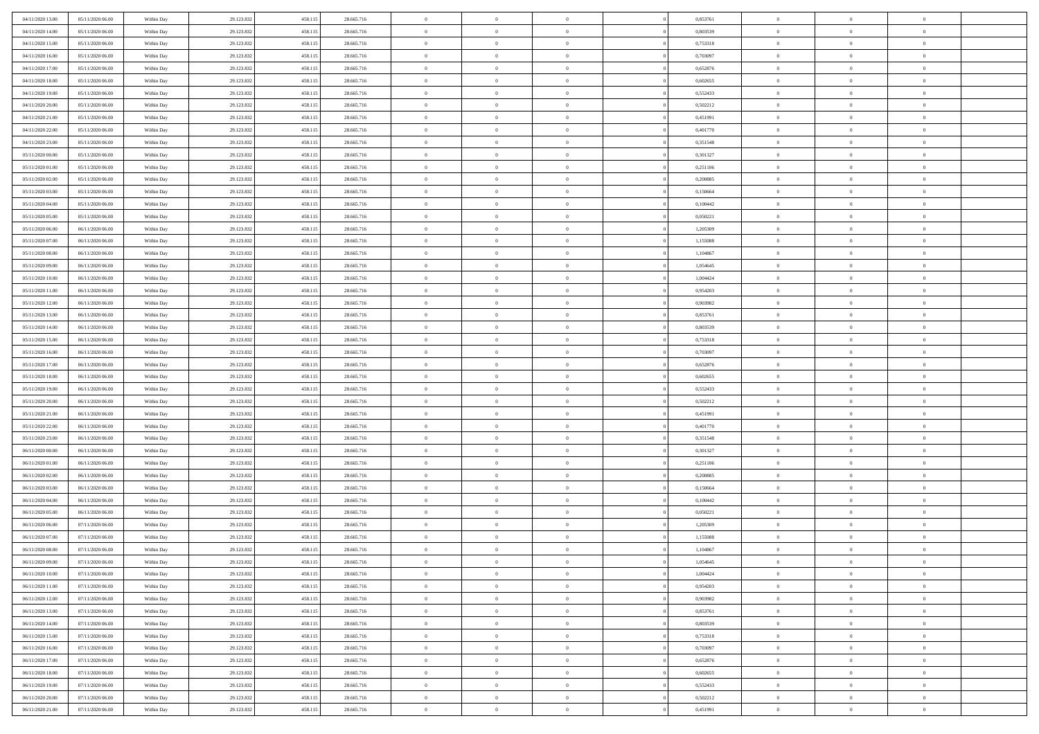| | | | | | | | | | | | | | | |
|---|---|---|---|---|---|---|---|---|---|---|---|---|---|---|
| 04/11/2020 13.00 | 05/11/2020 06.00 | Within Day | 29.123.832 | 458.115 | 28.665.716 | 0 | 0 | 0 | | 0,853761 | 0 | 0 | 0 | |
| 04/11/2020 14.00 | 05/11/2020 06.00 | Within Day | 29.123.832 | 458.115 | 28.665.716 | 0 | 0 | 0 | | 0,803539 | 0 | 0 | 0 | |
| 04/11/2020 15.00 | 05/11/2020 06.00 | Within Day | 29.123.832 | 458.115 | 28.665.716 | 0 | 0 | 0 | | 0,753318 | 0 | 0 | 0 | |
| 04/11/2020 16.00 | 05/11/2020 06.00 | Within Day | 29.123.832 | 458.115 | 28.665.716 | 0 | 0 | 0 | | 0,703097 | 0 | 0 | 0 | |
| 04/11/2020 17.00 | 05/11/2020 06.00 | Within Day | 29.123.832 | 458.115 | 28.665.716 | 0 | 0 | 0 | | 0,652876 | 0 | 0 | 0 | |
| 04/11/2020 18.00 | 05/11/2020 06.00 | Within Day | 29.123.832 | 458.115 | 28.665.716 | 0 | 0 | 0 | | 0,602655 | 0 | 0 | 0 | |
| 04/11/2020 19.00 | 05/11/2020 06.00 | Within Day | 29.123.832 | 458.115 | 28.665.716 | 0 | 0 | 0 | | 0,552433 | 0 | 0 | 0 | |
| 04/11/2020 20.00 | 05/11/2020 06.00 | Within Day | 29.123.832 | 458.115 | 28.665.716 | 0 | 0 | 0 | | 0,502212 | 0 | 0 | 0 | |
| 04/11/2020 21.00 | 05/11/2020 06.00 | Within Day | 29.123.832 | 458.115 | 28.665.716 | 0 | 0 | 0 | | 0,451991 | 0 | 0 | 0 | |
| 04/11/2020 22.00 | 05/11/2020 06.00 | Within Day | 29.123.832 | 458.115 | 28.665.716 | 0 | 0 | 0 | | 0,401770 | 0 | 0 | 0 | |
| 04/11/2020 23.00 | 05/11/2020 06.00 | Within Day | 29.123.832 | 458.115 | 28.665.716 | 0 | 0 | 0 | | 0,351548 | 0 | 0 | 0 | |
| 05/11/2020 00.00 | 05/11/2020 06.00 | Within Day | 29.123.832 | 458.115 | 28.665.716 | 0 | 0 | 0 | | 0,301327 | 0 | 0 | 0 | |
| 05/11/2020 01.00 | 05/11/2020 06.00 | Within Day | 29.123.832 | 458.115 | 28.665.716 | 0 | 0 | 0 | | 0,251106 | 0 | 0 | 0 | |
| 05/11/2020 02.00 | 05/11/2020 06.00 | Within Day | 29.123.832 | 458.115 | 28.665.716 | 0 | 0 | 0 | | 0,200885 | 0 | 0 | 0 | |
| 05/11/2020 03.00 | 05/11/2020 06.00 | Within Day | 29.123.832 | 458.115 | 28.665.716 | 0 | 0 | 0 | | 0,150664 | 0 | 0 | 0 | |
| 05/11/2020 04.00 | 05/11/2020 06.00 | Within Day | 29.123.832 | 458.115 | 28.665.716 | 0 | 0 | 0 | | 0,100442 | 0 | 0 | 0 | |
| 05/11/2020 05.00 | 05/11/2020 06.00 | Within Day | 29.123.832 | 458.115 | 28.665.716 | 0 | 0 | 0 | | 0,050221 | 0 | 0 | 0 | |
| 05/11/2020 06.00 | 06/11/2020 06.00 | Within Day | 29.123.832 | 458.115 | 28.665.716 | 0 | 0 | 0 | | 1,205309 | 0 | 0 | 0 | |
| 05/11/2020 07.00 | 06/11/2020 06.00 | Within Day | 29.123.832 | 458.115 | 28.665.716 | 0 | 0 | 0 | | 1,155088 | 0 | 0 | 0 | |
| 05/11/2020 08.00 | 06/11/2020 06.00 | Within Day | 29.123.832 | 458.115 | 28.665.716 | 0 | 0 | 0 | | 1,104867 | 0 | 0 | 0 | |
| 05/11/2020 09.00 | 06/11/2020 06.00 | Within Day | 29.123.832 | 458.115 | 28.665.716 | 0 | 0 | 0 | | 1,054645 | 0 | 0 | 0 | |
| 05/11/2020 10.00 | 06/11/2020 06.00 | Within Day | 29.123.832 | 458.115 | 28.665.716 | 0 | 0 | 0 | | 1,004424 | 0 | 0 | 0 | |
| 05/11/2020 11.00 | 06/11/2020 06.00 | Within Day | 29.123.832 | 458.115 | 28.665.716 | 0 | 0 | 0 | | 0,954203 | 0 | 0 | 0 | |
| 05/11/2020 12.00 | 06/11/2020 06.00 | Within Day | 29.123.832 | 458.115 | 28.665.716 | 0 | 0 | 0 | | 0,903982 | 0 | 0 | 0 | |
| 05/11/2020 13.00 | 06/11/2020 06.00 | Within Day | 29.123.832 | 458.115 | 28.665.716 | 0 | 0 | 0 | | 0,853761 | 0 | 0 | 0 | |
| 05/11/2020 14.00 | 06/11/2020 06.00 | Within Day | 29.123.832 | 458.115 | 28.665.716 | 0 | 0 | 0 | | 0,803539 | 0 | 0 | 0 | |
| 05/11/2020 15.00 | 06/11/2020 06.00 | Within Day | 29.123.832 | 458.115 | 28.665.716 | 0 | 0 | 0 | | 0,753318 | 0 | 0 | 0 | |
| 05/11/2020 16.00 | 06/11/2020 06.00 | Within Day | 29.123.832 | 458.115 | 28.665.716 | 0 | 0 | 0 | | 0,703097 | 0 | 0 | 0 | |
| 05/11/2020 17.00 | 06/11/2020 06.00 | Within Day | 29.123.832 | 458.115 | 28.665.716 | 0 | 0 | 0 | | 0,652876 | 0 | 0 | 0 | |
| 05/11/2020 18.00 | 06/11/2020 06.00 | Within Day | 29.123.832 | 458.115 | 28.665.716 | 0 | 0 | 0 | | 0,602655 | 0 | 0 | 0 | |
| 05/11/2020 19.00 | 06/11/2020 06.00 | Within Day | 29.123.832 | 458.115 | 28.665.716 | 0 | 0 | 0 | | 0,552433 | 0 | 0 | 0 | |
| 05/11/2020 20.00 | 06/11/2020 06.00 | Within Day | 29.123.832 | 458.115 | 28.665.716 | 0 | 0 | 0 | | 0,502212 | 0 | 0 | 0 | |
| 05/11/2020 21.00 | 06/11/2020 06.00 | Within Day | 29.123.832 | 458.115 | 28.665.716 | 0 | 0 | 0 | | 0,451991 | 0 | 0 | 0 | |
| 05/11/2020 22.00 | 06/11/2020 06.00 | Within Day | 29.123.832 | 458.115 | 28.665.716 | 0 | 0 | 0 | | 0,401770 | 0 | 0 | 0 | |
| 05/11/2020 23.00 | 06/11/2020 06.00 | Within Day | 29.123.832 | 458.115 | 28.665.716 | 0 | 0 | 0 | | 0,351548 | 0 | 0 | 0 | |
| 06/11/2020 00.00 | 06/11/2020 06.00 | Within Day | 29.123.832 | 458.115 | 28.665.716 | 0 | 0 | 0 | | 0,301327 | 0 | 0 | 0 | |
| 06/11/2020 01.00 | 06/11/2020 06.00 | Within Day | 29.123.832 | 458.115 | 28.665.716 | 0 | 0 | 0 | | 0,251106 | 0 | 0 | 0 | |
| 06/11/2020 02.00 | 06/11/2020 06.00 | Within Day | 29.123.832 | 458.115 | 28.665.716 | 0 | 0 | 0 | | 0,200885 | 0 | 0 | 0 | |
| 06/11/2020 03.00 | 06/11/2020 06.00 | Within Day | 29.123.832 | 458.115 | 28.665.716 | 0 | 0 | 0 | | 0,150664 | 0 | 0 | 0 | |
| 06/11/2020 04.00 | 06/11/2020 06.00 | Within Day | 29.123.832 | 458.115 | 28.665.716 | 0 | 0 | 0 | | 0,100442 | 0 | 0 | 0 | |
| 06/11/2020 05.00 | 06/11/2020 06.00 | Within Day | 29.123.832 | 458.115 | 28.665.716 | 0 | 0 | 0 | | 0,050221 | 0 | 0 | 0 | |
| 06/11/2020 06.00 | 07/11/2020 06.00 | Within Day | 29.123.832 | 458.115 | 28.665.716 | 0 | 0 | 0 | | 1,205309 | 0 | 0 | 0 | |
| 06/11/2020 07.00 | 07/11/2020 06.00 | Within Day | 29.123.832 | 458.115 | 28.665.716 | 0 | 0 | 0 | | 1,155088 | 0 | 0 | 0 | |
| 06/11/2020 08.00 | 07/11/2020 06.00 | Within Day | 29.123.832 | 458.115 | 28.665.716 | 0 | 0 | 0 | | 1,104867 | 0 | 0 | 0 | |
| 06/11/2020 09.00 | 07/11/2020 06.00 | Within Day | 29.123.832 | 458.115 | 28.665.716 | 0 | 0 | 0 | | 1,054645 | 0 | 0 | 0 | |
| 06/11/2020 10.00 | 07/11/2020 06.00 | Within Day | 29.123.832 | 458.115 | 28.665.716 | 0 | 0 | 0 | | 1,004424 | 0 | 0 | 0 | |
| 06/11/2020 11.00 | 07/11/2020 06.00 | Within Day | 29.123.832 | 458.115 | 28.665.716 | 0 | 0 | 0 | | 0,954203 | 0 | 0 | 0 | |
| 06/11/2020 12.00 | 07/11/2020 06.00 | Within Day | 29.123.832 | 458.115 | 28.665.716 | 0 | 0 | 0 | | 0,903982 | 0 | 0 | 0 | |
| 06/11/2020 13.00 | 07/11/2020 06.00 | Within Day | 29.123.832 | 458.115 | 28.665.716 | 0 | 0 | 0 | | 0,853761 | 0 | 0 | 0 | |
| 06/11/2020 14.00 | 07/11/2020 06.00 | Within Day | 29.123.832 | 458.115 | 28.665.716 | 0 | 0 | 0 | | 0,803539 | 0 | 0 | 0 | |
| 06/11/2020 15.00 | 07/11/2020 06.00 | Within Day | 29.123.832 | 458.115 | 28.665.716 | 0 | 0 | 0 | | 0,753318 | 0 | 0 | 0 | |
| 06/11/2020 16.00 | 07/11/2020 06.00 | Within Day | 29.123.832 | 458.115 | 28.665.716 | 0 | 0 | 0 | | 0,703097 | 0 | 0 | 0 | |
| 06/11/2020 17.00 | 07/11/2020 06.00 | Within Day | 29.123.832 | 458.115 | 28.665.716 | 0 | 0 | 0 | | 0,652876 | 0 | 0 | 0 | |
| 06/11/2020 18.00 | 07/11/2020 06.00 | Within Day | 29.123.832 | 458.115 | 28.665.716 | 0 | 0 | 0 | | 0,602655 | 0 | 0 | 0 | |
| 06/11/2020 19.00 | 07/11/2020 06.00 | Within Day | 29.123.832 | 458.115 | 28.665.716 | 0 | 0 | 0 | | 0,552433 | 0 | 0 | 0 | |
| 06/11/2020 20.00 | 07/11/2020 06.00 | Within Day | 29.123.832 | 458.115 | 28.665.716 | 0 | 0 | 0 | | 0,502212 | 0 | 0 | 0 | |
| 06/11/2020 21.00 | 07/11/2020 06.00 | Within Day | 29.123.832 | 458.115 | 28.665.716 | 0 | 0 | 0 | | 0,451991 | 0 | 0 | 0 | |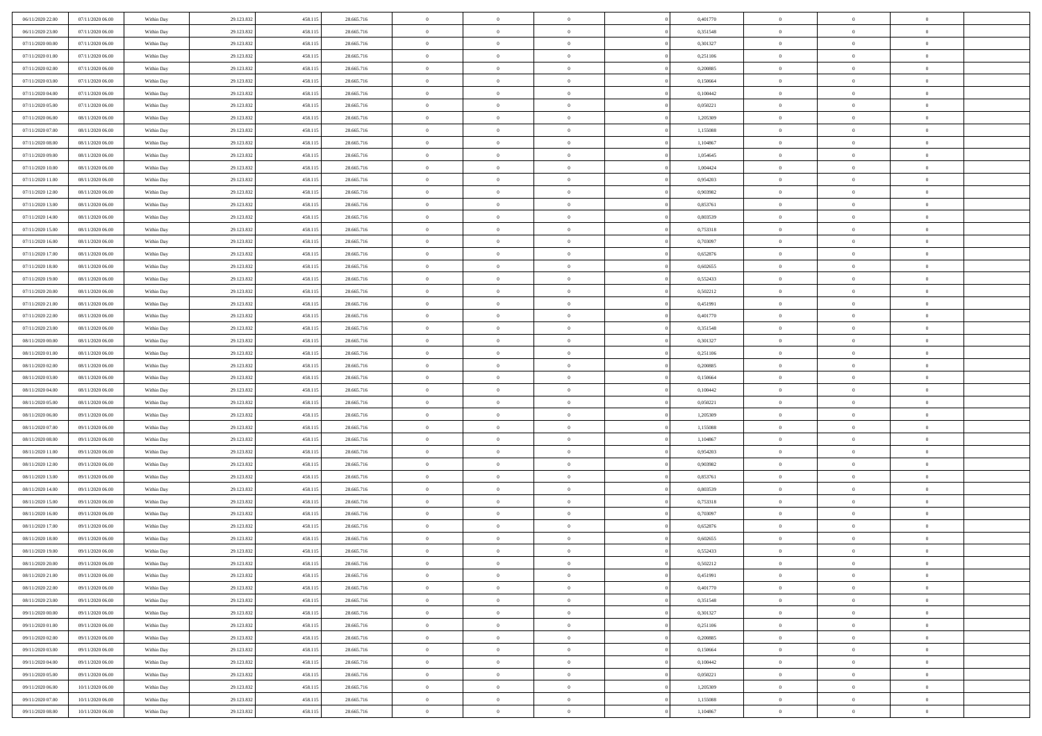| | | | | | | | | | | | | | | |
|---|---|---|---|---|---|---|---|---|---|---|---|---|---|---|
| 06/11/2020 22:00 | 07/11/2020 06:00 | Within Day | 29.123.832 | 458.115 | 28.665.716 | 0 | 0 | 0 | | 0,401770 | 0 | 0 | 0 | |
| 06/11/2020 23:00 | 07/11/2020 06:00 | Within Day | 29.123.832 | 458.115 | 28.665.716 | 0 | 0 | 0 | | 0,351548 | 0 | 0 | 0 | |
| 07/11/2020 00:00 | 07/11/2020 06:00 | Within Day | 29.123.832 | 458.115 | 28.665.716 | 0 | 0 | 0 | | 0,301327 | 0 | 0 | 0 | |
| 07/11/2020 01:00 | 07/11/2020 06:00 | Within Day | 29.123.832 | 458.115 | 28.665.716 | 0 | 0 | 0 | | 0,251106 | 0 | 0 | 0 | |
| 07/11/2020 02:00 | 07/11/2020 06:00 | Within Day | 29.123.832 | 458.115 | 28.665.716 | 0 | 0 | 0 | | 0,200885 | 0 | 0 | 0 | |
| 07/11/2020 03:00 | 07/11/2020 06:00 | Within Day | 29.123.832 | 458.115 | 28.665.716 | 0 | 0 | 0 | | 0,150664 | 0 | 0 | 0 | |
| 07/11/2020 04:00 | 07/11/2020 06:00 | Within Day | 29.123.832 | 458.115 | 28.665.716 | 0 | 0 | 0 | | 0,100442 | 0 | 0 | 0 | |
| 07/11/2020 05:00 | 07/11/2020 06:00 | Within Day | 29.123.832 | 458.115 | 28.665.716 | 0 | 0 | 0 | | 0,050221 | 0 | 0 | 0 | |
| 07/11/2020 06:00 | 08/11/2020 06:00 | Within Day | 29.123.832 | 458.115 | 28.665.716 | 0 | 0 | 0 | | 1,205309 | 0 | 0 | 0 | |
| 07/11/2020 07:00 | 08/11/2020 06:00 | Within Day | 29.123.832 | 458.115 | 28.665.716 | 0 | 0 | 0 | | 1,155088 | 0 | 0 | 0 | |
| 07/11/2020 08:00 | 08/11/2020 06:00 | Within Day | 29.123.832 | 458.115 | 28.665.716 | 0 | 0 | 0 | | 1,104867 | 0 | 0 | 0 | |
| 07/11/2020 09:00 | 08/11/2020 06:00 | Within Day | 29.123.832 | 458.115 | 28.665.716 | 0 | 0 | 0 | | 1,054645 | 0 | 0 | 0 | |
| 07/11/2020 10:00 | 08/11/2020 06:00 | Within Day | 29.123.832 | 458.115 | 28.665.716 | 0 | 0 | 0 | | 1,004424 | 0 | 0 | 0 | |
| 07/11/2020 11:00 | 08/11/2020 06:00 | Within Day | 29.123.832 | 458.115 | 28.665.716 | 0 | 0 | 0 | | 0,954203 | 0 | 0 | 0 | |
| 07/11/2020 12:00 | 08/11/2020 06:00 | Within Day | 29.123.832 | 458.115 | 28.665.716 | 0 | 0 | 0 | | 0,903982 | 0 | 0 | 0 | |
| 07/11/2020 13:00 | 08/11/2020 06:00 | Within Day | 29.123.832 | 458.115 | 28.665.716 | 0 | 0 | 0 | | 0,853761 | 0 | 0 | 0 | |
| 07/11/2020 14:00 | 08/11/2020 06:00 | Within Day | 29.123.832 | 458.115 | 28.665.716 | 0 | 0 | 0 | | 0,803539 | 0 | 0 | 0 | |
| 07/11/2020 15:00 | 08/11/2020 06:00 | Within Day | 29.123.832 | 458.115 | 28.665.716 | 0 | 0 | 0 | | 0,753318 | 0 | 0 | 0 | |
| 07/11/2020 16:00 | 08/11/2020 06:00 | Within Day | 29.123.832 | 458.115 | 28.665.716 | 0 | 0 | 0 | | 0,703097 | 0 | 0 | 0 | |
| 07/11/2020 17:00 | 08/11/2020 06:00 | Within Day | 29.123.832 | 458.115 | 28.665.716 | 0 | 0 | 0 | | 0,652876 | 0 | 0 | 0 | |
| 07/11/2020 18:00 | 08/11/2020 06:00 | Within Day | 29.123.832 | 458.115 | 28.665.716 | 0 | 0 | 0 | | 0,602655 | 0 | 0 | 0 | |
| 07/11/2020 19:00 | 08/11/2020 06:00 | Within Day | 29.123.832 | 458.115 | 28.665.716 | 0 | 0 | 0 | | 0,552433 | 0 | 0 | 0 | |
| 07/11/2020 20:00 | 08/11/2020 06:00 | Within Day | 29.123.832 | 458.115 | 28.665.716 | 0 | 0 | 0 | | 0,502212 | 0 | 0 | 0 | |
| 07/11/2020 21:00 | 08/11/2020 06:00 | Within Day | 29.123.832 | 458.115 | 28.665.716 | 0 | 0 | 0 | | 0,451991 | 0 | 0 | 0 | |
| 07/11/2020 22:00 | 08/11/2020 06:00 | Within Day | 29.123.832 | 458.115 | 28.665.716 | 0 | 0 | 0 | | 0,401770 | 0 | 0 | 0 | |
| 07/11/2020 23:00 | 08/11/2020 06:00 | Within Day | 29.123.832 | 458.115 | 28.665.716 | 0 | 0 | 0 | | 0,351548 | 0 | 0 | 0 | |
| 08/11/2020 00:00 | 08/11/2020 06:00 | Within Day | 29.123.832 | 458.115 | 28.665.716 | 0 | 0 | 0 | | 0,301327 | 0 | 0 | 0 | |
| 08/11/2020 01:00 | 08/11/2020 06:00 | Within Day | 29.123.832 | 458.115 | 28.665.716 | 0 | 0 | 0 | | 0,251106 | 0 | 0 | 0 | |
| 08/11/2020 02:00 | 08/11/2020 06:00 | Within Day | 29.123.832 | 458.115 | 28.665.716 | 0 | 0 | 0 | | 0,200885 | 0 | 0 | 0 | |
| 08/11/2020 03:00 | 08/11/2020 06:00 | Within Day | 29.123.832 | 458.115 | 28.665.716 | 0 | 0 | 0 | | 0,150664 | 0 | 0 | 0 | |
| 08/11/2020 04:00 | 08/11/2020 06:00 | Within Day | 29.123.832 | 458.115 | 28.665.716 | 0 | 0 | 0 | | 0,100442 | 0 | 0 | 0 | |
| 08/11/2020 05:00 | 08/11/2020 06:00 | Within Day | 29.123.832 | 458.115 | 28.665.716 | 0 | 0 | 0 | | 0,050221 | 0 | 0 | 0 | |
| 08/11/2020 06:00 | 09/11/2020 06:00 | Within Day | 29.123.832 | 458.115 | 28.665.716 | 0 | 0 | 0 | | 1,205309 | 0 | 0 | 0 | |
| 08/11/2020 07:00 | 09/11/2020 06:00 | Within Day | 29.123.832 | 458.115 | 28.665.716 | 0 | 0 | 0 | | 1,155088 | 0 | 0 | 0 | |
| 08/11/2020 08:00 | 09/11/2020 06:00 | Within Day | 29.123.832 | 458.115 | 28.665.716 | 0 | 0 | 0 | | 1,104867 | 0 | 0 | 0 | |
| 08/11/2020 11:00 | 09/11/2020 06:00 | Within Day | 29.123.832 | 458.115 | 28.665.716 | 0 | 0 | 0 | | 0,954203 | 0 | 0 | 0 | |
| 08/11/2020 12:00 | 09/11/2020 06:00 | Within Day | 29.123.832 | 458.115 | 28.665.716 | 0 | 0 | 0 | | 0,903982 | 0 | 0 | 0 | |
| 08/11/2020 13:00 | 09/11/2020 06:00 | Within Day | 29.123.832 | 458.115 | 28.665.716 | 0 | 0 | 0 | | 0,853761 | 0 | 0 | 0 | |
| 08/11/2020 14:00 | 09/11/2020 06:00 | Within Day | 29.123.832 | 458.115 | 28.665.716 | 0 | 0 | 0 | | 0,803539 | 0 | 0 | 0 | |
| 08/11/2020 15:00 | 09/11/2020 06:00 | Within Day | 29.123.832 | 458.115 | 28.665.716 | 0 | 0 | 0 | | 0,753318 | 0 | 0 | 0 | |
| 08/11/2020 16:00 | 09/11/2020 06:00 | Within Day | 29.123.832 | 458.115 | 28.665.716 | 0 | 0 | 0 | | 0,703097 | 0 | 0 | 0 | |
| 08/11/2020 17:00 | 09/11/2020 06:00 | Within Day | 29.123.832 | 458.115 | 28.665.716 | 0 | 0 | 0 | | 0,652876 | 0 | 0 | 0 | |
| 08/11/2020 18:00 | 09/11/2020 06:00 | Within Day | 29.123.832 | 458.115 | 28.665.716 | 0 | 0 | 0 | | 0,602655 | 0 | 0 | 0 | |
| 08/11/2020 19:00 | 09/11/2020 06:00 | Within Day | 29.123.832 | 458.115 | 28.665.716 | 0 | 0 | 0 | | 0,552433 | 0 | 0 | 0 | |
| 08/11/2020 20:00 | 09/11/2020 06:00 | Within Day | 29.123.832 | 458.115 | 28.665.716 | 0 | 0 | 0 | | 0,502212 | 0 | 0 | 0 | |
| 08/11/2020 21:00 | 09/11/2020 06:00 | Within Day | 29.123.832 | 458.115 | 28.665.716 | 0 | 0 | 0 | | 0,451991 | 0 | 0 | 0 | |
| 08/11/2020 22:00 | 09/11/2020 06:00 | Within Day | 29.123.832 | 458.115 | 28.665.716 | 0 | 0 | 0 | | 0,401770 | 0 | 0 | 0 | |
| 08/11/2020 23:00 | 09/11/2020 06:00 | Within Day | 29.123.832 | 458.115 | 28.665.716 | 0 | 0 | 0 | | 0,351548 | 0 | 0 | 0 | |
| 09/11/2020 00:00 | 09/11/2020 06:00 | Within Day | 29.123.832 | 458.115 | 28.665.716 | 0 | 0 | 0 | | 0,301327 | 0 | 0 | 0 | |
| 09/11/2020 01:00 | 09/11/2020 06:00 | Within Day | 29.123.832 | 458.115 | 28.665.716 | 0 | 0 | 0 | | 0,251106 | 0 | 0 | 0 | |
| 09/11/2020 02:00 | 09/11/2020 06:00 | Within Day | 29.123.832 | 458.115 | 28.665.716 | 0 | 0 | 0 | | 0,200885 | 0 | 0 | 0 | |
| 09/11/2020 03:00 | 09/11/2020 06:00 | Within Day | 29.123.832 | 458.115 | 28.665.716 | 0 | 0 | 0 | | 0,150664 | 0 | 0 | 0 | |
| 09/11/2020 04:00 | 09/11/2020 06:00 | Within Day | 29.123.832 | 458.115 | 28.665.716 | 0 | 0 | 0 | | 0,100442 | 0 | 0 | 0 | |
| 09/11/2020 05:00 | 09/11/2020 06:00 | Within Day | 29.123.832 | 458.115 | 28.665.716 | 0 | 0 | 0 | | 0,050221 | 0 | 0 | 0 | |
| 09/11/2020 06:00 | 10/11/2020 06:00 | Within Day | 29.123.832 | 458.115 | 28.665.716 | 0 | 0 | 0 | | 1,205309 | 0 | 0 | 0 | |
| 09/11/2020 07:00 | 10/11/2020 06:00 | Within Day | 29.123.832 | 458.115 | 28.665.716 | 0 | 0 | 0 | | 1,155088 | 0 | 0 | 0 | |
| 09/11/2020 08:00 | 10/11/2020 06:00 | Within Day | 29.123.832 | 458.115 | 28.665.716 | 0 | 0 | 0 | | 1,104867 | 0 | 0 | 0 | |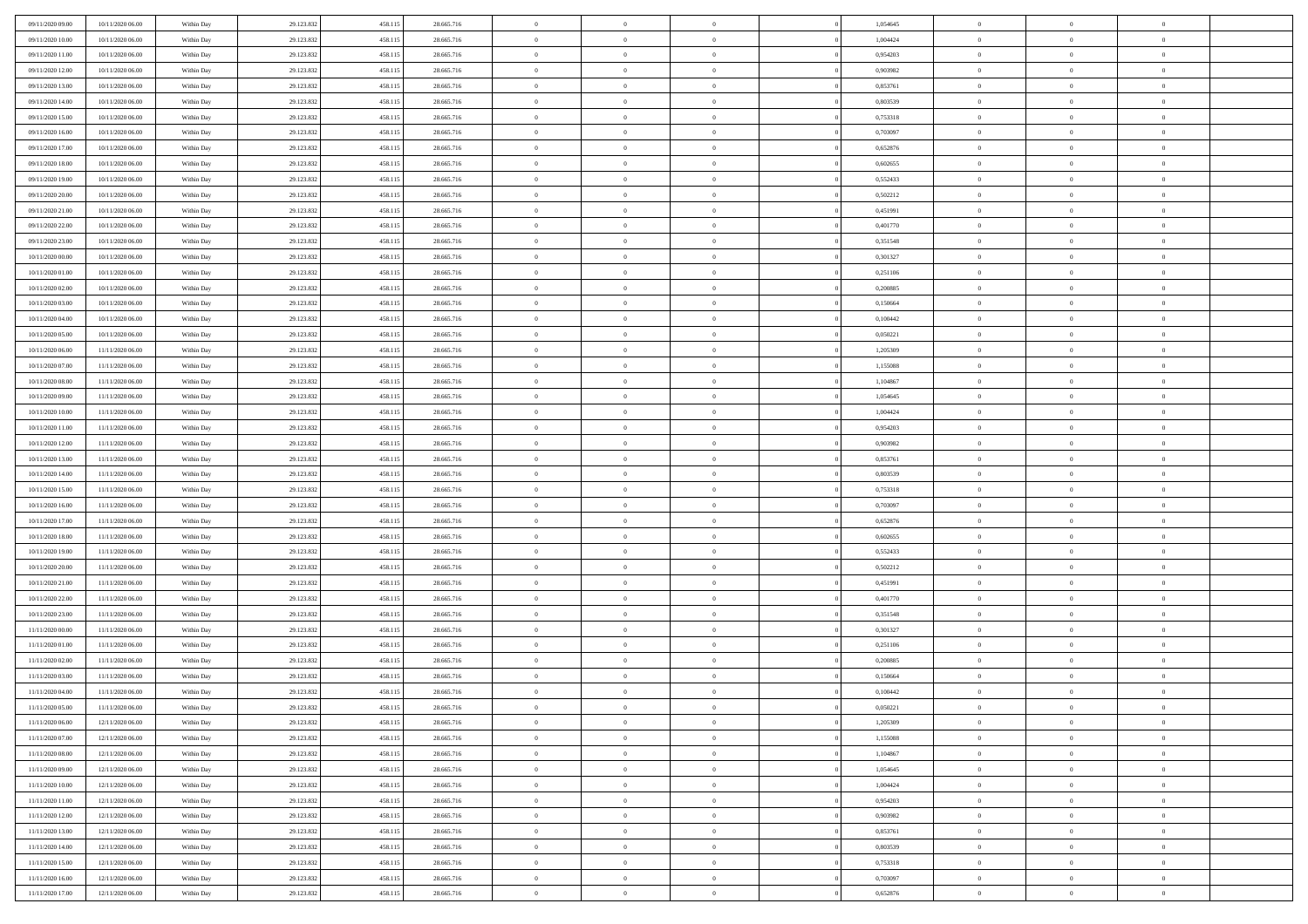| | | | | | | | | | | | | | | |
|---|---|---|---|---|---|---|---|---|---|---|---|---|---|---|
| 09/11/2020 09.00 | 10/11/2020 06.00 | Within Day | 29.123.832 | 458.115 | 28.665.716 | 0 | 0 | 0 | | 1,054645 | 0 | 0 | 0 | |
| 09/11/2020 10.00 | 10/11/2020 06.00 | Within Day | 29.123.832 | 458.115 | 28.665.716 | 0 | 0 | 0 | | 1,004424 | 0 | 0 | 0 | |
| 09/11/2020 11.00 | 10/11/2020 06.00 | Within Day | 29.123.832 | 458.115 | 28.665.716 | 0 | 0 | 0 | | 0,954203 | 0 | 0 | 0 | |
| 09/11/2020 12.00 | 10/11/2020 06.00 | Within Day | 29.123.832 | 458.115 | 28.665.716 | 0 | 0 | 0 | | 0,903982 | 0 | 0 | 0 | |
| 09/11/2020 13.00 | 10/11/2020 06.00 | Within Day | 29.123.832 | 458.115 | 28.665.716 | 0 | 0 | 0 | | 0,853761 | 0 | 0 | 0 | |
| 09/11/2020 14.00 | 10/11/2020 06.00 | Within Day | 29.123.832 | 458.115 | 28.665.716 | 0 | 0 | 0 | | 0,803539 | 0 | 0 | 0 | |
| 09/11/2020 15.00 | 10/11/2020 06.00 | Within Day | 29.123.832 | 458.115 | 28.665.716 | 0 | 0 | 0 | | 0,753318 | 0 | 0 | 0 | |
| 09/11/2020 16.00 | 10/11/2020 06.00 | Within Day | 29.123.832 | 458.115 | 28.665.716 | 0 | 0 | 0 | | 0,703097 | 0 | 0 | 0 | |
| 09/11/2020 17.00 | 10/11/2020 06.00 | Within Day | 29.123.832 | 458.115 | 28.665.716 | 0 | 0 | 0 | | 0,652876 | 0 | 0 | 0 | |
| 09/11/2020 18.00 | 10/11/2020 06.00 | Within Day | 29.123.832 | 458.115 | 28.665.716 | 0 | 0 | 0 | | 0,602655 | 0 | 0 | 0 | |
| 09/11/2020 19.00 | 10/11/2020 06.00 | Within Day | 29.123.832 | 458.115 | 28.665.716 | 0 | 0 | 0 | | 0,552433 | 0 | 0 | 0 | |
| 09/11/2020 20.00 | 10/11/2020 06.00 | Within Day | 29.123.832 | 458.115 | 28.665.716 | 0 | 0 | 0 | | 0,502212 | 0 | 0 | 0 | |
| 09/11/2020 21.00 | 10/11/2020 06.00 | Within Day | 29.123.832 | 458.115 | 28.665.716 | 0 | 0 | 0 | | 0,451991 | 0 | 0 | 0 | |
| 09/11/2020 22.00 | 10/11/2020 06.00 | Within Day | 29.123.832 | 458.115 | 28.665.716 | 0 | 0 | 0 | | 0,401770 | 0 | 0 | 0 | |
| 09/11/2020 23.00 | 10/11/2020 06.00 | Within Day | 29.123.832 | 458.115 | 28.665.716 | 0 | 0 | 0 | | 0,351548 | 0 | 0 | 0 | |
| 10/11/2020 00.00 | 10/11/2020 06.00 | Within Day | 29.123.832 | 458.115 | 28.665.716 | 0 | 0 | 0 | | 0,301327 | 0 | 0 | 0 | |
| 10/11/2020 01.00 | 10/11/2020 06.00 | Within Day | 29.123.832 | 458.115 | 28.665.716 | 0 | 0 | 0 | | 0,251106 | 0 | 0 | 0 | |
| 10/11/2020 02.00 | 10/11/2020 06.00 | Within Day | 29.123.832 | 458.115 | 28.665.716 | 0 | 0 | 0 | | 0,200885 | 0 | 0 | 0 | |
| 10/11/2020 03.00 | 10/11/2020 06.00 | Within Day | 29.123.832 | 458.115 | 28.665.716 | 0 | 0 | 0 | | 0,150664 | 0 | 0 | 0 | |
| 10/11/2020 04.00 | 10/11/2020 06.00 | Within Day | 29.123.832 | 458.115 | 28.665.716 | 0 | 0 | 0 | | 0,100442 | 0 | 0 | 0 | |
| 10/11/2020 05.00 | 10/11/2020 06.00 | Within Day | 29.123.832 | 458.115 | 28.665.716 | 0 | 0 | 0 | | 0,050221 | 0 | 0 | 0 | |
| 10/11/2020 06.00 | 11/11/2020 06.00 | Within Day | 29.123.832 | 458.115 | 28.665.716 | 0 | 0 | 0 | | 1,205309 | 0 | 0 | 0 | |
| 10/11/2020 07.00 | 11/11/2020 06.00 | Within Day | 29.123.832 | 458.115 | 28.665.716 | 0 | 0 | 0 | | 1,155088 | 0 | 0 | 0 | |
| 10/11/2020 08.00 | 11/11/2020 06.00 | Within Day | 29.123.832 | 458.115 | 28.665.716 | 0 | 0 | 0 | | 1,104867 | 0 | 0 | 0 | |
| 10/11/2020 09.00 | 11/11/2020 06.00 | Within Day | 29.123.832 | 458.115 | 28.665.716 | 0 | 0 | 0 | | 1,054645 | 0 | 0 | 0 | |
| 10/11/2020 10.00 | 11/11/2020 06.00 | Within Day | 29.123.832 | 458.115 | 28.665.716 | 0 | 0 | 0 | | 1,004424 | 0 | 0 | 0 | |
| 10/11/2020 11.00 | 11/11/2020 06.00 | Within Day | 29.123.832 | 458.115 | 28.665.716 | 0 | 0 | 0 | | 0,954203 | 0 | 0 | 0 | |
| 10/11/2020 12.00 | 11/11/2020 06.00 | Within Day | 29.123.832 | 458.115 | 28.665.716 | 0 | 0 | 0 | | 0,903982 | 0 | 0 | 0 | |
| 10/11/2020 13.00 | 11/11/2020 06.00 | Within Day | 29.123.832 | 458.115 | 28.665.716 | 0 | 0 | 0 | | 0,853761 | 0 | 0 | 0 | |
| 10/11/2020 14.00 | 11/11/2020 06.00 | Within Day | 29.123.832 | 458.115 | 28.665.716 | 0 | 0 | 0 | | 0,803539 | 0 | 0 | 0 | |
| 10/11/2020 15.00 | 11/11/2020 06.00 | Within Day | 29.123.832 | 458.115 | 28.665.716 | 0 | 0 | 0 | | 0,753318 | 0 | 0 | 0 | |
| 10/11/2020 16.00 | 11/11/2020 06.00 | Within Day | 29.123.832 | 458.115 | 28.665.716 | 0 | 0 | 0 | | 0,703097 | 0 | 0 | 0 | |
| 10/11/2020 17.00 | 11/11/2020 06.00 | Within Day | 29.123.832 | 458.115 | 28.665.716 | 0 | 0 | 0 | | 0,652876 | 0 | 0 | 0 | |
| 10/11/2020 18.00 | 11/11/2020 06.00 | Within Day | 29.123.832 | 458.115 | 28.665.716 | 0 | 0 | 0 | | 0,602655 | 0 | 0 | 0 | |
| 10/11/2020 19.00 | 11/11/2020 06.00 | Within Day | 29.123.832 | 458.115 | 28.665.716 | 0 | 0 | 0 | | 0,552433 | 0 | 0 | 0 | |
| 10/11/2020 20.00 | 11/11/2020 06.00 | Within Day | 29.123.832 | 458.115 | 28.665.716 | 0 | 0 | 0 | | 0,502212 | 0 | 0 | 0 | |
| 10/11/2020 21.00 | 11/11/2020 06.00 | Within Day | 29.123.832 | 458.115 | 28.665.716 | 0 | 0 | 0 | | 0,451991 | 0 | 0 | 0 | |
| 10/11/2020 22.00 | 11/11/2020 06.00 | Within Day | 29.123.832 | 458.115 | 28.665.716 | 0 | 0 | 0 | | 0,401770 | 0 | 0 | 0 | |
| 10/11/2020 23.00 | 11/11/2020 06.00 | Within Day | 29.123.832 | 458.115 | 28.665.716 | 0 | 0 | 0 | | 0,351548 | 0 | 0 | 0 | |
| 11/11/2020 00.00 | 11/11/2020 06.00 | Within Day | 29.123.832 | 458.115 | 28.665.716 | 0 | 0 | 0 | | 0,301327 | 0 | 0 | 0 | |
| 11/11/2020 01.00 | 11/11/2020 06.00 | Within Day | 29.123.832 | 458.115 | 28.665.716 | 0 | 0 | 0 | | 0,251106 | 0 | 0 | 0 | |
| 11/11/2020 02.00 | 11/11/2020 06.00 | Within Day | 29.123.832 | 458.115 | 28.665.716 | 0 | 0 | 0 | | 0,200885 | 0 | 0 | 0 | |
| 11/11/2020 03.00 | 11/11/2020 06.00 | Within Day | 29.123.832 | 458.115 | 28.665.716 | 0 | 0 | 0 | | 0,150664 | 0 | 0 | 0 | |
| 11/11/2020 04.00 | 11/11/2020 06.00 | Within Day | 29.123.832 | 458.115 | 28.665.716 | 0 | 0 | 0 | | 0,100442 | 0 | 0 | 0 | |
| 11/11/2020 05.00 | 11/11/2020 06.00 | Within Day | 29.123.832 | 458.115 | 28.665.716 | 0 | 0 | 0 | | 0,050221 | 0 | 0 | 0 | |
| 11/11/2020 06.00 | 12/11/2020 06.00 | Within Day | 29.123.832 | 458.115 | 28.665.716 | 0 | 0 | 0 | | 1,205309 | 0 | 0 | 0 | |
| 11/11/2020 07.00 | 12/11/2020 06.00 | Within Day | 29.123.832 | 458.115 | 28.665.716 | 0 | 0 | 0 | | 1,155088 | 0 | 0 | 0 | |
| 11/11/2020 08.00 | 12/11/2020 06.00 | Within Day | 29.123.832 | 458.115 | 28.665.716 | 0 | 0 | 0 | | 1,104867 | 0 | 0 | 0 | |
| 11/11/2020 09.00 | 12/11/2020 06.00 | Within Day | 29.123.832 | 458.115 | 28.665.716 | 0 | 0 | 0 | | 1,054645 | 0 | 0 | 0 | |
| 11/11/2020 10.00 | 12/11/2020 06.00 | Within Day | 29.123.832 | 458.115 | 28.665.716 | 0 | 0 | 0 | | 1,004424 | 0 | 0 | 0 | |
| 11/11/2020 11.00 | 12/11/2020 06.00 | Within Day | 29.123.832 | 458.115 | 28.665.716 | 0 | 0 | 0 | | 0,954203 | 0 | 0 | 0 | |
| 11/11/2020 12.00 | 12/11/2020 06.00 | Within Day | 29.123.832 | 458.115 | 28.665.716 | 0 | 0 | 0 | | 0,903982 | 0 | 0 | 0 | |
| 11/11/2020 13.00 | 12/11/2020 06.00 | Within Day | 29.123.832 | 458.115 | 28.665.716 | 0 | 0 | 0 | | 0,853761 | 0 | 0 | 0 | |
| 11/11/2020 14.00 | 12/11/2020 06.00 | Within Day | 29.123.832 | 458.115 | 28.665.716 | 0 | 0 | 0 | | 0,803539 | 0 | 0 | 0 | |
| 11/11/2020 15.00 | 12/11/2020 06.00 | Within Day | 29.123.832 | 458.115 | 28.665.716 | 0 | 0 | 0 | | 0,753318 | 0 | 0 | 0 | |
| 11/11/2020 16.00 | 12/11/2020 06.00 | Within Day | 29.123.832 | 458.115 | 28.665.716 | 0 | 0 | 0 | | 0,703097 | 0 | 0 | 0 | |
| 11/11/2020 17.00 | 12/11/2020 06.00 | Within Day | 29.123.832 | 458.115 | 28.665.716 | 0 | 0 | 0 | | 0,652876 | 0 | 0 | 0 | |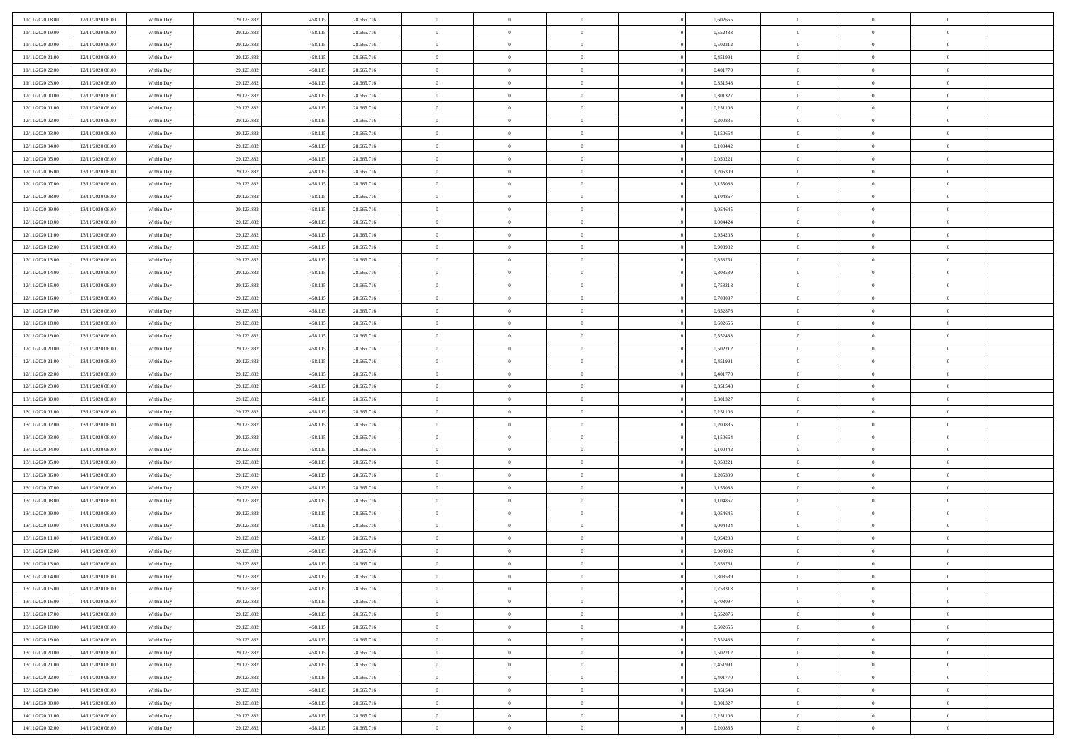| | | | | | | | | | | | | | | |
|---|---|---|---|---|---|---|---|---|---|---|---|---|---|---|
| 11/11/2020 18:00 | 12/11/2020 06:00 | Within Day | 29.123.832 | 458.115 | 28.665.716 | 0 | 0 | 0 | | 0 | 0,602655 | 0 | 0 | 0 |
| 11/11/2020 19:00 | 12/11/2020 06:00 | Within Day | 29.123.832 | 458.115 | 28.665.716 | 0 | 0 | 0 | | 0 | 0,552433 | 0 | 0 | 0 |
| 11/11/2020 20:00 | 12/11/2020 06:00 | Within Day | 29.123.832 | 458.115 | 28.665.716 | 0 | 0 | 0 | | 0 | 0,502212 | 0 | 0 | 0 |
| 11/11/2020 21:00 | 12/11/2020 06:00 | Within Day | 29.123.832 | 458.115 | 28.665.716 | 0 | 0 | 0 | | 0 | 0,451991 | 0 | 0 | 0 |
| 11/11/2020 22:00 | 12/11/2020 06:00 | Within Day | 29.123.832 | 458.115 | 28.665.716 | 0 | 0 | 0 | | 0 | 0,401770 | 0 | 0 | 0 |
| 11/11/2020 23:00 | 12/11/2020 06:00 | Within Day | 29.123.832 | 458.115 | 28.665.716 | 0 | 0 | 0 | | 0 | 0,351548 | 0 | 0 | 0 |
| 12/11/2020 00:00 | 12/11/2020 06:00 | Within Day | 29.123.832 | 458.115 | 28.665.716 | 0 | 0 | 0 | | 0 | 0,301327 | 0 | 0 | 0 |
| 12/11/2020 01:00 | 12/11/2020 06:00 | Within Day | 29.123.832 | 458.115 | 28.665.716 | 0 | 0 | 0 | | 0 | 0,251106 | 0 | 0 | 0 |
| 12/11/2020 02:00 | 12/11/2020 06:00 | Within Day | 29.123.832 | 458.115 | 28.665.716 | 0 | 0 | 0 | | 0 | 0,200885 | 0 | 0 | 0 |
| 12/11/2020 03:00 | 12/11/2020 06:00 | Within Day | 29.123.832 | 458.115 | 28.665.716 | 0 | 0 | 0 | | 0 | 0,150664 | 0 | 0 | 0 |
| 12/11/2020 04:00 | 12/11/2020 06:00 | Within Day | 29.123.832 | 458.115 | 28.665.716 | 0 | 0 | 0 | | 0 | 0,100442 | 0 | 0 | 0 |
| 12/11/2020 05:00 | 12/11/2020 06:00 | Within Day | 29.123.832 | 458.115 | 28.665.716 | 0 | 0 | 0 | | 0 | 0,050221 | 0 | 0 | 0 |
| 12/11/2020 06:00 | 13/11/2020 06:00 | Within Day | 29.123.832 | 458.115 | 28.665.716 | 0 | 0 | 0 | | 0 | 1,205309 | 0 | 0 | 0 |
| 12/11/2020 07:00 | 13/11/2020 06:00 | Within Day | 29.123.832 | 458.115 | 28.665.716 | 0 | 0 | 0 | | 0 | 1,155088 | 0 | 0 | 0 |
| 12/11/2020 08:00 | 13/11/2020 06:00 | Within Day | 29.123.832 | 458.115 | 28.665.716 | 0 | 0 | 0 | | 0 | 1,104867 | 0 | 0 | 0 |
| 12/11/2020 09:00 | 13/11/2020 06:00 | Within Day | 29.123.832 | 458.115 | 28.665.716 | 0 | 0 | 0 | | 0 | 1,054645 | 0 | 0 | 0 |
| 12/11/2020 10:00 | 13/11/2020 06:00 | Within Day | 29.123.832 | 458.115 | 28.665.716 | 0 | 0 | 0 | | 0 | 1,004424 | 0 | 0 | 0 |
| 12/11/2020 11:00 | 13/11/2020 06:00 | Within Day | 29.123.832 | 458.115 | 28.665.716 | 0 | 0 | 0 | | 0 | 0,954203 | 0 | 0 | 0 |
| 12/11/2020 12:00 | 13/11/2020 06:00 | Within Day | 29.123.832 | 458.115 | 28.665.716 | 0 | 0 | 0 | | 0 | 0,903982 | 0 | 0 | 0 |
| 12/11/2020 13:00 | 13/11/2020 06:00 | Within Day | 29.123.832 | 458.115 | 28.665.716 | 0 | 0 | 0 | | 0 | 0,853761 | 0 | 0 | 0 |
| 12/11/2020 14:00 | 13/11/2020 06:00 | Within Day | 29.123.832 | 458.115 | 28.665.716 | 0 | 0 | 0 | | 0 | 0,803539 | 0 | 0 | 0 |
| 12/11/2020 15:00 | 13/11/2020 06:00 | Within Day | 29.123.832 | 458.115 | 28.665.716 | 0 | 0 | 0 | | 0 | 0,753318 | 0 | 0 | 0 |
| 12/11/2020 16:00 | 13/11/2020 06:00 | Within Day | 29.123.832 | 458.115 | 28.665.716 | 0 | 0 | 0 | | 0 | 0,703097 | 0 | 0 | 0 |
| 12/11/2020 17:00 | 13/11/2020 06:00 | Within Day | 29.123.832 | 458.115 | 28.665.716 | 0 | 0 | 0 | | 0 | 0,652876 | 0 | 0 | 0 |
| 12/11/2020 18:00 | 13/11/2020 06:00 | Within Day | 29.123.832 | 458.115 | 28.665.716 | 0 | 0 | 0 | | 0 | 0,602655 | 0 | 0 | 0 |
| 12/11/2020 19:00 | 13/11/2020 06:00 | Within Day | 29.123.832 | 458.115 | 28.665.716 | 0 | 0 | 0 | | 0 | 0,552433 | 0 | 0 | 0 |
| 12/11/2020 20:00 | 13/11/2020 06:00 | Within Day | 29.123.832 | 458.115 | 28.665.716 | 0 | 0 | 0 | | 0 | 0,502212 | 0 | 0 | 0 |
| 12/11/2020 21:00 | 13/11/2020 06:00 | Within Day | 29.123.832 | 458.115 | 28.665.716 | 0 | 0 | 0 | | 0 | 0,451991 | 0 | 0 | 0 |
| 12/11/2020 22:00 | 13/11/2020 06:00 | Within Day | 29.123.832 | 458.115 | 28.665.716 | 0 | 0 | 0 | | 0 | 0,401770 | 0 | 0 | 0 |
| 12/11/2020 23:00 | 13/11/2020 06:00 | Within Day | 29.123.832 | 458.115 | 28.665.716 | 0 | 0 | 0 | | 0 | 0,351548 | 0 | 0 | 0 |
| 13/11/2020 00:00 | 13/11/2020 06:00 | Within Day | 29.123.832 | 458.115 | 28.665.716 | 0 | 0 | 0 | | 0 | 0,301327 | 0 | 0 | 0 |
| 13/11/2020 01:00 | 13/11/2020 06:00 | Within Day | 29.123.832 | 458.115 | 28.665.716 | 0 | 0 | 0 | | 0 | 0,251106 | 0 | 0 | 0 |
| 13/11/2020 02:00 | 13/11/2020 06:00 | Within Day | 29.123.832 | 458.115 | 28.665.716 | 0 | 0 | 0 | | 0 | 0,200885 | 0 | 0 | 0 |
| 13/11/2020 03:00 | 13/11/2020 06:00 | Within Day | 29.123.832 | 458.115 | 28.665.716 | 0 | 0 | 0 | | 0 | 0,150664 | 0 | 0 | 0 |
| 13/11/2020 04:00 | 13/11/2020 06:00 | Within Day | 29.123.832 | 458.115 | 28.665.716 | 0 | 0 | 0 | | 0 | 0,100442 | 0 | 0 | 0 |
| 13/11/2020 05:00 | 13/11/2020 06:00 | Within Day | 29.123.832 | 458.115 | 28.665.716 | 0 | 0 | 0 | | 0 | 0,050221 | 0 | 0 | 0 |
| 13/11/2020 06:00 | 14/11/2020 06:00 | Within Day | 29.123.832 | 458.115 | 28.665.716 | 0 | 0 | 0 | | 0 | 1,205309 | 0 | 0 | 0 |
| 13/11/2020 07:00 | 14/11/2020 06:00 | Within Day | 29.123.832 | 458.115 | 28.665.716 | 0 | 0 | 0 | | 0 | 1,155088 | 0 | 0 | 0 |
| 13/11/2020 08:00 | 14/11/2020 06:00 | Within Day | 29.123.832 | 458.115 | 28.665.716 | 0 | 0 | 0 | | 0 | 1,104867 | 0 | 0 | 0 |
| 13/11/2020 09:00 | 14/11/2020 06:00 | Within Day | 29.123.832 | 458.115 | 28.665.716 | 0 | 0 | 0 | | 0 | 1,054645 | 0 | 0 | 0 |
| 13/11/2020 10:00 | 14/11/2020 06:00 | Within Day | 29.123.832 | 458.115 | 28.665.716 | 0 | 0 | 0 | | 0 | 1,004424 | 0 | 0 | 0 |
| 13/11/2020 11:00 | 14/11/2020 06:00 | Within Day | 29.123.832 | 458.115 | 28.665.716 | 0 | 0 | 0 | | 0 | 0,954203 | 0 | 0 | 0 |
| 13/11/2020 12:00 | 14/11/2020 06:00 | Within Day | 29.123.832 | 458.115 | 28.665.716 | 0 | 0 | 0 | | 0 | 0,903982 | 0 | 0 | 0 |
| 13/11/2020 13:00 | 14/11/2020 06:00 | Within Day | 29.123.832 | 458.115 | 28.665.716 | 0 | 0 | 0 | | 0 | 0,853761 | 0 | 0 | 0 |
| 13/11/2020 14:00 | 14/11/2020 06:00 | Within Day | 29.123.832 | 458.115 | 28.665.716 | 0 | 0 | 0 | | 0 | 0,803539 | 0 | 0 | 0 |
| 13/11/2020 15:00 | 14/11/2020 06:00 | Within Day | 29.123.832 | 458.115 | 28.665.716 | 0 | 0 | 0 | | 0 | 0,753318 | 0 | 0 | 0 |
| 13/11/2020 16:00 | 14/11/2020 06:00 | Within Day | 29.123.832 | 458.115 | 28.665.716 | 0 | 0 | 0 | | 0 | 0,703097 | 0 | 0 | 0 |
| 13/11/2020 17:00 | 14/11/2020 06:00 | Within Day | 29.123.832 | 458.115 | 28.665.716 | 0 | 0 | 0 | | 0 | 0,652876 | 0 | 0 | 0 |
| 13/11/2020 18:00 | 14/11/2020 06:00 | Within Day | 29.123.832 | 458.115 | 28.665.716 | 0 | 0 | 0 | | 0 | 0,602655 | 0 | 0 | 0 |
| 13/11/2020 19:00 | 14/11/2020 06:00 | Within Day | 29.123.832 | 458.115 | 28.665.716 | 0 | 0 | 0 | | 0 | 0,552433 | 0 | 0 | 0 |
| 13/11/2020 20:00 | 14/11/2020 06:00 | Within Day | 29.123.832 | 458.115 | 28.665.716 | 0 | 0 | 0 | | 0 | 0,502212 | 0 | 0 | 0 |
| 13/11/2020 21:00 | 14/11/2020 06:00 | Within Day | 29.123.832 | 458.115 | 28.665.716 | 0 | 0 | 0 | | 0 | 0,451991 | 0 | 0 | 0 |
| 13/11/2020 22:00 | 14/11/2020 06:00 | Within Day | 29.123.832 | 458.115 | 28.665.716 | 0 | 0 | 0 | | 0 | 0,401770 | 0 | 0 | 0 |
| 13/11/2020 23:00 | 14/11/2020 06:00 | Within Day | 29.123.832 | 458.115 | 28.665.716 | 0 | 0 | 0 | | 0 | 0,351548 | 0 | 0 | 0 |
| 14/11/2020 00:00 | 14/11/2020 06:00 | Within Day | 29.123.832 | 458.115 | 28.665.716 | 0 | 0 | 0 | | 0 | 0,301327 | 0 | 0 | 0 |
| 14/11/2020 01:00 | 14/11/2020 06:00 | Within Day | 29.123.832 | 458.115 | 28.665.716 | 0 | 0 | 0 | | 0 | 0,251106 | 0 | 0 | 0 |
| 14/11/2020 02:00 | 14/11/2020 06:00 | Within Day | 29.123.832 | 458.115 | 28.665.716 | 0 | 0 | 0 | | 0 | 0,200885 | 0 | 0 | 0 |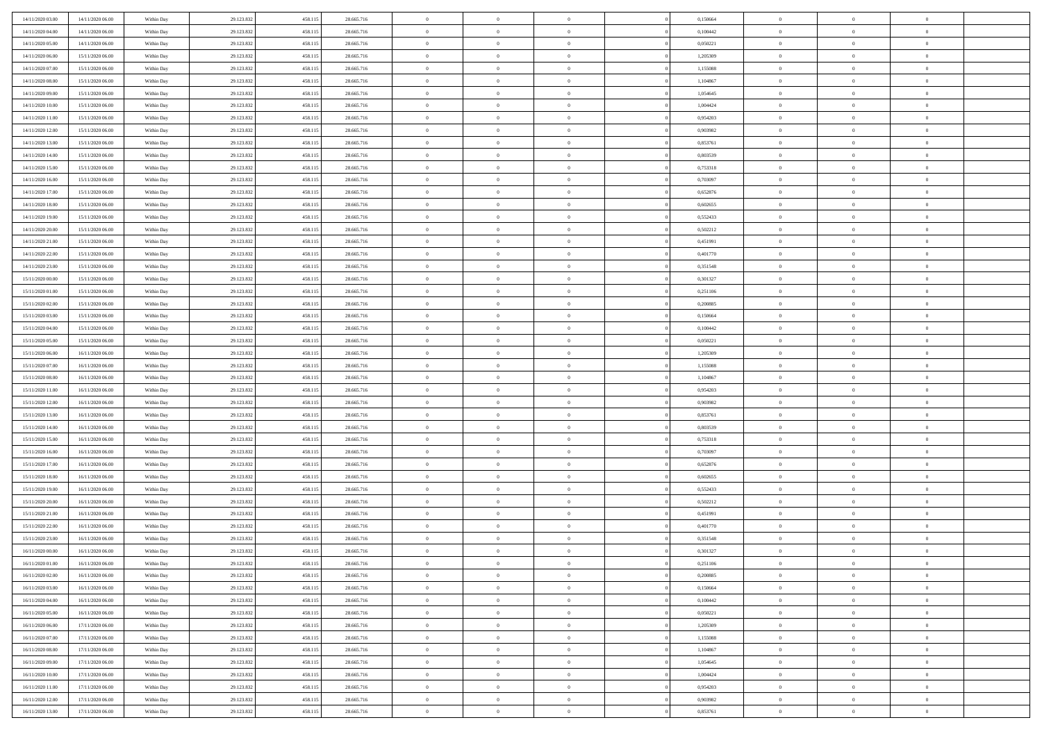| | | | | | | | | | | | | | | |
|---|---|---|---|---|---|---|---|---|---|---|---|---|---|---|
| 14/11/2020 03.00 | 14/11/2020 06.00 | Within Day | 29.123.832 | 458.115 | 28.665.716 | 0 | 0 | 0 | | 0,150664 | 0 | 0 | 0 | |
| 14/11/2020 04.00 | 14/11/2020 06.00 | Within Day | 29.123.832 | 458.115 | 28.665.716 | 0 | 0 | 0 | | 0,100442 | 0 | 0 | 0 | |
| 14/11/2020 05.00 | 14/11/2020 06.00 | Within Day | 29.123.832 | 458.115 | 28.665.716 | 0 | 0 | 0 | | 0,050221 | 0 | 0 | 0 | |
| 14/11/2020 06.00 | 15/11/2020 06.00 | Within Day | 29.123.832 | 458.115 | 28.665.716 | 0 | 0 | 0 | | 1,205309 | 0 | 0 | 0 | |
| 14/11/2020 07.00 | 15/11/2020 06.00 | Within Day | 29.123.832 | 458.115 | 28.665.716 | 0 | 0 | 0 | | 1,155088 | 0 | 0 | 0 | |
| 14/11/2020 08.00 | 15/11/2020 06.00 | Within Day | 29.123.832 | 458.115 | 28.665.716 | 0 | 0 | 0 | | 1,104867 | 0 | 0 | 0 | |
| 14/11/2020 09.00 | 15/11/2020 06.00 | Within Day | 29.123.832 | 458.115 | 28.665.716 | 0 | 0 | 0 | | 1,054645 | 0 | 0 | 0 | |
| 14/11/2020 10.00 | 15/11/2020 06.00 | Within Day | 29.123.832 | 458.115 | 28.665.716 | 0 | 0 | 0 | | 1,004424 | 0 | 0 | 0 | |
| 14/11/2020 11.00 | 15/11/2020 06.00 | Within Day | 29.123.832 | 458.115 | 28.665.716 | 0 | 0 | 0 | | 0,954203 | 0 | 0 | 0 | |
| 14/11/2020 12.00 | 15/11/2020 06.00 | Within Day | 29.123.832 | 458.115 | 28.665.716 | 0 | 0 | 0 | | 0,903982 | 0 | 0 | 0 | |
| 14/11/2020 13.00 | 15/11/2020 06.00 | Within Day | 29.123.832 | 458.115 | 28.665.716 | 0 | 0 | 0 | | 0,853761 | 0 | 0 | 0 | |
| 14/11/2020 14.00 | 15/11/2020 06.00 | Within Day | 29.123.832 | 458.115 | 28.665.716 | 0 | 0 | 0 | | 0,803539 | 0 | 0 | 0 | |
| 14/11/2020 15.00 | 15/11/2020 06.00 | Within Day | 29.123.832 | 458.115 | 28.665.716 | 0 | 0 | 0 | | 0,753318 | 0 | 0 | 0 | |
| 14/11/2020 16.00 | 15/11/2020 06.00 | Within Day | 29.123.832 | 458.115 | 28.665.716 | 0 | 0 | 0 | | 0,703097 | 0 | 0 | 0 | |
| 14/11/2020 17.00 | 15/11/2020 06.00 | Within Day | 29.123.832 | 458.115 | 28.665.716 | 0 | 0 | 0 | | 0,652876 | 0 | 0 | 0 | |
| 14/11/2020 18.00 | 15/11/2020 06.00 | Within Day | 29.123.832 | 458.115 | 28.665.716 | 0 | 0 | 0 | | 0,602655 | 0 | 0 | 0 | |
| 14/11/2020 19.00 | 15/11/2020 06.00 | Within Day | 29.123.832 | 458.115 | 28.665.716 | 0 | 0 | 0 | | 0,552433 | 0 | 0 | 0 | |
| 14/11/2020 20.00 | 15/11/2020 06.00 | Within Day | 29.123.832 | 458.115 | 28.665.716 | 0 | 0 | 0 | | 0,502212 | 0 | 0 | 0 | |
| 14/11/2020 21.00 | 15/11/2020 06.00 | Within Day | 29.123.832 | 458.115 | 28.665.716 | 0 | 0 | 0 | | 0,451991 | 0 | 0 | 0 | |
| 14/11/2020 22.00 | 15/11/2020 06.00 | Within Day | 29.123.832 | 458.115 | 28.665.716 | 0 | 0 | 0 | | 0,401770 | 0 | 0 | 0 | |
| 14/11/2020 23.00 | 15/11/2020 06.00 | Within Day | 29.123.832 | 458.115 | 28.665.716 | 0 | 0 | 0 | | 0,351548 | 0 | 0 | 0 | |
| 15/11/2020 00.00 | 15/11/2020 06.00 | Within Day | 29.123.832 | 458.115 | 28.665.716 | 0 | 0 | 0 | | 0,301327 | 0 | 0 | 0 | |
| 15/11/2020 01.00 | 15/11/2020 06.00 | Within Day | 29.123.832 | 458.115 | 28.665.716 | 0 | 0 | 0 | | 0,251106 | 0 | 0 | 0 | |
| 15/11/2020 02.00 | 15/11/2020 06.00 | Within Day | 29.123.832 | 458.115 | 28.665.716 | 0 | 0 | 0 | | 0,200885 | 0 | 0 | 0 | |
| 15/11/2020 03.00 | 15/11/2020 06.00 | Within Day | 29.123.832 | 458.115 | 28.665.716 | 0 | 0 | 0 | | 0,150664 | 0 | 0 | 0 | |
| 15/11/2020 04.00 | 15/11/2020 06.00 | Within Day | 29.123.832 | 458.115 | 28.665.716 | 0 | 0 | 0 | | 0,100442 | 0 | 0 | 0 | |
| 15/11/2020 05.00 | 15/11/2020 06.00 | Within Day | 29.123.832 | 458.115 | 28.665.716 | 0 | 0 | 0 | | 0,050221 | 0 | 0 | 0 | |
| 15/11/2020 06.00 | 16/11/2020 06.00 | Within Day | 29.123.832 | 458.115 | 28.665.716 | 0 | 0 | 0 | | 1,205309 | 0 | 0 | 0 | |
| 15/11/2020 07.00 | 16/11/2020 06.00 | Within Day | 29.123.832 | 458.115 | 28.665.716 | 0 | 0 | 0 | | 1,155088 | 0 | 0 | 0 | |
| 15/11/2020 08.00 | 16/11/2020 06.00 | Within Day | 29.123.832 | 458.115 | 28.665.716 | 0 | 0 | 0 | | 1,104867 | 0 | 0 | 0 | |
| 15/11/2020 11.00 | 16/11/2020 06.00 | Within Day | 29.123.832 | 458.115 | 28.665.716 | 0 | 0 | 0 | | 0,954203 | 0 | 0 | 0 | |
| 15/11/2020 12.00 | 16/11/2020 06.00 | Within Day | 29.123.832 | 458.115 | 28.665.716 | 0 | 0 | 0 | | 0,903982 | 0 | 0 | 0 | |
| 15/11/2020 13.00 | 16/11/2020 06.00 | Within Day | 29.123.832 | 458.115 | 28.665.716 | 0 | 0 | 0 | | 0,853761 | 0 | 0 | 0 | |
| 15/11/2020 14.00 | 16/11/2020 06.00 | Within Day | 29.123.832 | 458.115 | 28.665.716 | 0 | 0 | 0 | | 0,803539 | 0 | 0 | 0 | |
| 15/11/2020 15.00 | 16/11/2020 06.00 | Within Day | 29.123.832 | 458.115 | 28.665.716 | 0 | 0 | 0 | | 0,753318 | 0 | 0 | 0 | |
| 15/11/2020 16.00 | 16/11/2020 06.00 | Within Day | 29.123.832 | 458.115 | 28.665.716 | 0 | 0 | 0 | | 0,703097 | 0 | 0 | 0 | |
| 15/11/2020 17.00 | 16/11/2020 06.00 | Within Day | 29.123.832 | 458.115 | 28.665.716 | 0 | 0 | 0 | | 0,652876 | 0 | 0 | 0 | |
| 15/11/2020 18.00 | 16/11/2020 06.00 | Within Day | 29.123.832 | 458.115 | 28.665.716 | 0 | 0 | 0 | | 0,602655 | 0 | 0 | 0 | |
| 15/11/2020 19.00 | 16/11/2020 06.00 | Within Day | 29.123.832 | 458.115 | 28.665.716 | 0 | 0 | 0 | | 0,552433 | 0 | 0 | 0 | |
| 15/11/2020 20.00 | 16/11/2020 06.00 | Within Day | 29.123.832 | 458.115 | 28.665.716 | 0 | 0 | 0 | | 0,502212 | 0 | 0 | 0 | |
| 15/11/2020 21.00 | 16/11/2020 06.00 | Within Day | 29.123.832 | 458.115 | 28.665.716 | 0 | 0 | 0 | | 0,451991 | 0 | 0 | 0 | |
| 15/11/2020 22.00 | 16/11/2020 06.00 | Within Day | 29.123.832 | 458.115 | 28.665.716 | 0 | 0 | 0 | | 0,401770 | 0 | 0 | 0 | |
| 15/11/2020 23.00 | 16/11/2020 06.00 | Within Day | 29.123.832 | 458.115 | 28.665.716 | 0 | 0 | 0 | | 0,351548 | 0 | 0 | 0 | |
| 16/11/2020 00.00 | 16/11/2020 06.00 | Within Day | 29.123.832 | 458.115 | 28.665.716 | 0 | 0 | 0 | | 0,301327 | 0 | 0 | 0 | |
| 16/11/2020 01.00 | 16/11/2020 06.00 | Within Day | 29.123.832 | 458.115 | 28.665.716 | 0 | 0 | 0 | | 0,251106 | 0 | 0 | 0 | |
| 16/11/2020 02.00 | 16/11/2020 06.00 | Within Day | 29.123.832 | 458.115 | 28.665.716 | 0 | 0 | 0 | | 0,200885 | 0 | 0 | 0 | |
| 16/11/2020 03.00 | 16/11/2020 06.00 | Within Day | 29.123.832 | 458.115 | 28.665.716 | 0 | 0 | 0 | | 0,150664 | 0 | 0 | 0 | |
| 16/11/2020 04.00 | 16/11/2020 06.00 | Within Day | 29.123.832 | 458.115 | 28.665.716 | 0 | 0 | 0 | | 0,100442 | 0 | 0 | 0 | |
| 16/11/2020 05.00 | 16/11/2020 06.00 | Within Day | 29.123.832 | 458.115 | 28.665.716 | 0 | 0 | 0 | | 0,050221 | 0 | 0 | 0 | |
| 16/11/2020 06.00 | 17/11/2020 06.00 | Within Day | 29.123.832 | 458.115 | 28.665.716 | 0 | 0 | 0 | | 1,205309 | 0 | 0 | 0 | |
| 16/11/2020 07.00 | 17/11/2020 06.00 | Within Day | 29.123.832 | 458.115 | 28.665.716 | 0 | 0 | 0 | | 1,155088 | 0 | 0 | 0 | |
| 16/11/2020 08.00 | 17/11/2020 06.00 | Within Day | 29.123.832 | 458.115 | 28.665.716 | 0 | 0 | 0 | | 1,104867 | 0 | 0 | 0 | |
| 16/11/2020 09.00 | 17/11/2020 06.00 | Within Day | 29.123.832 | 458.115 | 28.665.716 | 0 | 0 | 0 | | 1,054645 | 0 | 0 | 0 | |
| 16/11/2020 10.00 | 17/11/2020 06.00 | Within Day | 29.123.832 | 458.115 | 28.665.716 | 0 | 0 | 0 | | 1,004424 | 0 | 0 | 0 | |
| 16/11/2020 11.00 | 17/11/2020 06.00 | Within Day | 29.123.832 | 458.115 | 28.665.716 | 0 | 0 | 0 | | 0,954203 | 0 | 0 | 0 | |
| 16/11/2020 12.00 | 17/11/2020 06.00 | Within Day | 29.123.832 | 458.115 | 28.665.716 | 0 | 0 | 0 | | 0,903982 | 0 | 0 | 0 | |
| 16/11/2020 13.00 | 17/11/2020 06.00 | Within Day | 29.123.832 | 458.115 | 28.665.716 | 0 | 0 | 0 | | 0,853761 | 0 | 0 | 0 | |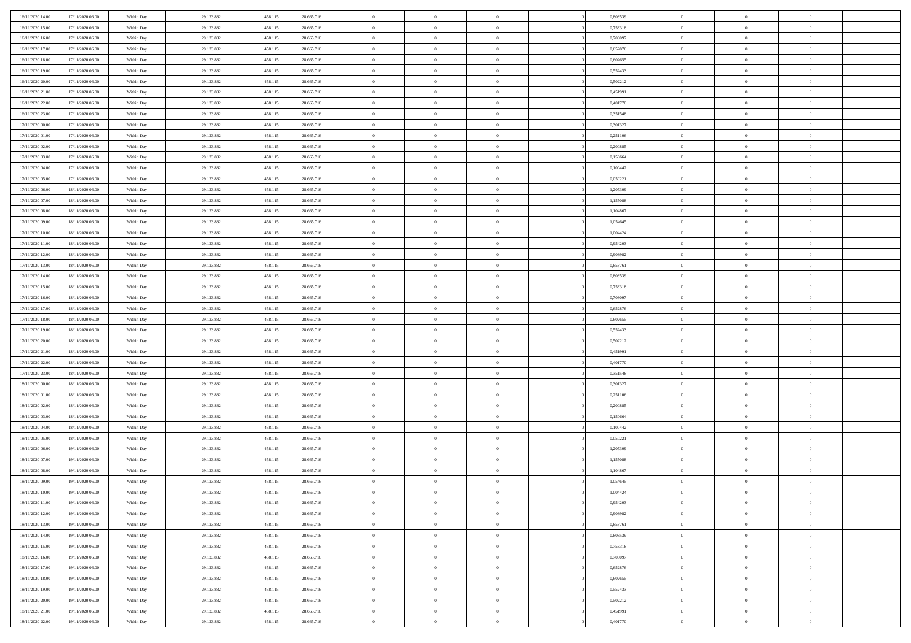| | | | | | | | | | | | | | | |
|---|---|---|---|---|---|---|---|---|---|---|---|---|---|---|
| 16/11/2020 14:00 | 17/11/2020 06:00 | Within Day | 29.123.832 | 458.115 | 28.665.716 | 0 | 0 | 0 | | 0,803539 | 0 | 0 | 0 | |
| 16/11/2020 15:00 | 17/11/2020 06:00 | Within Day | 29.123.832 | 458.115 | 28.665.716 | 0 | 0 | 0 | | 0,753318 | 0 | 0 | 0 | |
| 16/11/2020 16:00 | 17/11/2020 06:00 | Within Day | 29.123.832 | 458.115 | 28.665.716 | 0 | 0 | 0 | | 0,703097 | 0 | 0 | 0 | |
| 16/11/2020 17:00 | 17/11/2020 06:00 | Within Day | 29.123.832 | 458.115 | 28.665.716 | 0 | 0 | 0 | | 0,652876 | 0 | 0 | 0 | |
| 16/11/2020 18:00 | 17/11/2020 06:00 | Within Day | 29.123.832 | 458.115 | 28.665.716 | 0 | 0 | 0 | | 0,602655 | 0 | 0 | 0 | |
| 16/11/2020 19:00 | 17/11/2020 06:00 | Within Day | 29.123.832 | 458.115 | 28.665.716 | 0 | 0 | 0 | | 0,552433 | 0 | 0 | 0 | |
| 16/11/2020 20:00 | 17/11/2020 06:00 | Within Day | 29.123.832 | 458.115 | 28.665.716 | 0 | 0 | 0 | | 0,502212 | 0 | 0 | 0 | |
| 16/11/2020 21:00 | 17/11/2020 06:00 | Within Day | 29.123.832 | 458.115 | 28.665.716 | 0 | 0 | 0 | | 0,451991 | 0 | 0 | 0 | |
| 16/11/2020 22:00 | 17/11/2020 06:00 | Within Day | 29.123.832 | 458.115 | 28.665.716 | 0 | 0 | 0 | | 0,401770 | 0 | 0 | 0 | |
| 16/11/2020 23:00 | 17/11/2020 06:00 | Within Day | 29.123.832 | 458.115 | 28.665.716 | 0 | 0 | 0 | | 0,351548 | 0 | 0 | 0 | |
| 17/11/2020 00:00 | 17/11/2020 06:00 | Within Day | 29.123.832 | 458.115 | 28.665.716 | 0 | 0 | 0 | | 0,301327 | 0 | 0 | 0 | |
| 17/11/2020 01:00 | 17/11/2020 06:00 | Within Day | 29.123.832 | 458.115 | 28.665.716 | 0 | 0 | 0 | | 0,251106 | 0 | 0 | 0 | |
| 17/11/2020 02:00 | 17/11/2020 06:00 | Within Day | 29.123.832 | 458.115 | 28.665.716 | 0 | 0 | 0 | | 0,200885 | 0 | 0 | 0 | |
| 17/11/2020 03:00 | 17/11/2020 06:00 | Within Day | 29.123.832 | 458.115 | 28.665.716 | 0 | 0 | 0 | | 0,150664 | 0 | 0 | 0 | |
| 17/11/2020 04:00 | 17/11/2020 06:00 | Within Day | 29.123.832 | 458.115 | 28.665.716 | 0 | 0 | 0 | | 0,100442 | 0 | 0 | 0 | |
| 17/11/2020 05:00 | 17/11/2020 06:00 | Within Day | 29.123.832 | 458.115 | 28.665.716 | 0 | 0 | 0 | | 0,050221 | 0 | 0 | 0 | |
| 17/11/2020 06:00 | 18/11/2020 06:00 | Within Day | 29.123.832 | 458.115 | 28.665.716 | 0 | 0 | 0 | | 1,205309 | 0 | 0 | 0 | |
| 17/11/2020 07:00 | 18/11/2020 06:00 | Within Day | 29.123.832 | 458.115 | 28.665.716 | 0 | 0 | 0 | | 1,155088 | 0 | 0 | 0 | |
| 17/11/2020 08:00 | 18/11/2020 06:00 | Within Day | 29.123.832 | 458.115 | 28.665.716 | 0 | 0 | 0 | | 1,104867 | 0 | 0 | 0 | |
| 17/11/2020 09:00 | 18/11/2020 06:00 | Within Day | 29.123.832 | 458.115 | 28.665.716 | 0 | 0 | 0 | | 1,054645 | 0 | 0 | 0 | |
| 17/11/2020 10:00 | 18/11/2020 06:00 | Within Day | 29.123.832 | 458.115 | 28.665.716 | 0 | 0 | 0 | | 1,004424 | 0 | 0 | 0 | |
| 17/11/2020 11:00 | 18/11/2020 06:00 | Within Day | 29.123.832 | 458.115 | 28.665.716 | 0 | 0 | 0 | | 0,954203 | 0 | 0 | 0 | |
| 17/11/2020 12:00 | 18/11/2020 06:00 | Within Day | 29.123.832 | 458.115 | 28.665.716 | 0 | 0 | 0 | | 0,903982 | 0 | 0 | 0 | |
| 17/11/2020 13:00 | 18/11/2020 06:00 | Within Day | 29.123.832 | 458.115 | 28.665.716 | 0 | 0 | 0 | | 0,853761 | 0 | 0 | 0 | |
| 17/11/2020 14:00 | 18/11/2020 06:00 | Within Day | 29.123.832 | 458.115 | 28.665.716 | 0 | 0 | 0 | | 0,803539 | 0 | 0 | 0 | |
| 17/11/2020 15:00 | 18/11/2020 06:00 | Within Day | 29.123.832 | 458.115 | 28.665.716 | 0 | 0 | 0 | | 0,753318 | 0 | 0 | 0 | |
| 17/11/2020 16:00 | 18/11/2020 06:00 | Within Day | 29.123.832 | 458.115 | 28.665.716 | 0 | 0 | 0 | | 0,703097 | 0 | 0 | 0 | |
| 17/11/2020 17:00 | 18/11/2020 06:00 | Within Day | 29.123.832 | 458.115 | 28.665.716 | 0 | 0 | 0 | | 0,652876 | 0 | 0 | 0 | |
| 17/11/2020 18:00 | 18/11/2020 06:00 | Within Day | 29.123.832 | 458.115 | 28.665.716 | 0 | 0 | 0 | | 0,602655 | 0 | 0 | 0 | |
| 17/11/2020 19:00 | 18/11/2020 06:00 | Within Day | 29.123.832 | 458.115 | 28.665.716 | 0 | 0 | 0 | | 0,552433 | 0 | 0 | 0 | |
| 17/11/2020 20:00 | 18/11/2020 06:00 | Within Day | 29.123.832 | 458.115 | 28.665.716 | 0 | 0 | 0 | | 0,502212 | 0 | 0 | 0 | |
| 17/11/2020 21:00 | 18/11/2020 06:00 | Within Day | 29.123.832 | 458.115 | 28.665.716 | 0 | 0 | 0 | | 0,451991 | 0 | 0 | 0 | |
| 17/11/2020 22:00 | 18/11/2020 06:00 | Within Day | 29.123.832 | 458.115 | 28.665.716 | 0 | 0 | 0 | | 0,401770 | 0 | 0 | 0 | |
| 17/11/2020 23:00 | 18/11/2020 06:00 | Within Day | 29.123.832 | 458.115 | 28.665.716 | 0 | 0 | 0 | | 0,351548 | 0 | 0 | 0 | |
| 18/11/2020 00:00 | 18/11/2020 06:00 | Within Day | 29.123.832 | 458.115 | 28.665.716 | 0 | 0 | 0 | | 0,301327 | 0 | 0 | 0 | |
| 18/11/2020 01:00 | 18/11/2020 06:00 | Within Day | 29.123.832 | 458.115 | 28.665.716 | 0 | 0 | 0 | | 0,251106 | 0 | 0 | 0 | |
| 18/11/2020 02:00 | 18/11/2020 06:00 | Within Day | 29.123.832 | 458.115 | 28.665.716 | 0 | 0 | 0 | | 0,200885 | 0 | 0 | 0 | |
| 18/11/2020 03:00 | 18/11/2020 06:00 | Within Day | 29.123.832 | 458.115 | 28.665.716 | 0 | 0 | 0 | | 0,150664 | 0 | 0 | 0 | |
| 18/11/2020 04:00 | 18/11/2020 06:00 | Within Day | 29.123.832 | 458.115 | 28.665.716 | 0 | 0 | 0 | | 0,100442 | 0 | 0 | 0 | |
| 18/11/2020 05:00 | 18/11/2020 06:00 | Within Day | 29.123.832 | 458.115 | 28.665.716 | 0 | 0 | 0 | | 0,050221 | 0 | 0 | 0 | |
| 18/11/2020 06:00 | 19/11/2020 06:00 | Within Day | 29.123.832 | 458.115 | 28.665.716 | 0 | 0 | 0 | | 1,205309 | 0 | 0 | 0 | |
| 18/11/2020 07:00 | 19/11/2020 06:00 | Within Day | 29.123.832 | 458.115 | 28.665.716 | 0 | 0 | 0 | | 1,155088 | 0 | 0 | 0 | |
| 18/11/2020 08:00 | 19/11/2020 06:00 | Within Day | 29.123.832 | 458.115 | 28.665.716 | 0 | 0 | 0 | | 1,104867 | 0 | 0 | 0 | |
| 18/11/2020 09:00 | 19/11/2020 06:00 | Within Day | 29.123.832 | 458.115 | 28.665.716 | 0 | 0 | 0 | | 1,054645 | 0 | 0 | 0 | |
| 18/11/2020 10:00 | 19/11/2020 06:00 | Within Day | 29.123.832 | 458.115 | 28.665.716 | 0 | 0 | 0 | | 1,004424 | 0 | 0 | 0 | |
| 18/11/2020 11:00 | 19/11/2020 06:00 | Within Day | 29.123.832 | 458.115 | 28.665.716 | 0 | 0 | 0 | | 0,954203 | 0 | 0 | 0 | |
| 18/11/2020 12:00 | 19/11/2020 06:00 | Within Day | 29.123.832 | 458.115 | 28.665.716 | 0 | 0 | 0 | | 0,903982 | 0 | 0 | 0 | |
| 18/11/2020 13:00 | 19/11/2020 06:00 | Within Day | 29.123.832 | 458.115 | 28.665.716 | 0 | 0 | 0 | | 0,853761 | 0 | 0 | 0 | |
| 18/11/2020 14:00 | 19/11/2020 06:00 | Within Day | 29.123.832 | 458.115 | 28.665.716 | 0 | 0 | 0 | | 0,803539 | 0 | 0 | 0 | |
| 18/11/2020 15:00 | 19/11/2020 06:00 | Within Day | 29.123.832 | 458.115 | 28.665.716 | 0 | 0 | 0 | | 0,753318 | 0 | 0 | 0 | |
| 18/11/2020 16:00 | 19/11/2020 06:00 | Within Day | 29.123.832 | 458.115 | 28.665.716 | 0 | 0 | 0 | | 0,703097 | 0 | 0 | 0 | |
| 18/11/2020 17:00 | 19/11/2020 06:00 | Within Day | 29.123.832 | 458.115 | 28.665.716 | 0 | 0 | 0 | | 0,652876 | 0 | 0 | 0 | |
| 18/11/2020 18:00 | 19/11/2020 06:00 | Within Day | 29.123.832 | 458.115 | 28.665.716 | 0 | 0 | 0 | | 0,602655 | 0 | 0 | 0 | |
| 18/11/2020 19:00 | 19/11/2020 06:00 | Within Day | 29.123.832 | 458.115 | 28.665.716 | 0 | 0 | 0 | | 0,552433 | 0 | 0 | 0 | |
| 18/11/2020 20:00 | 19/11/2020 06:00 | Within Day | 29.123.832 | 458.115 | 28.665.716 | 0 | 0 | 0 | | 0,502212 | 0 | 0 | 0 | |
| 18/11/2020 21:00 | 19/11/2020 06:00 | Within Day | 29.123.832 | 458.115 | 28.665.716 | 0 | 0 | 0 | | 0,451991 | 0 | 0 | 0 | |
| 18/11/2020 22:00 | 19/11/2020 06:00 | Within Day | 29.123.832 | 458.115 | 28.665.716 | 0 | 0 | 0 | | 0,401770 | 0 | 0 | 0 | |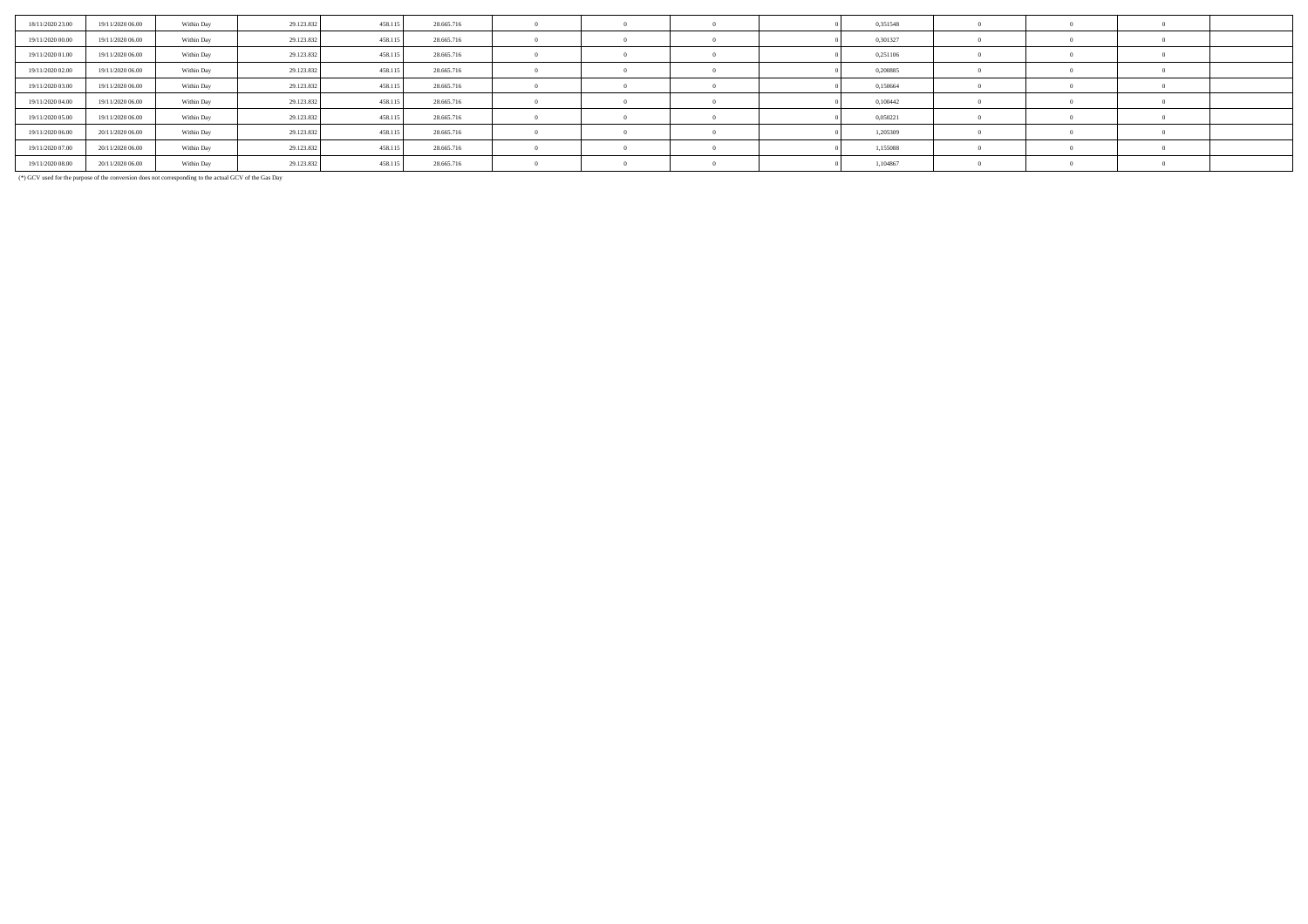| | | | | | | | | | | | | | | |
|---|---|---|---|---|---|---|---|---|---|---|---|---|---|---|
| 18/11/2020 23.00 | 19/11/2020 06.00 | Within Day | 29.123.832 | 458.115 | 28.665.716 | 0 | 0 | 0 | 0 | 0,351548 | 0 | 0 | 0 | |
| 19/11/2020 00.00 | 19/11/2020 06.00 | Within Day | 29.123.832 | 458.115 | 28.665.716 | 0 | 0 | 0 | 0 | 0,301327 | 0 | 0 | 0 | |
| 19/11/2020 01.00 | 19/11/2020 06.00 | Within Day | 29.123.832 | 458.115 | 28.665.716 | 0 | 0 | 0 | 0 | 0,251106 | 0 | 0 | 0 | |
| 19/11/2020 02.00 | 19/11/2020 06.00 | Within Day | 29.123.832 | 458.115 | 28.665.716 | 0 | 0 | 0 | 0 | 0,200885 | 0 | 0 | 0 | |
| 19/11/2020 03.00 | 19/11/2020 06.00 | Within Day | 29.123.832 | 458.115 | 28.665.716 | 0 | 0 | 0 | 0 | 0,150664 | 0 | 0 | 0 | |
| 19/11/2020 04.00 | 19/11/2020 06.00 | Within Day | 29.123.832 | 458.115 | 28.665.716 | 0 | 0 | 0 | 0 | 0,100442 | 0 | 0 | 0 | |
| 19/11/2020 05.00 | 19/11/2020 06.00 | Within Day | 29.123.832 | 458.115 | 28.665.716 | 0 | 0 | 0 | 0 | 0,050221 | 0 | 0 | 0 | |
| 19/11/2020 06.00 | 20/11/2020 06.00 | Within Day | 29.123.832 | 458.115 | 28.665.716 | 0 | 0 | 0 | 0 | 1,205309 | 0 | 0 | 0 | |
| 19/11/2020 07.00 | 20/11/2020 06.00 | Within Day | 29.123.832 | 458.115 | 28.665.716 | 0 | 0 | 0 | 0 | 1,155088 | 0 | 0 | 0 | |
| 19/11/2020 08.00 | 20/11/2020 06.00 | Within Day | 29.123.832 | 458.115 | 28.665.716 | 0 | 0 | 0 | 0 | 1,104867 | 0 | 0 | 0 | |

(*) GCV used for the purpose of the conversion does not corresponding to the actual GCV of the Gas Day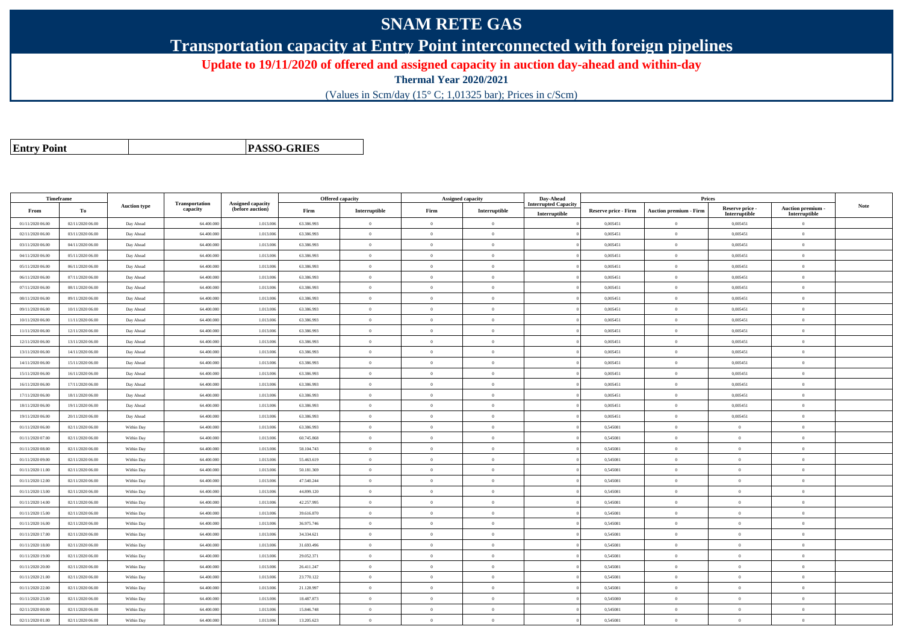# SNAM RETE GAS

## Transportation capacity at Entry Point interconnected with foreign pipelines

**Update to 19/11/2020 of offered and assigned capacity in auction day-ahead and within-day**

**Thermal Year 2020/2021**

(Values in Scm/day (15° C; 1,01325 bar); Prices in c/Scm)

| **Entry Point** | | **PASSO-GRIES** |
|---|---|---|

| Timeframe | | Auction type | Transportation capacity | Assigned capacity (before auction) | Offered capacity | | Assigned capacity | | Day-Ahead Interrupted Capacity | Prices | | | | Note |
|---|---|---|---|---|---|---|---|---|---|---|---|---|---|---|
| From | To | | | | Firm | Interruptible | Firm | Interruptible | Interruptible | Reserve price - Firm | Auction premium - Firm | Reserve price - Interruptible | Auction premium - Interruptible | |
| 01/11/2020 06.00 | 02/11/2020 06.00 | Day Ahead | 64.400.000 | 1.013.006 | 63.386.993 | 0 | 0 | 0 | 0 | 0,005451 | 0 | 0,005451 | 0 | |
| 02/11/2020 06.00 | 03/11/2020 06.00 | Day Ahead | 64.400.000 | 1.013.006 | 63.386.993 | 0 | 0 | 0 | 0 | 0,005451 | 0 | 0,005451 | 0 | |
| 03/11/2020 06.00 | 04/11/2020 06.00 | Day Ahead | 64.400.000 | 1.013.006 | 63.386.993 | 0 | 0 | 0 | 0 | 0,005451 | 0 | 0,005451 | 0 | |
| 04/11/2020 06.00 | 05/11/2020 06.00 | Day Ahead | 64.400.000 | 1.013.006 | 63.386.993 | 0 | 0 | 0 | 0 | 0,005451 | 0 | 0,005451 | 0 | |
| 05/11/2020 06.00 | 06/11/2020 06.00 | Day Ahead | 64.400.000 | 1.013.006 | 63.386.993 | 0 | 0 | 0 | 0 | 0,005451 | 0 | 0,005451 | 0 | |
| 06/11/2020 06.00 | 07/11/2020 06.00 | Day Ahead | 64.400.000 | 1.013.006 | 63.386.993 | 0 | 0 | 0 | 0 | 0,005451 | 0 | 0,005451 | 0 | |
| 07/11/2020 06.00 | 08/11/2020 06.00 | Day Ahead | 64.400.000 | 1.013.006 | 63.386.993 | 0 | 0 | 0 | 0 | 0,005451 | 0 | 0,005451 | 0 | |
| 08/11/2020 06.00 | 09/11/2020 06.00 | Day Ahead | 64.400.000 | 1.013.006 | 63.386.993 | 0 | 0 | 0 | 0 | 0,005451 | 0 | 0,005451 | 0 | |
| 09/11/2020 06.00 | 10/11/2020 06.00 | Day Ahead | 64.400.000 | 1.013.006 | 63.386.993 | 0 | 0 | 0 | 0 | 0,005451 | 0 | 0,005451 | 0 | |
| 10/11/2020 06.00 | 11/11/2020 06.00 | Day Ahead | 64.400.000 | 1.013.006 | 63.386.993 | 0 | 0 | 0 | 0 | 0,005451 | 0 | 0,005451 | 0 | |
| 11/11/2020 06.00 | 12/11/2020 06.00 | Day Ahead | 64.400.000 | 1.013.006 | 63.386.993 | 0 | 0 | 0 | 0 | 0,005451 | 0 | 0,005451 | 0 | |
| 12/11/2020 06.00 | 13/11/2020 06.00 | Day Ahead | 64.400.000 | 1.013.006 | 63.386.993 | 0 | 0 | 0 | 0 | 0,005451 | 0 | 0,005451 | 0 | |
| 13/11/2020 06.00 | 14/11/2020 06.00 | Day Ahead | 64.400.000 | 1.013.006 | 63.386.993 | 0 | 0 | 0 | 0 | 0,005451 | 0 | 0,005451 | 0 | |
| 14/11/2020 06.00 | 15/11/2020 06.00 | Day Ahead | 64.400.000 | 1.013.006 | 63.386.993 | 0 | 0 | 0 | 0 | 0,005451 | 0 | 0,005451 | 0 | |
| 15/11/2020 06.00 | 16/11/2020 06.00 | Day Ahead | 64.400.000 | 1.013.006 | 63.386.993 | 0 | 0 | 0 | 0 | 0,005451 | 0 | 0,005451 | 0 | |
| 16/11/2020 06.00 | 17/11/2020 06.00 | Day Ahead | 64.400.000 | 1.013.006 | 63.386.993 | 0 | 0 | 0 | 0 | 0,005451 | 0 | 0,005451 | 0 | |
| 17/11/2020 06.00 | 18/11/2020 06.00 | Day Ahead | 64.400.000 | 1.013.006 | 63.386.993 | 0 | 0 | 0 | 0 | 0,005451 | 0 | 0,005451 | 0 | |
| 18/11/2020 06.00 | 19/11/2020 06.00 | Day Ahead | 64.400.000 | 1.013.006 | 63.386.993 | 0 | 0 | 0 | 0 | 0,005451 | 0 | 0,005451 | 0 | |
| 19/11/2020 06.00 | 20/11/2020 06.00 | Day Ahead | 64.400.000 | 1.013.006 | 63.386.993 | 0 | 0 | 0 | 0 | 0,005451 | 0 | 0,005451 | 0 | |
| 01/11/2020 06.00 | 02/11/2020 06.00 | Within Day | 64.400.000 | 1.013.006 | 63.386.993 | 0 | 0 | 0 | 0 | 0,545081 | 0 | 0 | 0 | |
| 01/11/2020 07.00 | 02/11/2020 06.00 | Within Day | 64.400.000 | 1.013.006 | 60.745.868 | 0 | 0 | 0 | 0 | 0,545081 | 0 | 0 | 0 | |
| 01/11/2020 08.00 | 02/11/2020 06.00 | Within Day | 64.400.000 | 1.013.006 | 58.104.743 | 0 | 0 | 0 | 0 | 0,545081 | 0 | 0 | 0 | |
| 01/11/2020 09.00 | 02/11/2020 06.00 | Within Day | 64.400.000 | 1.013.006 | 55.463.619 | 0 | 0 | 0 | 0 | 0,545081 | 0 | 0 | 0 | |
| 01/11/2020 11.00 | 02/11/2020 06.00 | Within Day | 64.400.000 | 1.013.006 | 50.181.369 | 0 | 0 | 0 | 0 | 0,545081 | 0 | 0 | 0 | |
| 01/11/2020 12.00 | 02/11/2020 06.00 | Within Day | 64.400.000 | 1.013.006 | 47.540.244 | 0 | 0 | 0 | 0 | 0,545081 | 0 | 0 | 0 | |
| 01/11/2020 13.00 | 02/11/2020 06.00 | Within Day | 64.400.000 | 1.013.006 | 44.899.120 | 0 | 0 | 0 | 0 | 0,545081 | 0 | 0 | 0 | |
| 01/11/2020 14.00 | 02/11/2020 06.00 | Within Day | 64.400.000 | 1.013.006 | 42.257.995 | 0 | 0 | 0 | 0 | 0,545081 | 0 | 0 | 0 | |
| 01/11/2020 15.00 | 02/11/2020 06.00 | Within Day | 64.400.000 | 1.013.006 | 39.616.870 | 0 | 0 | 0 | 0 | 0,545081 | 0 | 0 | 0 | |
| 01/11/2020 16.00 | 02/11/2020 06.00 | Within Day | 64.400.000 | 1.013.006 | 36.975.746 | 0 | 0 | 0 | 0 | 0,545081 | 0 | 0 | 0 | |
| 01/11/2020 17.00 | 02/11/2020 06.00 | Within Day | 64.400.000 | 1.013.006 | 34.334.621 | 0 | 0 | 0 | 0 | 0,545081 | 0 | 0 | 0 | |
| 01/11/2020 18.00 | 02/11/2020 06.00 | Within Day | 64.400.000 | 1.013.006 | 31.693.496 | 0 | 0 | 0 | 0 | 0,545081 | 0 | 0 | 0 | |
| 01/11/2020 19.00 | 02/11/2020 06.00 | Within Day | 64.400.000 | 1.013.006 | 29.052.371 | 0 | 0 | 0 | 0 | 0,545081 | 0 | 0 | 0 | |
| 01/11/2020 20.00 | 02/11/2020 06.00 | Within Day | 64.400.000 | 1.013.006 | 26.411.247 | 0 | 0 | 0 | 0 | 0,545081 | 0 | 0 | 0 | |
| 01/11/2020 21.00 | 02/11/2020 06.00 | Within Day | 64.400.000 | 1.013.006 | 23.770.122 | 0 | 0 | 0 | 0 | 0,545081 | 0 | 0 | 0 | |
| 01/11/2020 22.00 | 02/11/2020 06.00 | Within Day | 64.400.000 | 1.013.006 | 21.128.997 | 0 | 0 | 0 | 0 | 0,545081 | 0 | 0 | 0 | |
| 01/11/2020 23.00 | 02/11/2020 06.00 | Within Day | 64.400.000 | 1.013.006 | 18.487.873 | 0 | 0 | 0 | 0 | 0,545080 | 0 | 0 | 0 | |
| 02/11/2020 00.00 | 02/11/2020 06.00 | Within Day | 64.400.000 | 1.013.006 | 15.846.748 | 0 | 0 | 0 | 0 | 0,545081 | 0 | 0 | 0 | |
| 02/11/2020 01.00 | 02/11/2020 06.00 | Within Day | 64.400.000 | 1.013.006 | 13.205.623 | 0 | 0 | 0 | 0 | 0,545081 | 0 | 0 | 0 | |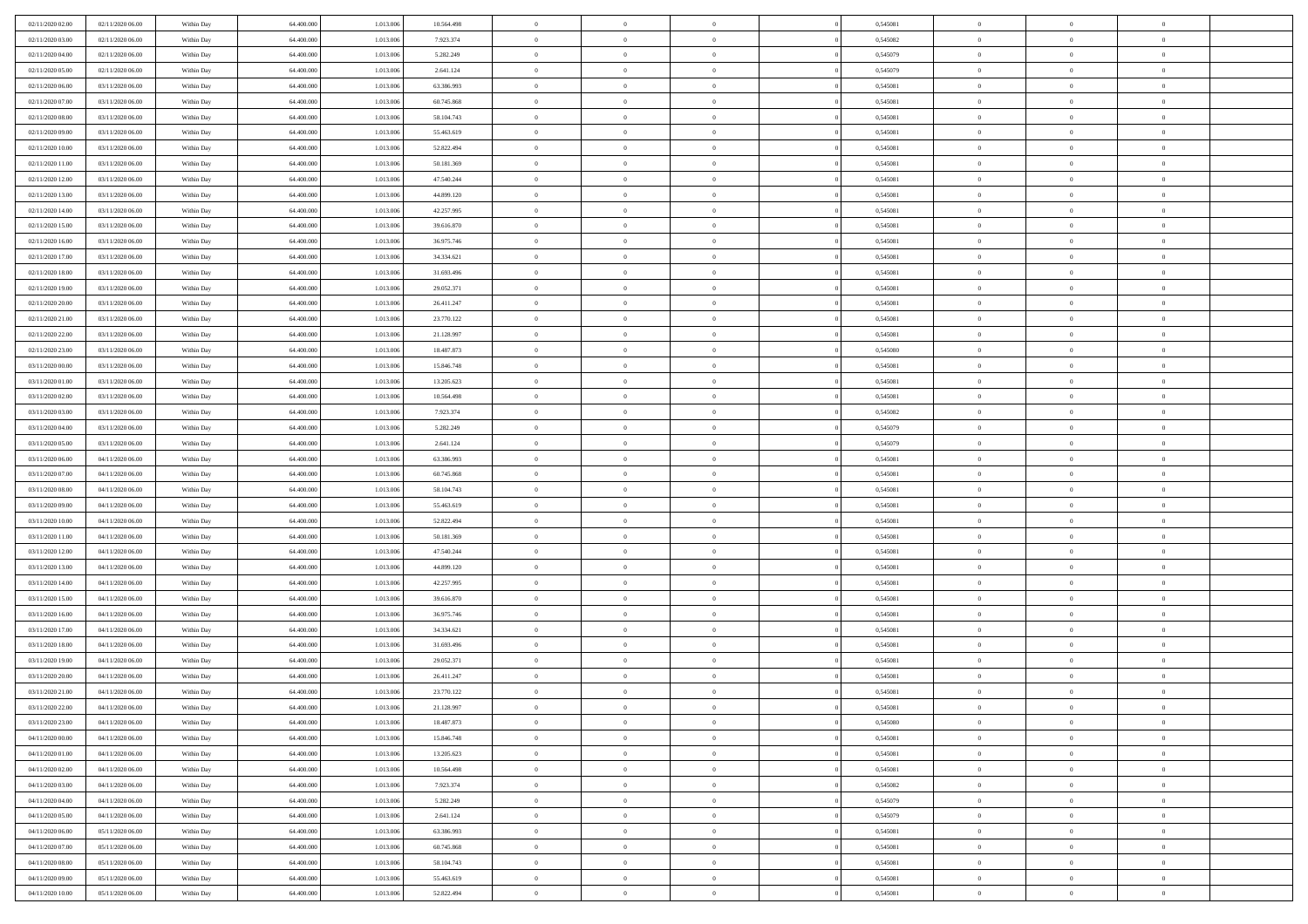| | | | | | | | | | | | | | | |
|---|---|---|---|---|---|---|---|---|---|---|---|---|---|---|
| 02/11/2020 02.00 | 02/11/2020 06.00 | Within Day | 64.400.000 | 1.013.006 | 10.564.498 | 0 | 0 | 0 | | 0 | 0,545081 | 0 | 0 | 0 |
| 02/11/2020 03.00 | 02/11/2020 06.00 | Within Day | 64.400.000 | 1.013.006 | 7.923.374 | 0 | 0 | 0 | | 0 | 0,545082 | 0 | 0 | 0 |
| 02/11/2020 04.00 | 02/11/2020 06.00 | Within Day | 64.400.000 | 1.013.006 | 5.282.249 | 0 | 0 | 0 | | 0 | 0,545079 | 0 | 0 | 0 |
| 02/11/2020 05.00 | 02/11/2020 06.00 | Within Day | 64.400.000 | 1.013.006 | 2.641.124 | 0 | 0 | 0 | | 0 | 0,545079 | 0 | 0 | 0 |
| 02/11/2020 06.00 | 03/11/2020 06.00 | Within Day | 64.400.000 | 1.013.006 | 63.386.993 | 0 | 0 | 0 | | 0 | 0,545081 | 0 | 0 | 0 |
| 02/11/2020 07.00 | 03/11/2020 06.00 | Within Day | 64.400.000 | 1.013.006 | 60.745.868 | 0 | 0 | 0 | | 0 | 0,545081 | 0 | 0 | 0 |
| 02/11/2020 08.00 | 03/11/2020 06.00 | Within Day | 64.400.000 | 1.013.006 | 58.104.743 | 0 | 0 | 0 | | 0 | 0,545081 | 0 | 0 | 0 |
| 02/11/2020 09.00 | 03/11/2020 06.00 | Within Day | 64.400.000 | 1.013.006 | 55.463.619 | 0 | 0 | 0 | | 0 | 0,545081 | 0 | 0 | 0 |
| 02/11/2020 10.00 | 03/11/2020 06.00 | Within Day | 64.400.000 | 1.013.006 | 52.822.494 | 0 | 0 | 0 | | 0 | 0,545081 | 0 | 0 | 0 |
| 02/11/2020 11.00 | 03/11/2020 06.00 | Within Day | 64.400.000 | 1.013.006 | 50.181.369 | 0 | 0 | 0 | | 0 | 0,545081 | 0 | 0 | 0 |
| 02/11/2020 12.00 | 03/11/2020 06.00 | Within Day | 64.400.000 | 1.013.006 | 47.540.244 | 0 | 0 | 0 | | 0 | 0,545081 | 0 | 0 | 0 |
| 02/11/2020 13.00 | 03/11/2020 06.00 | Within Day | 64.400.000 | 1.013.006 | 44.899.120 | 0 | 0 | 0 | | 0 | 0,545081 | 0 | 0 | 0 |
| 02/11/2020 14.00 | 03/11/2020 06.00 | Within Day | 64.400.000 | 1.013.006 | 42.257.995 | 0 | 0 | 0 | | 0 | 0,545081 | 0 | 0 | 0 |
| 02/11/2020 15.00 | 03/11/2020 06.00 | Within Day | 64.400.000 | 1.013.006 | 39.616.870 | 0 | 0 | 0 | | 0 | 0,545081 | 0 | 0 | 0 |
| 02/11/2020 16.00 | 03/11/2020 06.00 | Within Day | 64.400.000 | 1.013.006 | 36.975.746 | 0 | 0 | 0 | | 0 | 0,545081 | 0 | 0 | 0 |
| 02/11/2020 17.00 | 03/11/2020 06.00 | Within Day | 64.400.000 | 1.013.006 | 34.334.621 | 0 | 0 | 0 | | 0 | 0,545081 | 0 | 0 | 0 |
| 02/11/2020 18.00 | 03/11/2020 06.00 | Within Day | 64.400.000 | 1.013.006 | 31.693.496 | 0 | 0 | 0 | | 0 | 0,545081 | 0 | 0 | 0 |
| 02/11/2020 19.00 | 03/11/2020 06.00 | Within Day | 64.400.000 | 1.013.006 | 29.052.371 | 0 | 0 | 0 | | 0 | 0,545081 | 0 | 0 | 0 |
| 02/11/2020 20.00 | 03/11/2020 06.00 | Within Day | 64.400.000 | 1.013.006 | 26.411.247 | 0 | 0 | 0 | | 0 | 0,545081 | 0 | 0 | 0 |
| 02/11/2020 21.00 | 03/11/2020 06.00 | Within Day | 64.400.000 | 1.013.006 | 23.770.122 | 0 | 0 | 0 | | 0 | 0,545081 | 0 | 0 | 0 |
| 02/11/2020 22.00 | 03/11/2020 06.00 | Within Day | 64.400.000 | 1.013.006 | 21.128.997 | 0 | 0 | 0 | | 0 | 0,545081 | 0 | 0 | 0 |
| 02/11/2020 23.00 | 03/11/2020 06.00 | Within Day | 64.400.000 | 1.013.006 | 18.487.873 | 0 | 0 | 0 | | 0 | 0,545080 | 0 | 0 | 0 |
| 03/11/2020 00.00 | 03/11/2020 06.00 | Within Day | 64.400.000 | 1.013.006 | 15.846.748 | 0 | 0 | 0 | | 0 | 0,545081 | 0 | 0 | 0 |
| 03/11/2020 01.00 | 03/11/2020 06.00 | Within Day | 64.400.000 | 1.013.006 | 13.205.623 | 0 | 0 | 0 | | 0 | 0,545081 | 0 | 0 | 0 |
| 03/11/2020 02.00 | 03/11/2020 06.00 | Within Day | 64.400.000 | 1.013.006 | 10.564.498 | 0 | 0 | 0 | | 0 | 0,545081 | 0 | 0 | 0 |
| 03/11/2020 03.00 | 03/11/2020 06.00 | Within Day | 64.400.000 | 1.013.006 | 7.923.374 | 0 | 0 | 0 | | 0 | 0,545082 | 0 | 0 | 0 |
| 03/11/2020 04.00 | 03/11/2020 06.00 | Within Day | 64.400.000 | 1.013.006 | 5.282.249 | 0 | 0 | 0 | | 0 | 0,545079 | 0 | 0 | 0 |
| 03/11/2020 05.00 | 03/11/2020 06.00 | Within Day | 64.400.000 | 1.013.006 | 2.641.124 | 0 | 0 | 0 | | 0 | 0,545079 | 0 | 0 | 0 |
| 03/11/2020 06.00 | 04/11/2020 06.00 | Within Day | 64.400.000 | 1.013.006 | 63.386.993 | 0 | 0 | 0 | | 0 | 0,545081 | 0 | 0 | 0 |
| 03/11/2020 07.00 | 04/11/2020 06.00 | Within Day | 64.400.000 | 1.013.006 | 60.745.868 | 0 | 0 | 0 | | 0 | 0,545081 | 0 | 0 | 0 |
| 03/11/2020 08.00 | 04/11/2020 06.00 | Within Day | 64.400.000 | 1.013.006 | 58.104.743 | 0 | 0 | 0 | | 0 | 0,545081 | 0 | 0 | 0 |
| 03/11/2020 09.00 | 04/11/2020 06.00 | Within Day | 64.400.000 | 1.013.006 | 55.463.619 | 0 | 0 | 0 | | 0 | 0,545081 | 0 | 0 | 0 |
| 03/11/2020 10.00 | 04/11/2020 06.00 | Within Day | 64.400.000 | 1.013.006 | 52.822.494 | 0 | 0 | 0 | | 0 | 0,545081 | 0 | 0 | 0 |
| 03/11/2020 11.00 | 04/11/2020 06.00 | Within Day | 64.400.000 | 1.013.006 | 50.181.369 | 0 | 0 | 0 | | 0 | 0,545081 | 0 | 0 | 0 |
| 03/11/2020 12.00 | 04/11/2020 06.00 | Within Day | 64.400.000 | 1.013.006 | 47.540.244 | 0 | 0 | 0 | | 0 | 0,545081 | 0 | 0 | 0 |
| 03/11/2020 13.00 | 04/11/2020 06.00 | Within Day | 64.400.000 | 1.013.006 | 44.899.120 | 0 | 0 | 0 | | 0 | 0,545081 | 0 | 0 | 0 |
| 03/11/2020 14.00 | 04/11/2020 06.00 | Within Day | 64.400.000 | 1.013.006 | 42.257.995 | 0 | 0 | 0 | | 0 | 0,545081 | 0 | 0 | 0 |
| 03/11/2020 15.00 | 04/11/2020 06.00 | Within Day | 64.400.000 | 1.013.006 | 39.616.870 | 0 | 0 | 0 | | 0 | 0,545081 | 0 | 0 | 0 |
| 03/11/2020 16.00 | 04/11/2020 06.00 | Within Day | 64.400.000 | 1.013.006 | 36.975.746 | 0 | 0 | 0 | | 0 | 0,545081 | 0 | 0 | 0 |
| 03/11/2020 17.00 | 04/11/2020 06.00 | Within Day | 64.400.000 | 1.013.006 | 34.334.621 | 0 | 0 | 0 | | 0 | 0,545081 | 0 | 0 | 0 |
| 03/11/2020 18.00 | 04/11/2020 06.00 | Within Day | 64.400.000 | 1.013.006 | 31.693.496 | 0 | 0 | 0 | | 0 | 0,545081 | 0 | 0 | 0 |
| 03/11/2020 19.00 | 04/11/2020 06.00 | Within Day | 64.400.000 | 1.013.006 | 29.052.371 | 0 | 0 | 0 | | 0 | 0,545081 | 0 | 0 | 0 |
| 03/11/2020 20.00 | 04/11/2020 06.00 | Within Day | 64.400.000 | 1.013.006 | 26.411.247 | 0 | 0 | 0 | | 0 | 0,545081 | 0 | 0 | 0 |
| 03/11/2020 21.00 | 04/11/2020 06.00 | Within Day | 64.400.000 | 1.013.006 | 23.770.122 | 0 | 0 | 0 | | 0 | 0,545081 | 0 | 0 | 0 |
| 03/11/2020 22.00 | 04/11/2020 06.00 | Within Day | 64.400.000 | 1.013.006 | 21.128.997 | 0 | 0 | 0 | | 0 | 0,545081 | 0 | 0 | 0 |
| 03/11/2020 23.00 | 04/11/2020 06.00 | Within Day | 64.400.000 | 1.013.006 | 18.487.873 | 0 | 0 | 0 | | 0 | 0,545080 | 0 | 0 | 0 |
| 04/11/2020 00.00 | 04/11/2020 06.00 | Within Day | 64.400.000 | 1.013.006 | 15.846.748 | 0 | 0 | 0 | | 0 | 0,545081 | 0 | 0 | 0 |
| 04/11/2020 01.00 | 04/11/2020 06.00 | Within Day | 64.400.000 | 1.013.006 | 13.205.623 | 0 | 0 | 0 | | 0 | 0,545081 | 0 | 0 | 0 |
| 04/11/2020 02.00 | 04/11/2020 06.00 | Within Day | 64.400.000 | 1.013.006 | 10.564.498 | 0 | 0 | 0 | | 0 | 0,545081 | 0 | 0 | 0 |
| 04/11/2020 03.00 | 04/11/2020 06.00 | Within Day | 64.400.000 | 1.013.006 | 7.923.374 | 0 | 0 | 0 | | 0 | 0,545082 | 0 | 0 | 0 |
| 04/11/2020 04.00 | 04/11/2020 06.00 | Within Day | 64.400.000 | 1.013.006 | 5.282.249 | 0 | 0 | 0 | | 0 | 0,545079 | 0 | 0 | 0 |
| 04/11/2020 05.00 | 04/11/2020 06.00 | Within Day | 64.400.000 | 1.013.006 | 2.641.124 | 0 | 0 | 0 | | 0 | 0,545079 | 0 | 0 | 0 |
| 04/11/2020 06.00 | 05/11/2020 06.00 | Within Day | 64.400.000 | 1.013.006 | 63.386.993 | 0 | 0 | 0 | | 0 | 0,545081 | 0 | 0 | 0 |
| 04/11/2020 07.00 | 05/11/2020 06.00 | Within Day | 64.400.000 | 1.013.006 | 60.745.868 | 0 | 0 | 0 | | 0 | 0,545081 | 0 | 0 | 0 |
| 04/11/2020 08.00 | 05/11/2020 06.00 | Within Day | 64.400.000 | 1.013.006 | 58.104.743 | 0 | 0 | 0 | | 0 | 0,545081 | 0 | 0 | 0 |
| 04/11/2020 09.00 | 05/11/2020 06.00 | Within Day | 64.400.000 | 1.013.006 | 55.463.619 | 0 | 0 | 0 | | 0 | 0,545081 | 0 | 0 | 0 |
| 04/11/2020 10.00 | 05/11/2020 06.00 | Within Day | 64.400.000 | 1.013.006 | 52.822.494 | 0 | 0 | 0 | | 0 | 0,545081 | 0 | 0 | 0 |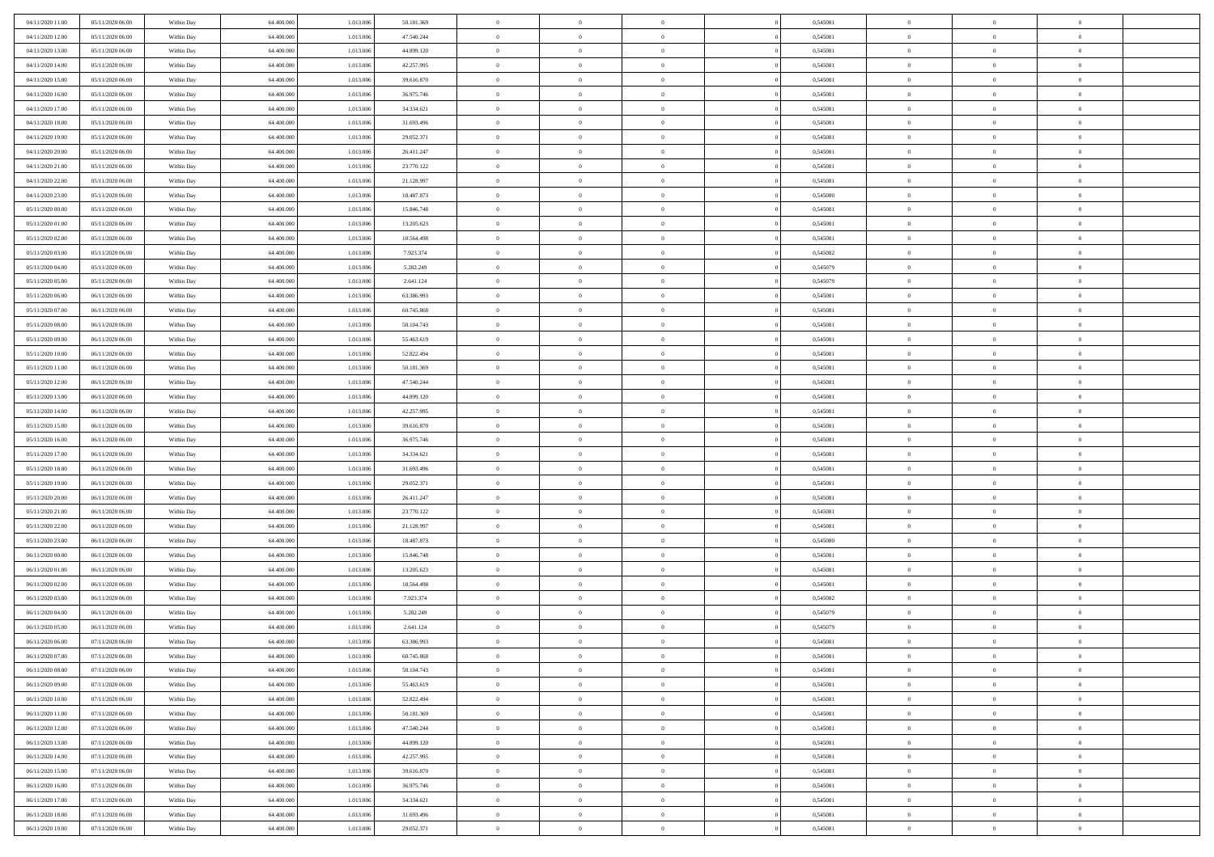| | | | | | | | | | | | | | | |
|---|---|---|---|---|---|---|---|---|---|---|---|---|---|---|
| 04/11/2020 11:00 | 05/11/2020 06:00 | Within Day | 64.400.000 | 1.013.006 | 50.181.369 | 0 | 0 | 0 | | 0,545081 | 0 | 0 | 0 | |
| 04/11/2020 12:00 | 05/11/2020 06:00 | Within Day | 64.400.000 | 1.013.006 | 47.540.244 | 0 | 0 | 0 | | 0,545081 | 0 | 0 | 0 | |
| 04/11/2020 13:00 | 05/11/2020 06:00 | Within Day | 64.400.000 | 1.013.006 | 44.899.120 | 0 | 0 | 0 | | 0,545081 | 0 | 0 | 0 | |
| 04/11/2020 14:00 | 05/11/2020 06:00 | Within Day | 64.400.000 | 1.013.006 | 42.257.995 | 0 | 0 | 0 | | 0,545081 | 0 | 0 | 0 | |
| 04/11/2020 15:00 | 05/11/2020 06:00 | Within Day | 64.400.000 | 1.013.006 | 39.616.870 | 0 | 0 | 0 | | 0,545081 | 0 | 0 | 0 | |
| 04/11/2020 16:00 | 05/11/2020 06:00 | Within Day | 64.400.000 | 1.013.006 | 36.975.746 | 0 | 0 | 0 | | 0,545081 | 0 | 0 | 0 | |
| 04/11/2020 17:00 | 05/11/2020 06:00 | Within Day | 64.400.000 | 1.013.006 | 34.334.621 | 0 | 0 | 0 | | 0,545081 | 0 | 0 | 0 | |
| 04/11/2020 18:00 | 05/11/2020 06:00 | Within Day | 64.400.000 | 1.013.006 | 31.693.496 | 0 | 0 | 0 | | 0,545081 | 0 | 0 | 0 | |
| 04/11/2020 19:00 | 05/11/2020 06:00 | Within Day | 64.400.000 | 1.013.006 | 29.052.371 | 0 | 0 | 0 | | 0,545081 | 0 | 0 | 0 | |
| 04/11/2020 20:00 | 05/11/2020 06:00 | Within Day | 64.400.000 | 1.013.006 | 26.411.247 | 0 | 0 | 0 | | 0,545081 | 0 | 0 | 0 | |
| 04/11/2020 21:00 | 05/11/2020 06:00 | Within Day | 64.400.000 | 1.013.006 | 23.770.122 | 0 | 0 | 0 | | 0,545081 | 0 | 0 | 0 | |
| 04/11/2020 22:00 | 05/11/2020 06:00 | Within Day | 64.400.000 | 1.013.006 | 21.128.997 | 0 | 0 | 0 | | 0,545081 | 0 | 0 | 0 | |
| 04/11/2020 23:00 | 05/11/2020 06:00 | Within Day | 64.400.000 | 1.013.006 | 18.487.873 | 0 | 0 | 0 | | 0,545080 | 0 | 0 | 0 | |
| 05/11/2020 00:00 | 05/11/2020 06:00 | Within Day | 64.400.000 | 1.013.006 | 15.846.748 | 0 | 0 | 0 | | 0,545081 | 0 | 0 | 0 | |
| 05/11/2020 01:00 | 05/11/2020 06:00 | Within Day | 64.400.000 | 1.013.006 | 13.205.623 | 0 | 0 | 0 | | 0,545081 | 0 | 0 | 0 | |
| 05/11/2020 02:00 | 05/11/2020 06:00 | Within Day | 64.400.000 | 1.013.006 | 10.564.498 | 0 | 0 | 0 | | 0,545081 | 0 | 0 | 0 | |
| 05/11/2020 03:00 | 05/11/2020 06:00 | Within Day | 64.400.000 | 1.013.006 | 7.923.374 | 0 | 0 | 0 | | 0,545082 | 0 | 0 | 0 | |
| 05/11/2020 04:00 | 05/11/2020 06:00 | Within Day | 64.400.000 | 1.013.006 | 5.282.249 | 0 | 0 | 0 | | 0,545079 | 0 | 0 | 0 | |
| 05/11/2020 05:00 | 05/11/2020 06:00 | Within Day | 64.400.000 | 1.013.006 | 2.641.124 | 0 | 0 | 0 | | 0,545079 | 0 | 0 | 0 | |
| 05/11/2020 06:00 | 06/11/2020 06:00 | Within Day | 64.400.000 | 1.013.006 | 63.386.993 | 0 | 0 | 0 | | 0,545081 | 0 | 0 | 0 | |
| 05/11/2020 07:00 | 06/11/2020 06:00 | Within Day | 64.400.000 | 1.013.006 | 60.745.868 | 0 | 0 | 0 | | 0,545081 | 0 | 0 | 0 | |
| 05/11/2020 08:00 | 06/11/2020 06:00 | Within Day | 64.400.000 | 1.013.006 | 58.104.743 | 0 | 0 | 0 | | 0,545081 | 0 | 0 | 0 | |
| 05/11/2020 09:00 | 06/11/2020 06:00 | Within Day | 64.400.000 | 1.013.006 | 55.463.619 | 0 | 0 | 0 | | 0,545081 | 0 | 0 | 0 | |
| 05/11/2020 10:00 | 06/11/2020 06:00 | Within Day | 64.400.000 | 1.013.006 | 52.822.494 | 0 | 0 | 0 | | 0,545081 | 0 | 0 | 0 | |
| 05/11/2020 11:00 | 06/11/2020 06:00 | Within Day | 64.400.000 | 1.013.006 | 50.181.369 | 0 | 0 | 0 | | 0,545081 | 0 | 0 | 0 | |
| 05/11/2020 12:00 | 06/11/2020 06:00 | Within Day | 64.400.000 | 1.013.006 | 47.540.244 | 0 | 0 | 0 | | 0,545081 | 0 | 0 | 0 | |
| 05/11/2020 13:00 | 06/11/2020 06:00 | Within Day | 64.400.000 | 1.013.006 | 44.899.120 | 0 | 0 | 0 | | 0,545081 | 0 | 0 | 0 | |
| 05/11/2020 14:00 | 06/11/2020 06:00 | Within Day | 64.400.000 | 1.013.006 | 42.257.995 | 0 | 0 | 0 | | 0,545081 | 0 | 0 | 0 | |
| 05/11/2020 15:00 | 06/11/2020 06:00 | Within Day | 64.400.000 | 1.013.006 | 39.616.870 | 0 | 0 | 0 | | 0,545081 | 0 | 0 | 0 | |
| 05/11/2020 16:00 | 06/11/2020 06:00 | Within Day | 64.400.000 | 1.013.006 | 36.975.746 | 0 | 0 | 0 | | 0,545081 | 0 | 0 | 0 | |
| 05/11/2020 17:00 | 06/11/2020 06:00 | Within Day | 64.400.000 | 1.013.006 | 34.334.621 | 0 | 0 | 0 | | 0,545081 | 0 | 0 | 0 | |
| 05/11/2020 18:00 | 06/11/2020 06:00 | Within Day | 64.400.000 | 1.013.006 | 31.693.496 | 0 | 0 | 0 | | 0,545081 | 0 | 0 | 0 | |
| 05/11/2020 19:00 | 06/11/2020 06:00 | Within Day | 64.400.000 | 1.013.006 | 29.052.371 | 0 | 0 | 0 | | 0,545081 | 0 | 0 | 0 | |
| 05/11/2020 20:00 | 06/11/2020 06:00 | Within Day | 64.400.000 | 1.013.006 | 26.411.247 | 0 | 0 | 0 | | 0,545081 | 0 | 0 | 0 | |
| 05/11/2020 21:00 | 06/11/2020 06:00 | Within Day | 64.400.000 | 1.013.006 | 23.770.122 | 0 | 0 | 0 | | 0,545081 | 0 | 0 | 0 | |
| 05/11/2020 22:00 | 06/11/2020 06:00 | Within Day | 64.400.000 | 1.013.006 | 21.128.997 | 0 | 0 | 0 | | 0,545081 | 0 | 0 | 0 | |
| 05/11/2020 23:00 | 06/11/2020 06:00 | Within Day | 64.400.000 | 1.013.006 | 18.487.873 | 0 | 0 | 0 | | 0,545080 | 0 | 0 | 0 | |
| 06/11/2020 00:00 | 06/11/2020 06:00 | Within Day | 64.400.000 | 1.013.006 | 15.846.748 | 0 | 0 | 0 | | 0,545081 | 0 | 0 | 0 | |
| 06/11/2020 01:00 | 06/11/2020 06:00 | Within Day | 64.400.000 | 1.013.006 | 13.205.623 | 0 | 0 | 0 | | 0,545081 | 0 | 0 | 0 | |
| 06/11/2020 02:00 | 06/11/2020 06:00 | Within Day | 64.400.000 | 1.013.006 | 10.564.498 | 0 | 0 | 0 | | 0,545081 | 0 | 0 | 0 | |
| 06/11/2020 03:00 | 06/11/2020 06:00 | Within Day | 64.400.000 | 1.013.006 | 7.923.374 | 0 | 0 | 0 | | 0,545082 | 0 | 0 | 0 | |
| 06/11/2020 04:00 | 06/11/2020 06:00 | Within Day | 64.400.000 | 1.013.006 | 5.282.249 | 0 | 0 | 0 | | 0,545079 | 0 | 0 | 0 | |
| 06/11/2020 05:00 | 06/11/2020 06:00 | Within Day | 64.400.000 | 1.013.006 | 2.641.124 | 0 | 0 | 0 | | 0,545079 | 0 | 0 | 0 | |
| 06/11/2020 06:00 | 07/11/2020 06:00 | Within Day | 64.400.000 | 1.013.006 | 63.386.993 | 0 | 0 | 0 | | 0,545081 | 0 | 0 | 0 | |
| 06/11/2020 07:00 | 07/11/2020 06:00 | Within Day | 64.400.000 | 1.013.006 | 60.745.868 | 0 | 0 | 0 | | 0,545081 | 0 | 0 | 0 | |
| 06/11/2020 08:00 | 07/11/2020 06:00 | Within Day | 64.400.000 | 1.013.006 | 58.104.743 | 0 | 0 | 0 | | 0,545081 | 0 | 0 | 0 | |
| 06/11/2020 09:00 | 07/11/2020 06:00 | Within Day | 64.400.000 | 1.013.006 | 55.463.619 | 0 | 0 | 0 | | 0,545081 | 0 | 0 | 0 | |
| 06/11/2020 10:00 | 07/11/2020 06:00 | Within Day | 64.400.000 | 1.013.006 | 52.822.494 | 0 | 0 | 0 | | 0,545081 | 0 | 0 | 0 | |
| 06/11/2020 11:00 | 07/11/2020 06:00 | Within Day | 64.400.000 | 1.013.006 | 50.181.369 | 0 | 0 | 0 | | 0,545081 | 0 | 0 | 0 | |
| 06/11/2020 12:00 | 07/11/2020 06:00 | Within Day | 64.400.000 | 1.013.006 | 47.540.244 | 0 | 0 | 0 | | 0,545081 | 0 | 0 | 0 | |
| 06/11/2020 13:00 | 07/11/2020 06:00 | Within Day | 64.400.000 | 1.013.006 | 44.899.120 | 0 | 0 | 0 | | 0,545081 | 0 | 0 | 0 | |
| 06/11/2020 14:00 | 07/11/2020 06:00 | Within Day | 64.400.000 | 1.013.006 | 42.257.995 | 0 | 0 | 0 | | 0,545081 | 0 | 0 | 0 | |
| 06/11/2020 15:00 | 07/11/2020 06:00 | Within Day | 64.400.000 | 1.013.006 | 39.616.870 | 0 | 0 | 0 | | 0,545081 | 0 | 0 | 0 | |
| 06/11/2020 16:00 | 07/11/2020 06:00 | Within Day | 64.400.000 | 1.013.006 | 36.975.746 | 0 | 0 | 0 | | 0,545081 | 0 | 0 | 0 | |
| 06/11/2020 17:00 | 07/11/2020 06:00 | Within Day | 64.400.000 | 1.013.006 | 34.334.621 | 0 | 0 | 0 | | 0,545081 | 0 | 0 | 0 | |
| 06/11/2020 18:00 | 07/11/2020 06:00 | Within Day | 64.400.000 | 1.013.006 | 31.693.496 | 0 | 0 | 0 | | 0,545081 | 0 | 0 | 0 | |
| 06/11/2020 19:00 | 07/11/2020 06:00 | Within Day | 64.400.000 | 1.013.006 | 29.052.371 | 0 | 0 | 0 | | 0,545081 | 0 | 0 | 0 | |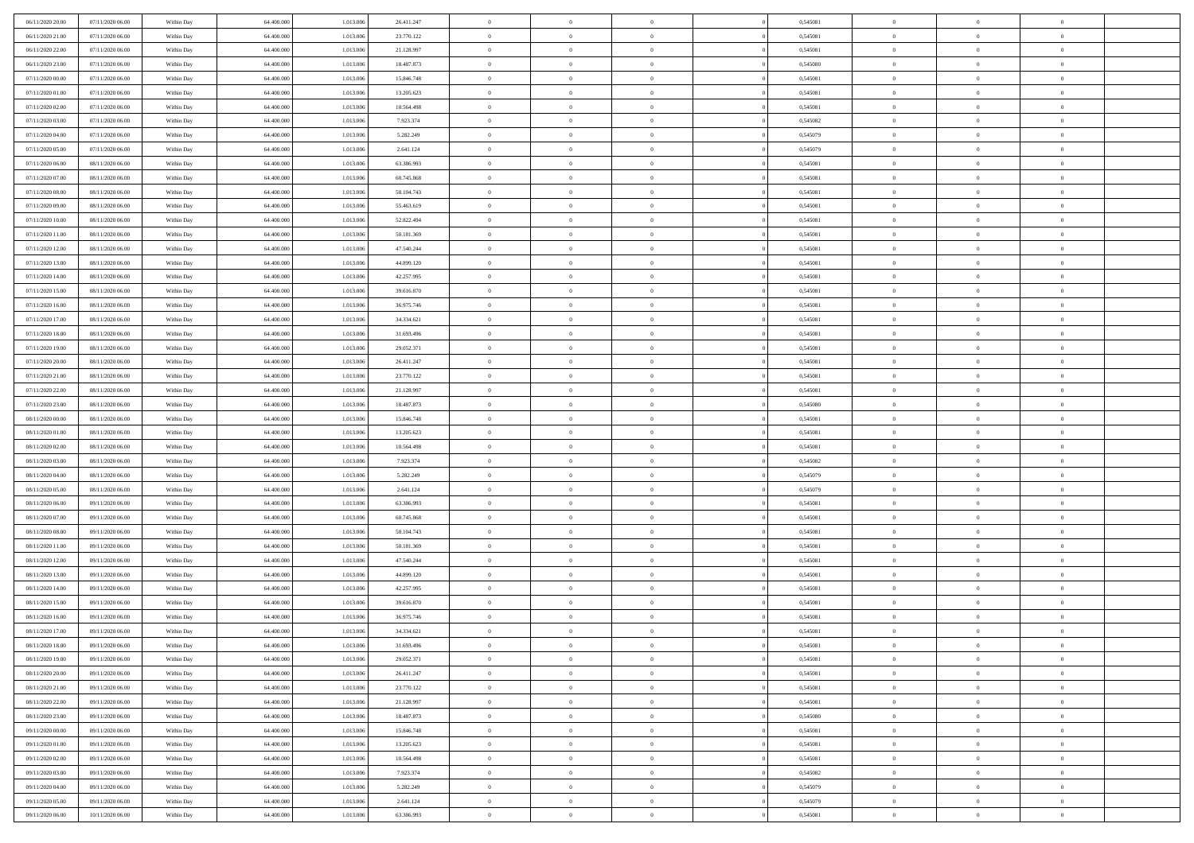| | | | | | | | | | | | | | | |
|---|---|---|---|---|---|---|---|---|---|---|---|---|---|---|
| 06/11/2020 20.00 | 07/11/2020 06.00 | Within Day | 64.400.000 | 1.013.006 | 26.411.247 | 0 | 0 | 0 | | 0 | 0,545081 | 0 | 0 | 0 |
| 06/11/2020 21.00 | 07/11/2020 06.00 | Within Day | 64.400.000 | 1.013.006 | 23.770.122 | 0 | 0 | 0 | | 0 | 0,545081 | 0 | 0 | 0 |
| 06/11/2020 22.00 | 07/11/2020 06.00 | Within Day | 64.400.000 | 1.013.006 | 21.128.997 | 0 | 0 | 0 | | 0 | 0,545081 | 0 | 0 | 0 |
| 06/11/2020 23.00 | 07/11/2020 06.00 | Within Day | 64.400.000 | 1.013.006 | 18.487.873 | 0 | 0 | 0 | | 0 | 0,545080 | 0 | 0 | 0 |
| 07/11/2020 00.00 | 07/11/2020 06.00 | Within Day | 64.400.000 | 1.013.006 | 15.846.748 | 0 | 0 | 0 | | 0 | 0,545081 | 0 | 0 | 0 |
| 07/11/2020 01.00 | 07/11/2020 06.00 | Within Day | 64.400.000 | 1.013.006 | 13.205.623 | 0 | 0 | 0 | | 0 | 0,545081 | 0 | 0 | 0 |
| 07/11/2020 02.00 | 07/11/2020 06.00 | Within Day | 64.400.000 | 1.013.006 | 10.564.498 | 0 | 0 | 0 | | 0 | 0,545081 | 0 | 0 | 0 |
| 07/11/2020 03.00 | 07/11/2020 06.00 | Within Day | 64.400.000 | 1.013.006 | 7.923.374 | 0 | 0 | 0 | | 0 | 0,545082 | 0 | 0 | 0 |
| 07/11/2020 04.00 | 07/11/2020 06.00 | Within Day | 64.400.000 | 1.013.006 | 5.282.249 | 0 | 0 | 0 | | 0 | 0,545079 | 0 | 0 | 0 |
| 07/11/2020 05.00 | 07/11/2020 06.00 | Within Day | 64.400.000 | 1.013.006 | 2.641.124 | 0 | 0 | 0 | | 0 | 0,545079 | 0 | 0 | 0 |
| 07/11/2020 06.00 | 08/11/2020 06.00 | Within Day | 64.400.000 | 1.013.006 | 63.386.993 | 0 | 0 | 0 | | 0 | 0,545081 | 0 | 0 | 0 |
| 07/11/2020 07.00 | 08/11/2020 06.00 | Within Day | 64.400.000 | 1.013.006 | 60.745.868 | 0 | 0 | 0 | | 0 | 0,545081 | 0 | 0 | 0 |
| 07/11/2020 08.00 | 08/11/2020 06.00 | Within Day | 64.400.000 | 1.013.006 | 58.104.743 | 0 | 0 | 0 | | 0 | 0,545081 | 0 | 0 | 0 |
| 07/11/2020 09.00 | 08/11/2020 06.00 | Within Day | 64.400.000 | 1.013.006 | 55.463.619 | 0 | 0 | 0 | | 0 | 0,545081 | 0 | 0 | 0 |
| 07/11/2020 10.00 | 08/11/2020 06.00 | Within Day | 64.400.000 | 1.013.006 | 52.822.494 | 0 | 0 | 0 | | 0 | 0,545081 | 0 | 0 | 0 |
| 07/11/2020 11.00 | 08/11/2020 06.00 | Within Day | 64.400.000 | 1.013.006 | 50.181.369 | 0 | 0 | 0 | | 0 | 0,545081 | 0 | 0 | 0 |
| 07/11/2020 12.00 | 08/11/2020 06.00 | Within Day | 64.400.000 | 1.013.006 | 47.540.244 | 0 | 0 | 0 | | 0 | 0,545081 | 0 | 0 | 0 |
| 07/11/2020 13.00 | 08/11/2020 06.00 | Within Day | 64.400.000 | 1.013.006 | 44.899.120 | 0 | 0 | 0 | | 0 | 0,545081 | 0 | 0 | 0 |
| 07/11/2020 14.00 | 08/11/2020 06.00 | Within Day | 64.400.000 | 1.013.006 | 42.257.995 | 0 | 0 | 0 | | 0 | 0,545081 | 0 | 0 | 0 |
| 07/11/2020 15.00 | 08/11/2020 06.00 | Within Day | 64.400.000 | 1.013.006 | 39.616.870 | 0 | 0 | 0 | | 0 | 0,545081 | 0 | 0 | 0 |
| 07/11/2020 16.00 | 08/11/2020 06.00 | Within Day | 64.400.000 | 1.013.006 | 36.975.746 | 0 | 0 | 0 | | 0 | 0,545081 | 0 | 0 | 0 |
| 07/11/2020 17.00 | 08/11/2020 06.00 | Within Day | 64.400.000 | 1.013.006 | 34.334.621 | 0 | 0 | 0 | | 0 | 0,545081 | 0 | 0 | 0 |
| 07/11/2020 18.00 | 08/11/2020 06.00 | Within Day | 64.400.000 | 1.013.006 | 31.693.496 | 0 | 0 | 0 | | 0 | 0,545081 | 0 | 0 | 0 |
| 07/11/2020 19.00 | 08/11/2020 06.00 | Within Day | 64.400.000 | 1.013.006 | 29.052.371 | 0 | 0 | 0 | | 0 | 0,545081 | 0 | 0 | 0 |
| 07/11/2020 20.00 | 08/11/2020 06.00 | Within Day | 64.400.000 | 1.013.006 | 26.411.247 | 0 | 0 | 0 | | 0 | 0,545081 | 0 | 0 | 0 |
| 07/11/2020 21.00 | 08/11/2020 06.00 | Within Day | 64.400.000 | 1.013.006 | 23.770.122 | 0 | 0 | 0 | | 0 | 0,545081 | 0 | 0 | 0 |
| 07/11/2020 22.00 | 08/11/2020 06.00 | Within Day | 64.400.000 | 1.013.006 | 21.128.997 | 0 | 0 | 0 | | 0 | 0,545081 | 0 | 0 | 0 |
| 07/11/2020 23.00 | 08/11/2020 06.00 | Within Day | 64.400.000 | 1.013.006 | 18.487.873 | 0 | 0 | 0 | | 0 | 0,545080 | 0 | 0 | 0 |
| 08/11/2020 00.00 | 08/11/2020 06.00 | Within Day | 64.400.000 | 1.013.006 | 15.846.748 | 0 | 0 | 0 | | 0 | 0,545081 | 0 | 0 | 0 |
| 08/11/2020 01.00 | 08/11/2020 06.00 | Within Day | 64.400.000 | 1.013.006 | 13.205.623 | 0 | 0 | 0 | | 0 | 0,545081 | 0 | 0 | 0 |
| 08/11/2020 02.00 | 08/11/2020 06.00 | Within Day | 64.400.000 | 1.013.006 | 10.564.498 | 0 | 0 | 0 | | 0 | 0,545081 | 0 | 0 | 0 |
| 08/11/2020 03.00 | 08/11/2020 06.00 | Within Day | 64.400.000 | 1.013.006 | 7.923.374 | 0 | 0 | 0 | | 0 | 0,545082 | 0 | 0 | 0 |
| 08/11/2020 04.00 | 08/11/2020 06.00 | Within Day | 64.400.000 | 1.013.006 | 5.282.249 | 0 | 0 | 0 | | 0 | 0,545079 | 0 | 0 | 0 |
| 08/11/2020 05.00 | 08/11/2020 06.00 | Within Day | 64.400.000 | 1.013.006 | 2.641.124 | 0 | 0 | 0 | | 0 | 0,545079 | 0 | 0 | 0 |
| 08/11/2020 06.00 | 09/11/2020 06.00 | Within Day | 64.400.000 | 1.013.006 | 63.386.993 | 0 | 0 | 0 | | 0 | 0,545081 | 0 | 0 | 0 |
| 08/11/2020 07.00 | 09/11/2020 06.00 | Within Day | 64.400.000 | 1.013.006 | 60.745.868 | 0 | 0 | 0 | | 0 | 0,545081 | 0 | 0 | 0 |
| 08/11/2020 08.00 | 09/11/2020 06.00 | Within Day | 64.400.000 | 1.013.006 | 58.104.743 | 0 | 0 | 0 | | 0 | 0,545081 | 0 | 0 | 0 |
| 08/11/2020 11.00 | 09/11/2020 06.00 | Within Day | 64.400.000 | 1.013.006 | 50.181.369 | 0 | 0 | 0 | | 0 | 0,545081 | 0 | 0 | 0 |
| 08/11/2020 12.00 | 09/11/2020 06.00 | Within Day | 64.400.000 | 1.013.006 | 47.540.244 | 0 | 0 | 0 | | 0 | 0,545081 | 0 | 0 | 0 |
| 08/11/2020 13.00 | 09/11/2020 06.00 | Within Day | 64.400.000 | 1.013.006 | 44.899.120 | 0 | 0 | 0 | | 0 | 0,545081 | 0 | 0 | 0 |
| 08/11/2020 14.00 | 09/11/2020 06.00 | Within Day | 64.400.000 | 1.013.006 | 42.257.995 | 0 | 0 | 0 | | 0 | 0,545081 | 0 | 0 | 0 |
| 08/11/2020 15.00 | 09/11/2020 06.00 | Within Day | 64.400.000 | 1.013.006 | 39.616.870 | 0 | 0 | 0 | | 0 | 0,545081 | 0 | 0 | 0 |
| 08/11/2020 16.00 | 09/11/2020 06.00 | Within Day | 64.400.000 | 1.013.006 | 36.975.746 | 0 | 0 | 0 | | 0 | 0,545081 | 0 | 0 | 0 |
| 08/11/2020 17.00 | 09/11/2020 06.00 | Within Day | 64.400.000 | 1.013.006 | 34.334.621 | 0 | 0 | 0 | | 0 | 0,545081 | 0 | 0 | 0 |
| 08/11/2020 18.00 | 09/11/2020 06.00 | Within Day | 64.400.000 | 1.013.006 | 31.693.496 | 0 | 0 | 0 | | 0 | 0,545081 | 0 | 0 | 0 |
| 08/11/2020 19.00 | 09/11/2020 06.00 | Within Day | 64.400.000 | 1.013.006 | 29.052.371 | 0 | 0 | 0 | | 0 | 0,545081 | 0 | 0 | 0 |
| 08/11/2020 20.00 | 09/11/2020 06.00 | Within Day | 64.400.000 | 1.013.006 | 26.411.247 | 0 | 0 | 0 | | 0 | 0,545081 | 0 | 0 | 0 |
| 08/11/2020 21.00 | 09/11/2020 06.00 | Within Day | 64.400.000 | 1.013.006 | 23.770.122 | 0 | 0 | 0 | | 0 | 0,545081 | 0 | 0 | 0 |
| 08/11/2020 22.00 | 09/11/2020 06.00 | Within Day | 64.400.000 | 1.013.006 | 21.128.997 | 0 | 0 | 0 | | 0 | 0,545081 | 0 | 0 | 0 |
| 08/11/2020 23.00 | 09/11/2020 06.00 | Within Day | 64.400.000 | 1.013.006 | 18.487.873 | 0 | 0 | 0 | | 0 | 0,545080 | 0 | 0 | 0 |
| 09/11/2020 00.00 | 09/11/2020 06.00 | Within Day | 64.400.000 | 1.013.006 | 15.846.748 | 0 | 0 | 0 | | 0 | 0,545081 | 0 | 0 | 0 |
| 09/11/2020 01.00 | 09/11/2020 06.00 | Within Day | 64.400.000 | 1.013.006 | 13.205.623 | 0 | 0 | 0 | | 0 | 0,545081 | 0 | 0 | 0 |
| 09/11/2020 02.00 | 09/11/2020 06.00 | Within Day | 64.400.000 | 1.013.006 | 10.564.498 | 0 | 0 | 0 | | 0 | 0,545081 | 0 | 0 | 0 |
| 09/11/2020 03.00 | 09/11/2020 06.00 | Within Day | 64.400.000 | 1.013.006 | 7.923.374 | 0 | 0 | 0 | | 0 | 0,545082 | 0 | 0 | 0 |
| 09/11/2020 04.00 | 09/11/2020 06.00 | Within Day | 64.400.000 | 1.013.006 | 5.282.249 | 0 | 0 | 0 | | 0 | 0,545079 | 0 | 0 | 0 |
| 09/11/2020 05.00 | 09/11/2020 06.00 | Within Day | 64.400.000 | 1.013.006 | 2.641.124 | 0 | 0 | 0 | | 0 | 0,545079 | 0 | 0 | 0 |
| 09/11/2020 06.00 | 10/11/2020 06.00 | Within Day | 64.400.000 | 1.013.006 | 63.386.993 | 0 | 0 | 0 | | 0 | 0,545081 | 0 | 0 | 0 |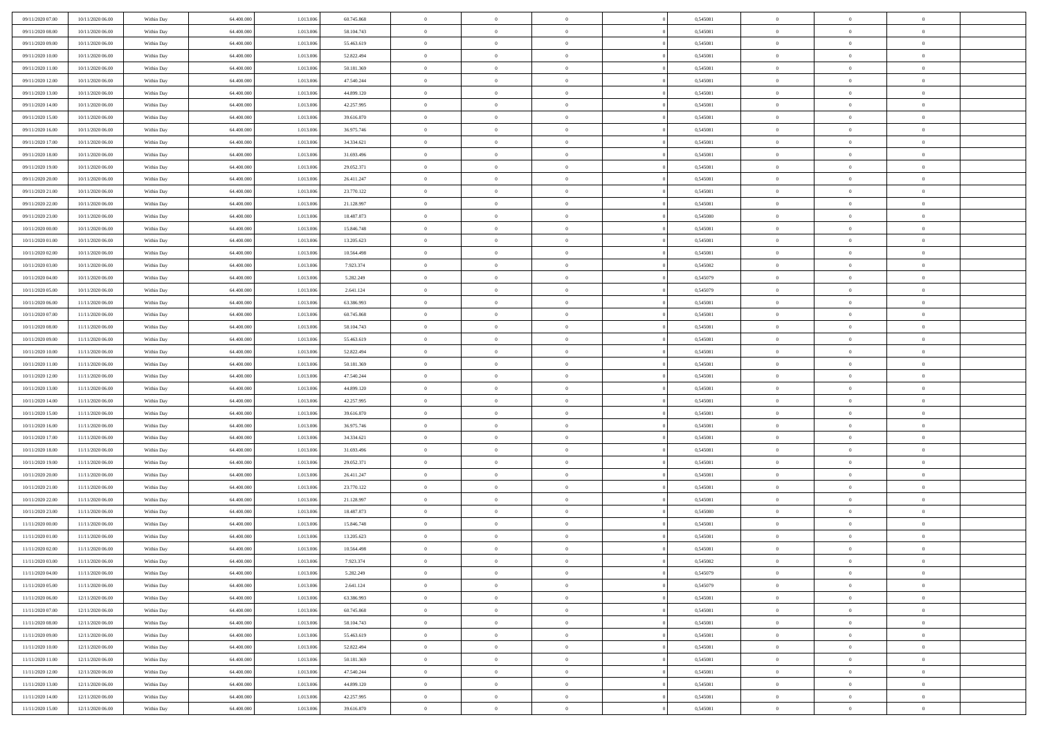|  |  |  |  |  |  |  |  |  |  |  |  |  |  |  |
|---|---|---|---|---|---|---|---|---|---|---|---|---|---|---|
| 09/11/2020 07.00 | 10/11/2020 06.00 | Within Day | 64.400.000 | 1.013.006 | 60.745.868 | 0 | 0 | 0 |  | 0,545081 | 0 | 0 | 0 |  |
| 09/11/2020 08.00 | 10/11/2020 06.00 | Within Day | 64.400.000 | 1.013.006 | 58.104.743 | 0 | 0 | 0 |  | 0,545081 | 0 | 0 | 0 |  |
| 09/11/2020 09.00 | 10/11/2020 06.00 | Within Day | 64.400.000 | 1.013.006 | 55.463.619 | 0 | 0 | 0 |  | 0,545081 | 0 | 0 | 0 |  |
| 09/11/2020 10.00 | 10/11/2020 06.00 | Within Day | 64.400.000 | 1.013.006 | 52.822.494 | 0 | 0 | 0 |  | 0,545081 | 0 | 0 | 0 |  |
| 09/11/2020 11.00 | 10/11/2020 06.00 | Within Day | 64.400.000 | 1.013.006 | 50.181.369 | 0 | 0 | 0 |  | 0,545081 | 0 | 0 | 0 |  |
| 09/11/2020 12.00 | 10/11/2020 06.00 | Within Day | 64.400.000 | 1.013.006 | 47.540.244 | 0 | 0 | 0 |  | 0,545081 | 0 | 0 | 0 |  |
| 09/11/2020 13.00 | 10/11/2020 06.00 | Within Day | 64.400.000 | 1.013.006 | 44.899.120 | 0 | 0 | 0 |  | 0,545081 | 0 | 0 | 0 |  |
| 09/11/2020 14.00 | 10/11/2020 06.00 | Within Day | 64.400.000 | 1.013.006 | 42.257.995 | 0 | 0 | 0 |  | 0,545081 | 0 | 0 | 0 |  |
| 09/11/2020 15.00 | 10/11/2020 06.00 | Within Day | 64.400.000 | 1.013.006 | 39.616.870 | 0 | 0 | 0 |  | 0,545081 | 0 | 0 | 0 |  |
| 09/11/2020 16.00 | 10/11/2020 06.00 | Within Day | 64.400.000 | 1.013.006 | 36.975.746 | 0 | 0 | 0 |  | 0,545081 | 0 | 0 | 0 |  |
| 09/11/2020 17.00 | 10/11/2020 06.00 | Within Day | 64.400.000 | 1.013.006 | 34.334.621 | 0 | 0 | 0 |  | 0,545081 | 0 | 0 | 0 |  |
| 09/11/2020 18.00 | 10/11/2020 06.00 | Within Day | 64.400.000 | 1.013.006 | 31.693.496 | 0 | 0 | 0 |  | 0,545081 | 0 | 0 | 0 |  |
| 09/11/2020 19.00 | 10/11/2020 06.00 | Within Day | 64.400.000 | 1.013.006 | 29.052.371 | 0 | 0 | 0 |  | 0,545081 | 0 | 0 | 0 |  |
| 09/11/2020 20.00 | 10/11/2020 06.00 | Within Day | 64.400.000 | 1.013.006 | 26.411.247 | 0 | 0 | 0 |  | 0,545081 | 0 | 0 | 0 |  |
| 09/11/2020 21.00 | 10/11/2020 06.00 | Within Day | 64.400.000 | 1.013.006 | 23.770.122 | 0 | 0 | 0 |  | 0,545081 | 0 | 0 | 0 |  |
| 09/11/2020 22.00 | 10/11/2020 06.00 | Within Day | 64.400.000 | 1.013.006 | 21.128.997 | 0 | 0 | 0 |  | 0,545081 | 0 | 0 | 0 |  |
| 09/11/2020 23.00 | 10/11/2020 06.00 | Within Day | 64.400.000 | 1.013.006 | 18.487.873 | 0 | 0 | 0 |  | 0,545080 | 0 | 0 | 0 |  |
| 10/11/2020 00.00 | 10/11/2020 06.00 | Within Day | 64.400.000 | 1.013.006 | 15.846.748 | 0 | 0 | 0 |  | 0,545081 | 0 | 0 | 0 |  |
| 10/11/2020 01.00 | 10/11/2020 06.00 | Within Day | 64.400.000 | 1.013.006 | 13.205.623 | 0 | 0 | 0 |  | 0,545081 | 0 | 0 | 0 |  |
| 10/11/2020 02.00 | 10/11/2020 06.00 | Within Day | 64.400.000 | 1.013.006 | 10.564.498 | 0 | 0 | 0 |  | 0,545081 | 0 | 0 | 0 |  |
| 10/11/2020 03.00 | 10/11/2020 06.00 | Within Day | 64.400.000 | 1.013.006 | 7.923.374 | 0 | 0 | 0 |  | 0,545082 | 0 | 0 | 0 |  |
| 10/11/2020 04.00 | 10/11/2020 06.00 | Within Day | 64.400.000 | 1.013.006 | 5.282.249 | 0 | 0 | 0 |  | 0,545079 | 0 | 0 | 0 |  |
| 10/11/2020 05.00 | 10/11/2020 06.00 | Within Day | 64.400.000 | 1.013.006 | 2.641.124 | 0 | 0 | 0 |  | 0,545079 | 0 | 0 | 0 |  |
| 10/11/2020 06.00 | 11/11/2020 06.00 | Within Day | 64.400.000 | 1.013.006 | 63.386.993 | 0 | 0 | 0 |  | 0,545081 | 0 | 0 | 0 |  |
| 10/11/2020 07.00 | 11/11/2020 06.00 | Within Day | 64.400.000 | 1.013.006 | 60.745.868 | 0 | 0 | 0 |  | 0,545081 | 0 | 0 | 0 |  |
| 10/11/2020 08.00 | 11/11/2020 06.00 | Within Day | 64.400.000 | 1.013.006 | 58.104.743 | 0 | 0 | 0 |  | 0,545081 | 0 | 0 | 0 |  |
| 10/11/2020 09.00 | 11/11/2020 06.00 | Within Day | 64.400.000 | 1.013.006 | 55.463.619 | 0 | 0 | 0 |  | 0,545081 | 0 | 0 | 0 |  |
| 10/11/2020 10.00 | 11/11/2020 06.00 | Within Day | 64.400.000 | 1.013.006 | 52.822.494 | 0 | 0 | 0 |  | 0,545081 | 0 | 0 | 0 |  |
| 10/11/2020 11.00 | 11/11/2020 06.00 | Within Day | 64.400.000 | 1.013.006 | 50.181.369 | 0 | 0 | 0 |  | 0,545081 | 0 | 0 | 0 |  |
| 10/11/2020 12.00 | 11/11/2020 06.00 | Within Day | 64.400.000 | 1.013.006 | 47.540.244 | 0 | 0 | 0 |  | 0,545081 | 0 | 0 | 0 |  |
| 10/11/2020 13.00 | 11/11/2020 06.00 | Within Day | 64.400.000 | 1.013.006 | 44.899.120 | 0 | 0 | 0 |  | 0,545081 | 0 | 0 | 0 |  |
| 10/11/2020 14.00 | 11/11/2020 06.00 | Within Day | 64.400.000 | 1.013.006 | 42.257.995 | 0 | 0 | 0 |  | 0,545081 | 0 | 0 | 0 |  |
| 10/11/2020 15.00 | 11/11/2020 06.00 | Within Day | 64.400.000 | 1.013.006 | 39.616.870 | 0 | 0 | 0 |  | 0,545081 | 0 | 0 | 0 |  |
| 10/11/2020 16.00 | 11/11/2020 06.00 | Within Day | 64.400.000 | 1.013.006 | 36.975.746 | 0 | 0 | 0 |  | 0,545081 | 0 | 0 | 0 |  |
| 10/11/2020 17.00 | 11/11/2020 06.00 | Within Day | 64.400.000 | 1.013.006 | 34.334.621 | 0 | 0 | 0 |  | 0,545081 | 0 | 0 | 0 |  |
| 10/11/2020 18.00 | 11/11/2020 06.00 | Within Day | 64.400.000 | 1.013.006 | 31.693.496 | 0 | 0 | 0 |  | 0,545081 | 0 | 0 | 0 |  |
| 10/11/2020 19.00 | 11/11/2020 06.00 | Within Day | 64.400.000 | 1.013.006 | 29.052.371 | 0 | 0 | 0 |  | 0,545081 | 0 | 0 | 0 |  |
| 10/11/2020 20.00 | 11/11/2020 06.00 | Within Day | 64.400.000 | 1.013.006 | 26.411.247 | 0 | 0 | 0 |  | 0,545081 | 0 | 0 | 0 |  |
| 10/11/2020 21.00 | 11/11/2020 06.00 | Within Day | 64.400.000 | 1.013.006 | 23.770.122 | 0 | 0 | 0 |  | 0,545081 | 0 | 0 | 0 |  |
| 10/11/2020 22.00 | 11/11/2020 06.00 | Within Day | 64.400.000 | 1.013.006 | 21.128.997 | 0 | 0 | 0 |  | 0,545081 | 0 | 0 | 0 |  |
| 10/11/2020 23.00 | 11/11/2020 06.00 | Within Day | 64.400.000 | 1.013.006 | 18.487.873 | 0 | 0 | 0 |  | 0,545080 | 0 | 0 | 0 |  |
| 11/11/2020 00.00 | 11/11/2020 06.00 | Within Day | 64.400.000 | 1.013.006 | 15.846.748 | 0 | 0 | 0 |  | 0,545081 | 0 | 0 | 0 |  |
| 11/11/2020 01.00 | 11/11/2020 06.00 | Within Day | 64.400.000 | 1.013.006 | 13.205.623 | 0 | 0 | 0 |  | 0,545081 | 0 | 0 | 0 |  |
| 11/11/2020 02.00 | 11/11/2020 06.00 | Within Day | 64.400.000 | 1.013.006 | 10.564.498 | 0 | 0 | 0 |  | 0,545081 | 0 | 0 | 0 |  |
| 11/11/2020 03.00 | 11/11/2020 06.00 | Within Day | 64.400.000 | 1.013.006 | 7.923.374 | 0 | 0 | 0 |  | 0,545082 | 0 | 0 | 0 |  |
| 11/11/2020 04.00 | 11/11/2020 06.00 | Within Day | 64.400.000 | 1.013.006 | 5.282.249 | 0 | 0 | 0 |  | 0,545079 | 0 | 0 | 0 |  |
| 11/11/2020 05.00 | 11/11/2020 06.00 | Within Day | 64.400.000 | 1.013.006 | 2.641.124 | 0 | 0 | 0 |  | 0,545079 | 0 | 0 | 0 |  |
| 11/11/2020 06.00 | 12/11/2020 06.00 | Within Day | 64.400.000 | 1.013.006 | 63.386.993 | 0 | 0 | 0 |  | 0,545081 | 0 | 0 | 0 |  |
| 11/11/2020 07.00 | 12/11/2020 06.00 | Within Day | 64.400.000 | 1.013.006 | 60.745.868 | 0 | 0 | 0 |  | 0,545081 | 0 | 0 | 0 |  |
| 11/11/2020 08.00 | 12/11/2020 06.00 | Within Day | 64.400.000 | 1.013.006 | 58.104.743 | 0 | 0 | 0 |  | 0,545081 | 0 | 0 | 0 |  |
| 11/11/2020 09.00 | 12/11/2020 06.00 | Within Day | 64.400.000 | 1.013.006 | 55.463.619 | 0 | 0 | 0 |  | 0,545081 | 0 | 0 | 0 |  |
| 11/11/2020 10.00 | 12/11/2020 06.00 | Within Day | 64.400.000 | 1.013.006 | 52.822.494 | 0 | 0 | 0 |  | 0,545081 | 0 | 0 | 0 |  |
| 11/11/2020 11.00 | 12/11/2020 06.00 | Within Day | 64.400.000 | 1.013.006 | 50.181.369 | 0 | 0 | 0 |  | 0,545081 | 0 | 0 | 0 |  |
| 11/11/2020 12.00 | 12/11/2020 06.00 | Within Day | 64.400.000 | 1.013.006 | 47.540.244 | 0 | 0 | 0 |  | 0,545081 | 0 | 0 | 0 |  |
| 11/11/2020 13.00 | 12/11/2020 06.00 | Within Day | 64.400.000 | 1.013.006 | 44.899.120 | 0 | 0 | 0 |  | 0,545081 | 0 | 0 | 0 |  |
| 11/11/2020 14.00 | 12/11/2020 06.00 | Within Day | 64.400.000 | 1.013.006 | 42.257.995 | 0 | 0 | 0 |  | 0,545081 | 0 | 0 | 0 |  |
| 11/11/2020 15.00 | 12/11/2020 06.00 | Within Day | 64.400.000 | 1.013.006 | 39.616.870 | 0 | 0 | 0 |  | 0,545081 | 0 | 0 | 0 |  |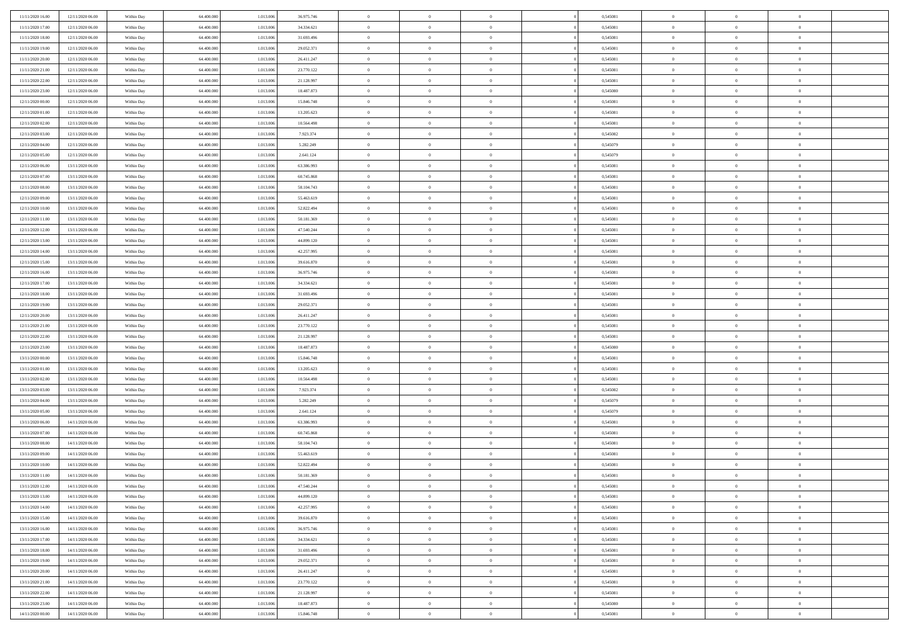| | | | | | | | | | | | | | | |
|---|---|---|---|---|---|---|---|---|---|---|---|---|---|---|
| 11/11/2020 16:00 | 12/11/2020 06:00 | Within Day | 64.400.000 | 1.013.006 | 36.975.746 | 0 | 0 | 0 | | 0 | 0,545081 | 0 | 0 | 0 |
| 11/11/2020 17:00 | 12/11/2020 06:00 | Within Day | 64.400.000 | 1.013.006 | 34.334.621 | 0 | 0 | 0 | | 0 | 0,545081 | 0 | 0 | 0 |
| 11/11/2020 18:00 | 12/11/2020 06:00 | Within Day | 64.400.000 | 1.013.006 | 31.693.496 | 0 | 0 | 0 | | 0 | 0,545081 | 0 | 0 | 0 |
| 11/11/2020 19:00 | 12/11/2020 06:00 | Within Day | 64.400.000 | 1.013.006 | 29.052.371 | 0 | 0 | 0 | | 0 | 0,545081 | 0 | 0 | 0 |
| 11/11/2020 20:00 | 12/11/2020 06:00 | Within Day | 64.400.000 | 1.013.006 | 26.411.247 | 0 | 0 | 0 | | 0 | 0,545081 | 0 | 0 | 0 |
| 11/11/2020 21:00 | 12/11/2020 06:00 | Within Day | 64.400.000 | 1.013.006 | 23.770.122 | 0 | 0 | 0 | | 0 | 0,545081 | 0 | 0 | 0 |
| 11/11/2020 22:00 | 12/11/2020 06:00 | Within Day | 64.400.000 | 1.013.006 | 21.128.997 | 0 | 0 | 0 | | 0 | 0,545081 | 0 | 0 | 0 |
| 11/11/2020 23:00 | 12/11/2020 06:00 | Within Day | 64.400.000 | 1.013.006 | 18.487.873 | 0 | 0 | 0 | | 0 | 0,545080 | 0 | 0 | 0 |
| 12/11/2020 00:00 | 12/11/2020 06:00 | Within Day | 64.400.000 | 1.013.006 | 15.846.748 | 0 | 0 | 0 | | 0 | 0,545081 | 0 | 0 | 0 |
| 12/11/2020 01:00 | 12/11/2020 06:00 | Within Day | 64.400.000 | 1.013.006 | 13.205.623 | 0 | 0 | 0 | | 0 | 0,545081 | 0 | 0 | 0 |
| 12/11/2020 02:00 | 12/11/2020 06:00 | Within Day | 64.400.000 | 1.013.006 | 10.564.498 | 0 | 0 | 0 | | 0 | 0,545081 | 0 | 0 | 0 |
| 12/11/2020 03:00 | 12/11/2020 06:00 | Within Day | 64.400.000 | 1.013.006 | 7.923.374 | 0 | 0 | 0 | | 0 | 0,545082 | 0 | 0 | 0 |
| 12/11/2020 04:00 | 12/11/2020 06:00 | Within Day | 64.400.000 | 1.013.006 | 5.282.249 | 0 | 0 | 0 | | 0 | 0,545079 | 0 | 0 | 0 |
| 12/11/2020 05:00 | 12/11/2020 06:00 | Within Day | 64.400.000 | 1.013.006 | 2.641.124 | 0 | 0 | 0 | | 0 | 0,545079 | 0 | 0 | 0 |
| 12/11/2020 06:00 | 13/11/2020 06:00 | Within Day | 64.400.000 | 1.013.006 | 63.386.993 | 0 | 0 | 0 | | 0 | 0,545081 | 0 | 0 | 0 |
| 12/11/2020 07:00 | 13/11/2020 06:00 | Within Day | 64.400.000 | 1.013.006 | 60.745.868 | 0 | 0 | 0 | | 0 | 0,545081 | 0 | 0 | 0 |
| 12/11/2020 08:00 | 13/11/2020 06:00 | Within Day | 64.400.000 | 1.013.006 | 58.104.743 | 0 | 0 | 0 | | 0 | 0,545081 | 0 | 0 | 0 |
| 12/11/2020 09:00 | 13/11/2020 06:00 | Within Day | 64.400.000 | 1.013.006 | 55.463.619 | 0 | 0 | 0 | | 0 | 0,545081 | 0 | 0 | 0 |
| 12/11/2020 10:00 | 13/11/2020 06:00 | Within Day | 64.400.000 | 1.013.006 | 52.822.494 | 0 | 0 | 0 | | 0 | 0,545081 | 0 | 0 | 0 |
| 12/11/2020 11:00 | 13/11/2020 06:00 | Within Day | 64.400.000 | 1.013.006 | 50.181.369 | 0 | 0 | 0 | | 0 | 0,545081 | 0 | 0 | 0 |
| 12/11/2020 12:00 | 13/11/2020 06:00 | Within Day | 64.400.000 | 1.013.006 | 47.540.244 | 0 | 0 | 0 | | 0 | 0,545081 | 0 | 0 | 0 |
| 12/11/2020 13:00 | 13/11/2020 06:00 | Within Day | 64.400.000 | 1.013.006 | 44.899.120 | 0 | 0 | 0 | | 0 | 0,545081 | 0 | 0 | 0 |
| 12/11/2020 14:00 | 13/11/2020 06:00 | Within Day | 64.400.000 | 1.013.006 | 42.257.995 | 0 | 0 | 0 | | 0 | 0,545081 | 0 | 0 | 0 |
| 12/11/2020 15:00 | 13/11/2020 06:00 | Within Day | 64.400.000 | 1.013.006 | 39.616.870 | 0 | 0 | 0 | | 0 | 0,545081 | 0 | 0 | 0 |
| 12/11/2020 16:00 | 13/11/2020 06:00 | Within Day | 64.400.000 | 1.013.006 | 36.975.746 | 0 | 0 | 0 | | 0 | 0,545081 | 0 | 0 | 0 |
| 12/11/2020 17:00 | 13/11/2020 06:00 | Within Day | 64.400.000 | 1.013.006 | 34.334.621 | 0 | 0 | 0 | | 0 | 0,545081 | 0 | 0 | 0 |
| 12/11/2020 18:00 | 13/11/2020 06:00 | Within Day | 64.400.000 | 1.013.006 | 31.693.496 | 0 | 0 | 0 | | 0 | 0,545081 | 0 | 0 | 0 |
| 12/11/2020 19:00 | 13/11/2020 06:00 | Within Day | 64.400.000 | 1.013.006 | 29.052.371 | 0 | 0 | 0 | | 0 | 0,545081 | 0 | 0 | 0 |
| 12/11/2020 20:00 | 13/11/2020 06:00 | Within Day | 64.400.000 | 1.013.006 | 26.411.247 | 0 | 0 | 0 | | 0 | 0,545081 | 0 | 0 | 0 |
| 12/11/2020 21:00 | 13/11/2020 06:00 | Within Day | 64.400.000 | 1.013.006 | 23.770.122 | 0 | 0 | 0 | | 0 | 0,545081 | 0 | 0 | 0 |
| 12/11/2020 22:00 | 13/11/2020 06:00 | Within Day | 64.400.000 | 1.013.006 | 21.128.997 | 0 | 0 | 0 | | 0 | 0,545081 | 0 | 0 | 0 |
| 12/11/2020 23:00 | 13/11/2020 06:00 | Within Day | 64.400.000 | 1.013.006 | 18.487.873 | 0 | 0 | 0 | | 0 | 0,545080 | 0 | 0 | 0 |
| 13/11/2020 00:00 | 13/11/2020 06:00 | Within Day | 64.400.000 | 1.013.006 | 15.846.748 | 0 | 0 | 0 | | 0 | 0,545081 | 0 | 0 | 0 |
| 13/11/2020 01:00 | 13/11/2020 06:00 | Within Day | 64.400.000 | 1.013.006 | 13.205.623 | 0 | 0 | 0 | | 0 | 0,545081 | 0 | 0 | 0 |
| 13/11/2020 02:00 | 13/11/2020 06:00 | Within Day | 64.400.000 | 1.013.006 | 10.564.498 | 0 | 0 | 0 | | 0 | 0,545081 | 0 | 0 | 0 |
| 13/11/2020 03:00 | 13/11/2020 06:00 | Within Day | 64.400.000 | 1.013.006 | 7.923.374 | 0 | 0 | 0 | | 0 | 0,545082 | 0 | 0 | 0 |
| 13/11/2020 04:00 | 13/11/2020 06:00 | Within Day | 64.400.000 | 1.013.006 | 5.282.249 | 0 | 0 | 0 | | 0 | 0,545079 | 0 | 0 | 0 |
| 13/11/2020 05:00 | 13/11/2020 06:00 | Within Day | 64.400.000 | 1.013.006 | 2.641.124 | 0 | 0 | 0 | | 0 | 0,545079 | 0 | 0 | 0 |
| 13/11/2020 06:00 | 14/11/2020 06:00 | Within Day | 64.400.000 | 1.013.006 | 63.386.993 | 0 | 0 | 0 | | 0 | 0,545081 | 0 | 0 | 0 |
| 13/11/2020 07:00 | 14/11/2020 06:00 | Within Day | 64.400.000 | 1.013.006 | 60.745.868 | 0 | 0 | 0 | | 0 | 0,545081 | 0 | 0 | 0 |
| 13/11/2020 08:00 | 14/11/2020 06:00 | Within Day | 64.400.000 | 1.013.006 | 58.104.743 | 0 | 0 | 0 | | 0 | 0,545081 | 0 | 0 | 0 |
| 13/11/2020 09:00 | 14/11/2020 06:00 | Within Day | 64.400.000 | 1.013.006 | 55.463.619 | 0 | 0 | 0 | | 0 | 0,545081 | 0 | 0 | 0 |
| 13/11/2020 10:00 | 14/11/2020 06:00 | Within Day | 64.400.000 | 1.013.006 | 52.822.494 | 0 | 0 | 0 | | 0 | 0,545081 | 0 | 0 | 0 |
| 13/11/2020 11:00 | 14/11/2020 06:00 | Within Day | 64.400.000 | 1.013.006 | 50.181.369 | 0 | 0 | 0 | | 0 | 0,545081 | 0 | 0 | 0 |
| 13/11/2020 12:00 | 14/11/2020 06:00 | Within Day | 64.400.000 | 1.013.006 | 47.540.244 | 0 | 0 | 0 | | 0 | 0,545081 | 0 | 0 | 0 |
| 13/11/2020 13:00 | 14/11/2020 06:00 | Within Day | 64.400.000 | 1.013.006 | 44.899.120 | 0 | 0 | 0 | | 0 | 0,545081 | 0 | 0 | 0 |
| 13/11/2020 14:00 | 14/11/2020 06:00 | Within Day | 64.400.000 | 1.013.006 | 42.257.995 | 0 | 0 | 0 | | 0 | 0,545081 | 0 | 0 | 0 |
| 13/11/2020 15:00 | 14/11/2020 06:00 | Within Day | 64.400.000 | 1.013.006 | 39.616.870 | 0 | 0 | 0 | | 0 | 0,545081 | 0 | 0 | 0 |
| 13/11/2020 16:00 | 14/11/2020 06:00 | Within Day | 64.400.000 | 1.013.006 | 36.975.746 | 0 | 0 | 0 | | 0 | 0,545081 | 0 | 0 | 0 |
| 13/11/2020 17:00 | 14/11/2020 06:00 | Within Day | 64.400.000 | 1.013.006 | 34.334.621 | 0 | 0 | 0 | | 0 | 0,545081 | 0 | 0 | 0 |
| 13/11/2020 18:00 | 14/11/2020 06:00 | Within Day | 64.400.000 | 1.013.006 | 31.693.496 | 0 | 0 | 0 | | 0 | 0,545081 | 0 | 0 | 0 |
| 13/11/2020 19:00 | 14/11/2020 06:00 | Within Day | 64.400.000 | 1.013.006 | 29.052.371 | 0 | 0 | 0 | | 0 | 0,545081 | 0 | 0 | 0 |
| 13/11/2020 20:00 | 14/11/2020 06:00 | Within Day | 64.400.000 | 1.013.006 | 26.411.247 | 0 | 0 | 0 | | 0 | 0,545081 | 0 | 0 | 0 |
| 13/11/2020 21:00 | 14/11/2020 06:00 | Within Day | 64.400.000 | 1.013.006 | 23.770.122 | 0 | 0 | 0 | | 0 | 0,545081 | 0 | 0 | 0 |
| 13/11/2020 22:00 | 14/11/2020 06:00 | Within Day | 64.400.000 | 1.013.006 | 21.128.997 | 0 | 0 | 0 | | 0 | 0,545081 | 0 | 0 | 0 |
| 13/11/2020 23:00 | 14/11/2020 06:00 | Within Day | 64.400.000 | 1.013.006 | 18.487.873 | 0 | 0 | 0 | | 0 | 0,545080 | 0 | 0 | 0 |
| 14/11/2020 00:00 | 14/11/2020 06:00 | Within Day | 64.400.000 | 1.013.006 | 15.846.748 | 0 | 0 | 0 | | 0 | 0,545081 | 0 | 0 | 0 |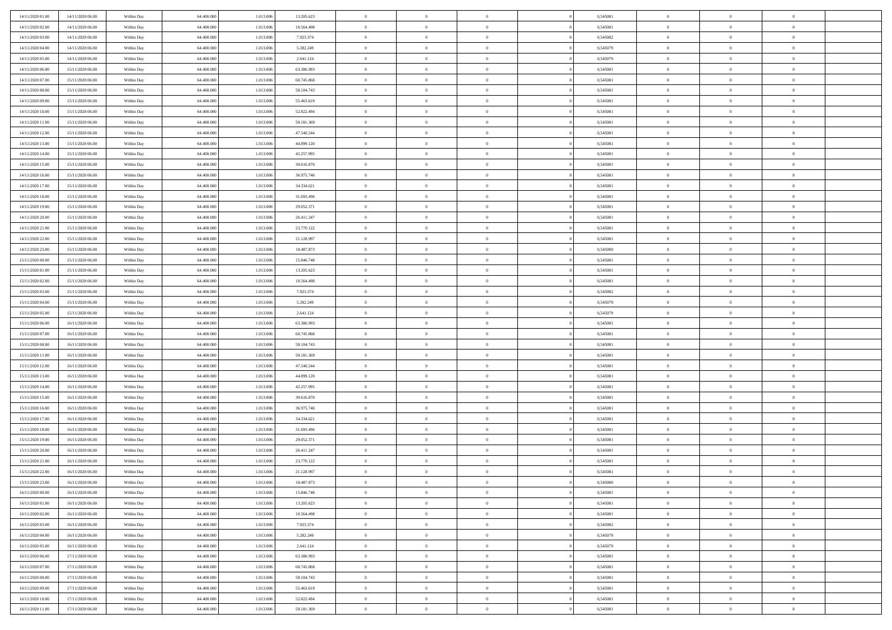| | | | | | | | | | | | | | | |
|---|---|---|---|---|---|---|---|---|---|---|---|---|---|---|
| 14/11/2020 01:00 | 14/11/2020 06:00 | Within Day | 64.400.000 | 1.013.006 | 13.205.623 | 0 | 0 | 0 | | 0 | 0,545081 | 0 | 0 | 0 |
| 14/11/2020 02:00 | 14/11/2020 06:00 | Within Day | 64.400.000 | 1.013.006 | 10.564.498 | 0 | 0 | 0 | | 0 | 0,545081 | 0 | 0 | 0 |
| 14/11/2020 03:00 | 14/11/2020 06:00 | Within Day | 64.400.000 | 1.013.006 | 7.923.374 | 0 | 0 | 0 | | 0 | 0,545082 | 0 | 0 | 0 |
| 14/11/2020 04:00 | 14/11/2020 06:00 | Within Day | 64.400.000 | 1.013.006 | 5.282.249 | 0 | 0 | 0 | | 0 | 0,545079 | 0 | 0 | 0 |
| 14/11/2020 05:00 | 14/11/2020 06:00 | Within Day | 64.400.000 | 1.013.006 | 2.641.124 | 0 | 0 | 0 | | 0 | 0,545079 | 0 | 0 | 0 |
| 14/11/2020 06:00 | 15/11/2020 06:00 | Within Day | 64.400.000 | 1.013.006 | 63.386.993 | 0 | 0 | 0 | | 0 | 0,545081 | 0 | 0 | 0 |
| 14/11/2020 07:00 | 15/11/2020 06:00 | Within Day | 64.400.000 | 1.013.006 | 60.745.868 | 0 | 0 | 0 | | 0 | 0,545081 | 0 | 0 | 0 |
| 14/11/2020 08:00 | 15/11/2020 06:00 | Within Day | 64.400.000 | 1.013.006 | 58.104.743 | 0 | 0 | 0 | | 0 | 0,545081 | 0 | 0 | 0 |
| 14/11/2020 09:00 | 15/11/2020 06:00 | Within Day | 64.400.000 | 1.013.006 | 55.463.619 | 0 | 0 | 0 | | 0 | 0,545081 | 0 | 0 | 0 |
| 14/11/2020 10:00 | 15/11/2020 06:00 | Within Day | 64.400.000 | 1.013.006 | 52.822.494 | 0 | 0 | 0 | | 0 | 0,545081 | 0 | 0 | 0 |
| 14/11/2020 11:00 | 15/11/2020 06:00 | Within Day | 64.400.000 | 1.013.006 | 50.181.369 | 0 | 0 | 0 | | 0 | 0,545081 | 0 | 0 | 0 |
| 14/11/2020 12:00 | 15/11/2020 06:00 | Within Day | 64.400.000 | 1.013.006 | 47.540.244 | 0 | 0 | 0 | | 0 | 0,545081 | 0 | 0 | 0 |
| 14/11/2020 13:00 | 15/11/2020 06:00 | Within Day | 64.400.000 | 1.013.006 | 44.899.120 | 0 | 0 | 0 | | 0 | 0,545081 | 0 | 0 | 0 |
| 14/11/2020 14:00 | 15/11/2020 06:00 | Within Day | 64.400.000 | 1.013.006 | 42.257.995 | 0 | 0 | 0 | | 0 | 0,545081 | 0 | 0 | 0 |
| 14/11/2020 15:00 | 15/11/2020 06:00 | Within Day | 64.400.000 | 1.013.006 | 39.616.870 | 0 | 0 | 0 | | 0 | 0,545081 | 0 | 0 | 0 |
| 14/11/2020 16:00 | 15/11/2020 06:00 | Within Day | 64.400.000 | 1.013.006 | 36.975.746 | 0 | 0 | 0 | | 0 | 0,545081 | 0 | 0 | 0 |
| 14/11/2020 17:00 | 15/11/2020 06:00 | Within Day | 64.400.000 | 1.013.006 | 34.334.621 | 0 | 0 | 0 | | 0 | 0,545081 | 0 | 0 | 0 |
| 14/11/2020 18:00 | 15/11/2020 06:00 | Within Day | 64.400.000 | 1.013.006 | 31.693.496 | 0 | 0 | 0 | | 0 | 0,545081 | 0 | 0 | 0 |
| 14/11/2020 19:00 | 15/11/2020 06:00 | Within Day | 64.400.000 | 1.013.006 | 29.052.371 | 0 | 0 | 0 | | 0 | 0,545081 | 0 | 0 | 0 |
| 14/11/2020 20:00 | 15/11/2020 06:00 | Within Day | 64.400.000 | 1.013.006 | 26.411.247 | 0 | 0 | 0 | | 0 | 0,545081 | 0 | 0 | 0 |
| 14/11/2020 21:00 | 15/11/2020 06:00 | Within Day | 64.400.000 | 1.013.006 | 23.770.122 | 0 | 0 | 0 | | 0 | 0,545081 | 0 | 0 | 0 |
| 14/11/2020 22:00 | 15/11/2020 06:00 | Within Day | 64.400.000 | 1.013.006 | 21.128.997 | 0 | 0 | 0 | | 0 | 0,545081 | 0 | 0 | 0 |
| 14/11/2020 23:00 | 15/11/2020 06:00 | Within Day | 64.400.000 | 1.013.006 | 18.487.873 | 0 | 0 | 0 | | 0 | 0,545080 | 0 | 0 | 0 |
| 15/11/2020 00:00 | 15/11/2020 06:00 | Within Day | 64.400.000 | 1.013.006 | 15.846.748 | 0 | 0 | 0 | | 0 | 0,545081 | 0 | 0 | 0 |
| 15/11/2020 01:00 | 15/11/2020 06:00 | Within Day | 64.400.000 | 1.013.006 | 13.205.623 | 0 | 0 | 0 | | 0 | 0,545081 | 0 | 0 | 0 |
| 15/11/2020 02:00 | 15/11/2020 06:00 | Within Day | 64.400.000 | 1.013.006 | 10.564.498 | 0 | 0 | 0 | | 0 | 0,545081 | 0 | 0 | 0 |
| 15/11/2020 03:00 | 15/11/2020 06:00 | Within Day | 64.400.000 | 1.013.006 | 7.923.374 | 0 | 0 | 0 | | 0 | 0,545082 | 0 | 0 | 0 |
| 15/11/2020 04:00 | 15/11/2020 06:00 | Within Day | 64.400.000 | 1.013.006 | 5.282.249 | 0 | 0 | 0 | | 0 | 0,545079 | 0 | 0 | 0 |
| 15/11/2020 05:00 | 15/11/2020 06:00 | Within Day | 64.400.000 | 1.013.006 | 2.641.124 | 0 | 0 | 0 | | 0 | 0,545079 | 0 | 0 | 0 |
| 15/11/2020 06:00 | 16/11/2020 06:00 | Within Day | 64.400.000 | 1.013.006 | 63.386.993 | 0 | 0 | 0 | | 0 | 0,545081 | 0 | 0 | 0 |
| 15/11/2020 07:00 | 16/11/2020 06:00 | Within Day | 64.400.000 | 1.013.006 | 60.745.868 | 0 | 0 | 0 | | 0 | 0,545081 | 0 | 0 | 0 |
| 15/11/2020 08:00 | 16/11/2020 06:00 | Within Day | 64.400.000 | 1.013.006 | 58.104.743 | 0 | 0 | 0 | | 0 | 0,545081 | 0 | 0 | 0 |
| 15/11/2020 11:00 | 16/11/2020 06:00 | Within Day | 64.400.000 | 1.013.006 | 50.181.369 | 0 | 0 | 0 | | 0 | 0,545081 | 0 | 0 | 0 |
| 15/11/2020 12:00 | 16/11/2020 06:00 | Within Day | 64.400.000 | 1.013.006 | 47.540.244 | 0 | 0 | 0 | | 0 | 0,545081 | 0 | 0 | 0 |
| 15/11/2020 13:00 | 16/11/2020 06:00 | Within Day | 64.400.000 | 1.013.006 | 44.899.120 | 0 | 0 | 0 | | 0 | 0,545081 | 0 | 0 | 0 |
| 15/11/2020 14:00 | 16/11/2020 06:00 | Within Day | 64.400.000 | 1.013.006 | 42.257.995 | 0 | 0 | 0 | | 0 | 0,545081 | 0 | 0 | 0 |
| 15/11/2020 15:00 | 16/11/2020 06:00 | Within Day | 64.400.000 | 1.013.006 | 39.616.870 | 0 | 0 | 0 | | 0 | 0,545081 | 0 | 0 | 0 |
| 15/11/2020 16:00 | 16/11/2020 06:00 | Within Day | 64.400.000 | 1.013.006 | 36.975.746 | 0 | 0 | 0 | | 0 | 0,545081 | 0 | 0 | 0 |
| 15/11/2020 17:00 | 16/11/2020 06:00 | Within Day | 64.400.000 | 1.013.006 | 34.334.621 | 0 | 0 | 0 | | 0 | 0,545081 | 0 | 0 | 0 |
| 15/11/2020 18:00 | 16/11/2020 06:00 | Within Day | 64.400.000 | 1.013.006 | 31.693.496 | 0 | 0 | 0 | | 0 | 0,545081 | 0 | 0 | 0 |
| 15/11/2020 19:00 | 16/11/2020 06:00 | Within Day | 64.400.000 | 1.013.006 | 29.052.371 | 0 | 0 | 0 | | 0 | 0,545081 | 0 | 0 | 0 |
| 15/11/2020 20:00 | 16/11/2020 06:00 | Within Day | 64.400.000 | 1.013.006 | 26.411.247 | 0 | 0 | 0 | | 0 | 0,545081 | 0 | 0 | 0 |
| 15/11/2020 21:00 | 16/11/2020 06:00 | Within Day | 64.400.000 | 1.013.006 | 23.770.122 | 0 | 0 | 0 | | 0 | 0,545081 | 0 | 0 | 0 |
| 15/11/2020 22:00 | 16/11/2020 06:00 | Within Day | 64.400.000 | 1.013.006 | 21.128.997 | 0 | 0 | 0 | | 0 | 0,545081 | 0 | 0 | 0 |
| 15/11/2020 23:00 | 16/11/2020 06:00 | Within Day | 64.400.000 | 1.013.006 | 18.487.873 | 0 | 0 | 0 | | 0 | 0,545080 | 0 | 0 | 0 |
| 16/11/2020 00:00 | 16/11/2020 06:00 | Within Day | 64.400.000 | 1.013.006 | 15.846.748 | 0 | 0 | 0 | | 0 | 0,545081 | 0 | 0 | 0 |
| 16/11/2020 01:00 | 16/11/2020 06:00 | Within Day | 64.400.000 | 1.013.006 | 13.205.623 | 0 | 0 | 0 | | 0 | 0,545081 | 0 | 0 | 0 |
| 16/11/2020 02:00 | 16/11/2020 06:00 | Within Day | 64.400.000 | 1.013.006 | 10.564.498 | 0 | 0 | 0 | | 0 | 0,545081 | 0 | 0 | 0 |
| 16/11/2020 03:00 | 16/11/2020 06:00 | Within Day | 64.400.000 | 1.013.006 | 7.923.374 | 0 | 0 | 0 | | 0 | 0,545082 | 0 | 0 | 0 |
| 16/11/2020 04:00 | 16/11/2020 06:00 | Within Day | 64.400.000 | 1.013.006 | 5.282.249 | 0 | 0 | 0 | | 0 | 0,545079 | 0 | 0 | 0 |
| 16/11/2020 05:00 | 16/11/2020 06:00 | Within Day | 64.400.000 | 1.013.006 | 2.641.124 | 0 | 0 | 0 | | 0 | 0,545079 | 0 | 0 | 0 |
| 16/11/2020 06:00 | 17/11/2020 06:00 | Within Day | 64.400.000 | 1.013.006 | 63.386.993 | 0 | 0 | 0 | | 0 | 0,545081 | 0 | 0 | 0 |
| 16/11/2020 07:00 | 17/11/2020 06:00 | Within Day | 64.400.000 | 1.013.006 | 60.745.868 | 0 | 0 | 0 | | 0 | 0,545081 | 0 | 0 | 0 |
| 16/11/2020 08:00 | 17/11/2020 06:00 | Within Day | 64.400.000 | 1.013.006 | 58.104.743 | 0 | 0 | 0 | | 0 | 0,545081 | 0 | 0 | 0 |
| 16/11/2020 09:00 | 17/11/2020 06:00 | Within Day | 64.400.000 | 1.013.006 | 55.463.619 | 0 | 0 | 0 | | 0 | 0,545081 | 0 | 0 | 0 |
| 16/11/2020 10:00 | 17/11/2020 06:00 | Within Day | 64.400.000 | 1.013.006 | 52.822.494 | 0 | 0 | 0 | | 0 | 0,545081 | 0 | 0 | 0 |
| 16/11/2020 11:00 | 17/11/2020 06:00 | Within Day | 64.400.000 | 1.013.006 | 50.181.369 | 0 | 0 | 0 | | 0 | 0,545081 | 0 | 0 | 0 |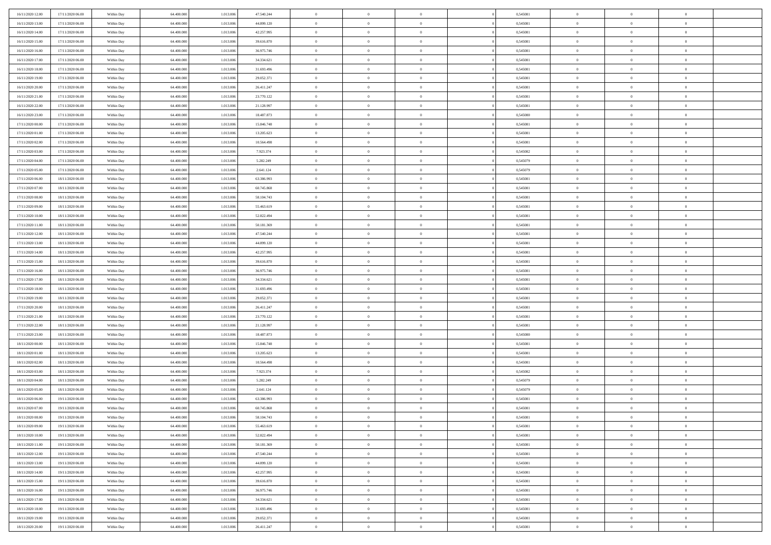| | | | | | | | | | | | | | | |
|---|---|---|---|---|---|---|---|---|---|---|---|---|---|---|
| 16/11/2020 12:00 | 17/11/2020 06:00 | Within Day | 64.400.000 | 1.013.006 | 47.540.244 | 0 | 0 | 0 | | 0 | 0,545081 | 0 | 0 | 0 |
| 16/11/2020 13:00 | 17/11/2020 06:00 | Within Day | 64.400.000 | 1.013.006 | 44.899.120 | 0 | 0 | 0 | | 0 | 0,545081 | 0 | 0 | 0 |
| 16/11/2020 14:00 | 17/11/2020 06:00 | Within Day | 64.400.000 | 1.013.006 | 42.257.995 | 0 | 0 | 0 | | 0 | 0,545081 | 0 | 0 | 0 |
| 16/11/2020 15:00 | 17/11/2020 06:00 | Within Day | 64.400.000 | 1.013.006 | 39.616.870 | 0 | 0 | 0 | | 0 | 0,545081 | 0 | 0 | 0 |
| 16/11/2020 16:00 | 17/11/2020 06:00 | Within Day | 64.400.000 | 1.013.006 | 36.975.746 | 0 | 0 | 0 | | 0 | 0,545081 | 0 | 0 | 0 |
| 16/11/2020 17:00 | 17/11/2020 06:00 | Within Day | 64.400.000 | 1.013.006 | 34.334.621 | 0 | 0 | 0 | | 0 | 0,545081 | 0 | 0 | 0 |
| 16/11/2020 18:00 | 17/11/2020 06:00 | Within Day | 64.400.000 | 1.013.006 | 31.693.496 | 0 | 0 | 0 | | 0 | 0,545081 | 0 | 0 | 0 |
| 16/11/2020 19:00 | 17/11/2020 06:00 | Within Day | 64.400.000 | 1.013.006 | 29.052.371 | 0 | 0 | 0 | | 0 | 0,545081 | 0 | 0 | 0 |
| 16/11/2020 20:00 | 17/11/2020 06:00 | Within Day | 64.400.000 | 1.013.006 | 26.411.247 | 0 | 0 | 0 | | 0 | 0,545081 | 0 | 0 | 0 |
| 16/11/2020 21:00 | 17/11/2020 06:00 | Within Day | 64.400.000 | 1.013.006 | 23.770.122 | 0 | 0 | 0 | | 0 | 0,545081 | 0 | 0 | 0 |
| 16/11/2020 22:00 | 17/11/2020 06:00 | Within Day | 64.400.000 | 1.013.006 | 21.128.997 | 0 | 0 | 0 | | 0 | 0,545081 | 0 | 0 | 0 |
| 16/11/2020 23:00 | 17/11/2020 06:00 | Within Day | 64.400.000 | 1.013.006 | 18.487.873 | 0 | 0 | 0 | | 0 | 0,545080 | 0 | 0 | 0 |
| 17/11/2020 00:00 | 17/11/2020 06:00 | Within Day | 64.400.000 | 1.013.006 | 15.846.748 | 0 | 0 | 0 | | 0 | 0,545081 | 0 | 0 | 0 |
| 17/11/2020 01:00 | 17/11/2020 06:00 | Within Day | 64.400.000 | 1.013.006 | 13.205.623 | 0 | 0 | 0 | | 0 | 0,545081 | 0 | 0 | 0 |
| 17/11/2020 02:00 | 17/11/2020 06:00 | Within Day | 64.400.000 | 1.013.006 | 10.564.498 | 0 | 0 | 0 | | 0 | 0,545081 | 0 | 0 | 0 |
| 17/11/2020 03:00 | 17/11/2020 06:00 | Within Day | 64.400.000 | 1.013.006 | 7.923.374 | 0 | 0 | 0 | | 0 | 0,545082 | 0 | 0 | 0 |
| 17/11/2020 04:00 | 17/11/2020 06:00 | Within Day | 64.400.000 | 1.013.006 | 5.282.249 | 0 | 0 | 0 | | 0 | 0,545079 | 0 | 0 | 0 |
| 17/11/2020 05:00 | 17/11/2020 06:00 | Within Day | 64.400.000 | 1.013.006 | 2.641.124 | 0 | 0 | 0 | | 0 | 0,545079 | 0 | 0 | 0 |
| 17/11/2020 06:00 | 18/11/2020 06:00 | Within Day | 64.400.000 | 1.013.006 | 63.386.993 | 0 | 0 | 0 | | 0 | 0,545081 | 0 | 0 | 0 |
| 17/11/2020 07:00 | 18/11/2020 06:00 | Within Day | 64.400.000 | 1.013.006 | 60.745.868 | 0 | 0 | 0 | | 0 | 0,545081 | 0 | 0 | 0 |
| 17/11/2020 08:00 | 18/11/2020 06:00 | Within Day | 64.400.000 | 1.013.006 | 58.104.743 | 0 | 0 | 0 | | 0 | 0,545081 | 0 | 0 | 0 |
| 17/11/2020 09:00 | 18/11/2020 06:00 | Within Day | 64.400.000 | 1.013.006 | 55.463.619 | 0 | 0 | 0 | | 0 | 0,545081 | 0 | 0 | 0 |
| 17/11/2020 10:00 | 18/11/2020 06:00 | Within Day | 64.400.000 | 1.013.006 | 52.822.494 | 0 | 0 | 0 | | 0 | 0,545081 | 0 | 0 | 0 |
| 17/11/2020 11:00 | 18/11/2020 06:00 | Within Day | 64.400.000 | 1.013.006 | 50.181.369 | 0 | 0 | 0 | | 0 | 0,545081 | 0 | 0 | 0 |
| 17/11/2020 12:00 | 18/11/2020 06:00 | Within Day | 64.400.000 | 1.013.006 | 47.540.244 | 0 | 0 | 0 | | 0 | 0,545081 | 0 | 0 | 0 |
| 17/11/2020 13:00 | 18/11/2020 06:00 | Within Day | 64.400.000 | 1.013.006 | 44.899.120 | 0 | 0 | 0 | | 0 | 0,545081 | 0 | 0 | 0 |
| 17/11/2020 14:00 | 18/11/2020 06:00 | Within Day | 64.400.000 | 1.013.006 | 42.257.995 | 0 | 0 | 0 | | 0 | 0,545081 | 0 | 0 | 0 |
| 17/11/2020 15:00 | 18/11/2020 06:00 | Within Day | 64.400.000 | 1.013.006 | 39.616.870 | 0 | 0 | 0 | | 0 | 0,545081 | 0 | 0 | 0 |
| 17/11/2020 16:00 | 18/11/2020 06:00 | Within Day | 64.400.000 | 1.013.006 | 36.975.746 | 0 | 0 | 0 | | 0 | 0,545081 | 0 | 0 | 0 |
| 17/11/2020 17:00 | 18/11/2020 06:00 | Within Day | 64.400.000 | 1.013.006 | 34.334.621 | 0 | 0 | 0 | | 0 | 0,545081 | 0 | 0 | 0 |
| 17/11/2020 18:00 | 18/11/2020 06:00 | Within Day | 64.400.000 | 1.013.006 | 31.693.496 | 0 | 0 | 0 | | 0 | 0,545081 | 0 | 0 | 0 |
| 17/11/2020 19:00 | 18/11/2020 06:00 | Within Day | 64.400.000 | 1.013.006 | 29.052.371 | 0 | 0 | 0 | | 0 | 0,545081 | 0 | 0 | 0 |
| 17/11/2020 20:00 | 18/11/2020 06:00 | Within Day | 64.400.000 | 1.013.006 | 26.411.247 | 0 | 0 | 0 | | 0 | 0,545081 | 0 | 0 | 0 |
| 17/11/2020 21:00 | 18/11/2020 06:00 | Within Day | 64.400.000 | 1.013.006 | 23.770.122 | 0 | 0 | 0 | | 0 | 0,545081 | 0 | 0 | 0 |
| 17/11/2020 22:00 | 18/11/2020 06:00 | Within Day | 64.400.000 | 1.013.006 | 21.128.997 | 0 | 0 | 0 | | 0 | 0,545081 | 0 | 0 | 0 |
| 17/11/2020 23:00 | 18/11/2020 06:00 | Within Day | 64.400.000 | 1.013.006 | 18.487.873 | 0 | 0 | 0 | | 0 | 0,545080 | 0 | 0 | 0 |
| 18/11/2020 00:00 | 18/11/2020 06:00 | Within Day | 64.400.000 | 1.013.006 | 15.846.748 | 0 | 0 | 0 | | 0 | 0,545081 | 0 | 0 | 0 |
| 18/11/2020 01:00 | 18/11/2020 06:00 | Within Day | 64.400.000 | 1.013.006 | 13.205.623 | 0 | 0 | 0 | | 0 | 0,545081 | 0 | 0 | 0 |
| 18/11/2020 02:00 | 18/11/2020 06:00 | Within Day | 64.400.000 | 1.013.006 | 10.564.498 | 0 | 0 | 0 | | 0 | 0,545081 | 0 | 0 | 0 |
| 18/11/2020 03:00 | 18/11/2020 06:00 | Within Day | 64.400.000 | 1.013.006 | 7.923.374 | 0 | 0 | 0 | | 0 | 0,545082 | 0 | 0 | 0 |
| 18/11/2020 04:00 | 18/11/2020 06:00 | Within Day | 64.400.000 | 1.013.006 | 5.282.249 | 0 | 0 | 0 | | 0 | 0,545079 | 0 | 0 | 0 |
| 18/11/2020 05:00 | 18/11/2020 06:00 | Within Day | 64.400.000 | 1.013.006 | 2.641.124 | 0 | 0 | 0 | | 0 | 0,545079 | 0 | 0 | 0 |
| 18/11/2020 06:00 | 19/11/2020 06:00 | Within Day | 64.400.000 | 1.013.006 | 63.386.993 | 0 | 0 | 0 | | 0 | 0,545081 | 0 | 0 | 0 |
| 18/11/2020 07:00 | 19/11/2020 06:00 | Within Day | 64.400.000 | 1.013.006 | 60.745.868 | 0 | 0 | 0 | | 0 | 0,545081 | 0 | 0 | 0 |
| 18/11/2020 08:00 | 19/11/2020 06:00 | Within Day | 64.400.000 | 1.013.006 | 58.104.743 | 0 | 0 | 0 | | 0 | 0,545081 | 0 | 0 | 0 |
| 18/11/2020 09:00 | 19/11/2020 06:00 | Within Day | 64.400.000 | 1.013.006 | 55.463.619 | 0 | 0 | 0 | | 0 | 0,545081 | 0 | 0 | 0 |
| 18/11/2020 10:00 | 19/11/2020 06:00 | Within Day | 64.400.000 | 1.013.006 | 52.822.494 | 0 | 0 | 0 | | 0 | 0,545081 | 0 | 0 | 0 |
| 18/11/2020 11:00 | 19/11/2020 06:00 | Within Day | 64.400.000 | 1.013.006 | 50.181.369 | 0 | 0 | 0 | | 0 | 0,545081 | 0 | 0 | 0 |
| 18/11/2020 12:00 | 19/11/2020 06:00 | Within Day | 64.400.000 | 1.013.006 | 47.540.244 | 0 | 0 | 0 | | 0 | 0,545081 | 0 | 0 | 0 |
| 18/11/2020 13:00 | 19/11/2020 06:00 | Within Day | 64.400.000 | 1.013.006 | 44.899.120 | 0 | 0 | 0 | | 0 | 0,545081 | 0 | 0 | 0 |
| 18/11/2020 14:00 | 19/11/2020 06:00 | Within Day | 64.400.000 | 1.013.006 | 42.257.995 | 0 | 0 | 0 | | 0 | 0,545081 | 0 | 0 | 0 |
| 18/11/2020 15:00 | 19/11/2020 06:00 | Within Day | 64.400.000 | 1.013.006 | 39.616.870 | 0 | 0 | 0 | | 0 | 0,545081 | 0 | 0 | 0 |
| 18/11/2020 16:00 | 19/11/2020 06:00 | Within Day | 64.400.000 | 1.013.006 | 36.975.746 | 0 | 0 | 0 | | 0 | 0,545081 | 0 | 0 | 0 |
| 18/11/2020 17:00 | 19/11/2020 06:00 | Within Day | 64.400.000 | 1.013.006 | 34.334.621 | 0 | 0 | 0 | | 0 | 0,545081 | 0 | 0 | 0 |
| 18/11/2020 18:00 | 19/11/2020 06:00 | Within Day | 64.400.000 | 1.013.006 | 31.693.496 | 0 | 0 | 0 | | 0 | 0,545081 | 0 | 0 | 0 |
| 18/11/2020 19:00 | 19/11/2020 06:00 | Within Day | 64.400.000 | 1.013.006 | 29.052.371 | 0 | 0 | 0 | | 0 | 0,545081 | 0 | 0 | 0 |
| 18/11/2020 20:00 | 19/11/2020 06:00 | Within Day | 64.400.000 | 1.013.006 | 26.411.247 | 0 | 0 | 0 | | 0 | 0,545081 | 0 | 0 | 0 |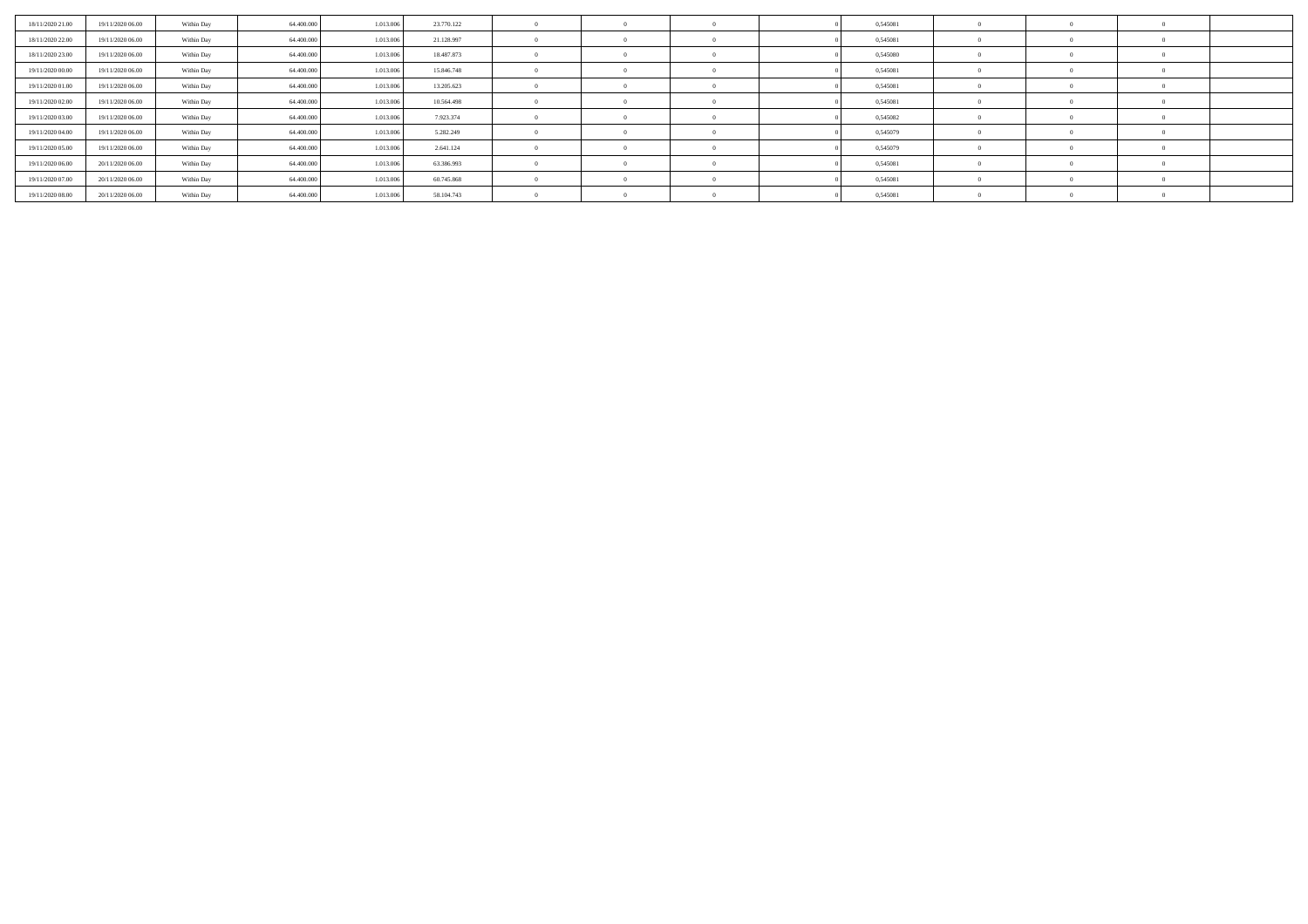| | | | | | | | | | | | | | | |
|---|---|---|---|---|---|---|---|---|---|---|---|---|---|---|
| 18/11/2020 21.00 | 19/11/2020 06.00 | Within Day | 64.400.000 | 1.013.006 | 23.770.122 | 0 | 0 | 0 | 0 | 0,545081 | 0 | 0 | 0 | |
| 18/11/2020 22.00 | 19/11/2020 06.00 | Within Day | 64.400.000 | 1.013.006 | 21.128.997 | 0 | 0 | 0 | 0 | 0,545081 | 0 | 0 | 0 | |
| 18/11/2020 23.00 | 19/11/2020 06.00 | Within Day | 64.400.000 | 1.013.006 | 18.487.873 | 0 | 0 | 0 | 0 | 0,545080 | 0 | 0 | 0 | |
| 19/11/2020 00.00 | 19/11/2020 06.00 | Within Day | 64.400.000 | 1.013.006 | 15.846.748 | 0 | 0 | 0 | 0 | 0,545081 | 0 | 0 | 0 | |
| 19/11/2020 01.00 | 19/11/2020 06.00 | Within Day | 64.400.000 | 1.013.006 | 13.205.623 | 0 | 0 | 0 | 0 | 0,545081 | 0 | 0 | 0 | |
| 19/11/2020 02.00 | 19/11/2020 06.00 | Within Day | 64.400.000 | 1.013.006 | 10.564.498 | 0 | 0 | 0 | 0 | 0,545081 | 0 | 0 | 0 | |
| 19/11/2020 03.00 | 19/11/2020 06.00 | Within Day | 64.400.000 | 1.013.006 | 7.923.374 | 0 | 0 | 0 | 0 | 0,545082 | 0 | 0 | 0 | |
| 19/11/2020 04.00 | 19/11/2020 06.00 | Within Day | 64.400.000 | 1.013.006 | 5.282.249 | 0 | 0 | 0 | 0 | 0,545079 | 0 | 0 | 0 | |
| 19/11/2020 05.00 | 19/11/2020 06.00 | Within Day | 64.400.000 | 1.013.006 | 2.641.124 | 0 | 0 | 0 | 0 | 0,545079 | 0 | 0 | 0 | |
| 19/11/2020 06.00 | 20/11/2020 06.00 | Within Day | 64.400.000 | 1.013.006 | 63.386.993 | 0 | 0 | 0 | 0 | 0,545081 | 0 | 0 | 0 | |
| 19/11/2020 07.00 | 20/11/2020 06.00 | Within Day | 64.400.000 | 1.013.006 | 60.745.868 | 0 | 0 | 0 | 0 | 0,545081 | 0 | 0 | 0 | |
| 19/11/2020 08.00 | 20/11/2020 06.00 | Within Day | 64.400.000 | 1.013.006 | 58.104.743 | 0 | 0 | 0 | 0 | 0,545081 | 0 | 0 | 0 | |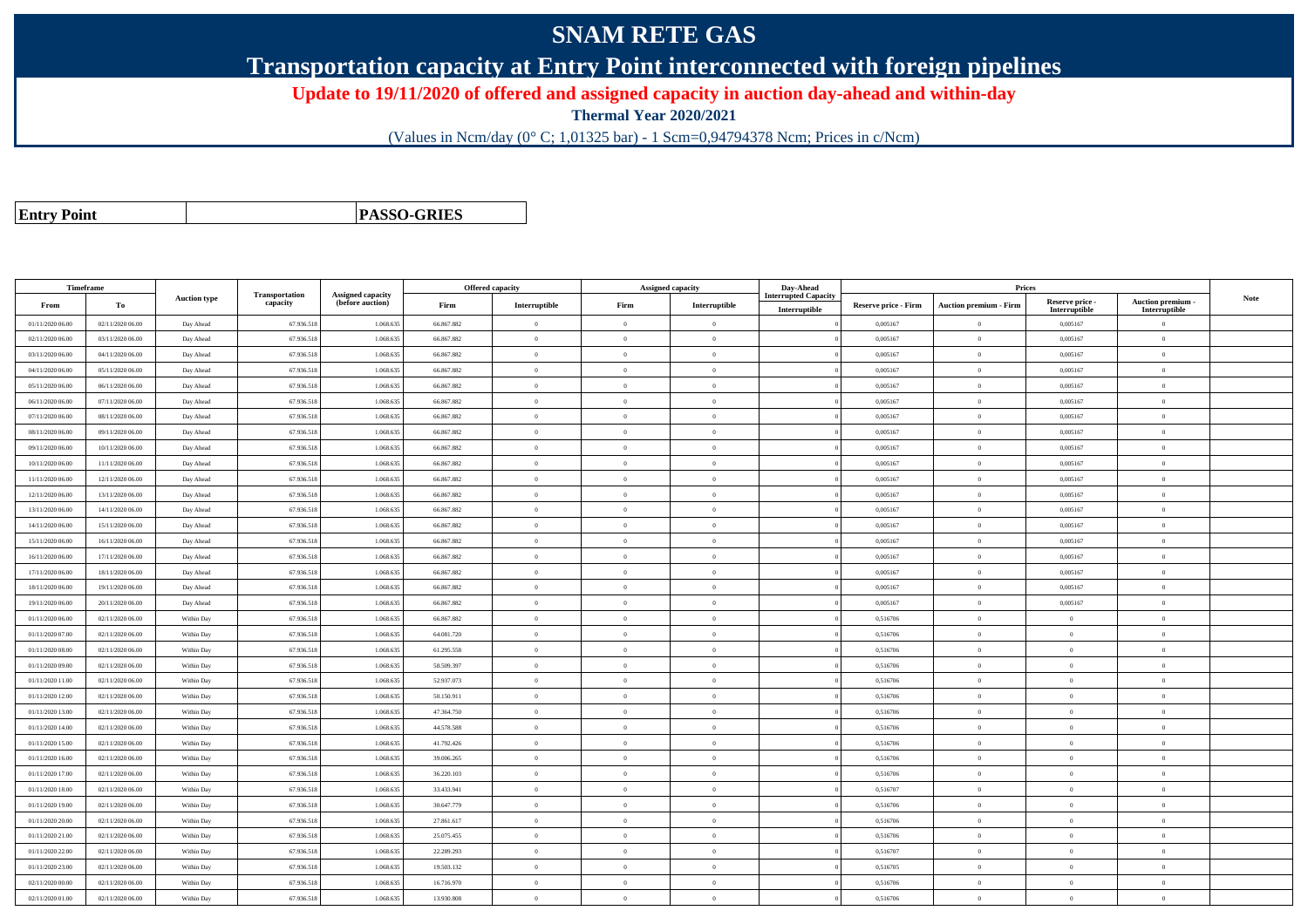# SNAM RETE GAS

## Transportation capacity at Entry Point interconnected with foreign pipelines

**Update to 19/11/2020 of offered and assigned capacity in auction day-ahead and within-day**

**Thermal Year 2020/2021**

(Values in Ncm/day (0° C; 1,01325 bar) - 1 Scm=0,94794378 Ncm; Prices in c/Ncm)

| **Entry Point** | | **PASSO-GRIES** |
|---|---|---|

| Timeframe | | Auction type | Transportation capacity | Assigned capacity (before auction) | Offered capacity | | Assigned capacity | | Day-Ahead Interrupted Capacity | Prices | | | | Note |
|---|---|---|---|---|---|---|---|---|---|---|---|---|---|---|
| From | To | | | | Firm | Interruptible | Firm | Interruptible | Interruptible | Reserve price - Firm | Auction premium - Firm | Reserve price - Interruptible | Auction premium - Interruptible | |
| 01/11/2020 06.00 | 02/11/2020 06.00 | Day Ahead | 67.936.518 | 1.068.635 | 66.867.882 | 0 | 0 | 0 | 0 | 0,005167 | 0 | 0,005167 | 0 | |
| 02/11/2020 06.00 | 03/11/2020 06.00 | Day Ahead | 67.936.518 | 1.068.635 | 66.867.882 | 0 | 0 | 0 | 0 | 0,005167 | 0 | 0,005167 | 0 | |
| 03/11/2020 06.00 | 04/11/2020 06.00 | Day Ahead | 67.936.518 | 1.068.635 | 66.867.882 | 0 | 0 | 0 | 0 | 0,005167 | 0 | 0,005167 | 0 | |
| 04/11/2020 06.00 | 05/11/2020 06.00 | Day Ahead | 67.936.518 | 1.068.635 | 66.867.882 | 0 | 0 | 0 | 0 | 0,005167 | 0 | 0,005167 | 0 | |
| 05/11/2020 06.00 | 06/11/2020 06.00 | Day Ahead | 67.936.518 | 1.068.635 | 66.867.882 | 0 | 0 | 0 | 0 | 0,005167 | 0 | 0,005167 | 0 | |
| 06/11/2020 06.00 | 07/11/2020 06.00 | Day Ahead | 67.936.518 | 1.068.635 | 66.867.882 | 0 | 0 | 0 | 0 | 0,005167 | 0 | 0,005167 | 0 | |
| 07/11/2020 06.00 | 08/11/2020 06.00 | Day Ahead | 67.936.518 | 1.068.635 | 66.867.882 | 0 | 0 | 0 | 0 | 0,005167 | 0 | 0,005167 | 0 | |
| 08/11/2020 06.00 | 09/11/2020 06.00 | Day Ahead | 67.936.518 | 1.068.635 | 66.867.882 | 0 | 0 | 0 | 0 | 0,005167 | 0 | 0,005167 | 0 | |
| 09/11/2020 06.00 | 10/11/2020 06.00 | Day Ahead | 67.936.518 | 1.068.635 | 66.867.882 | 0 | 0 | 0 | 0 | 0,005167 | 0 | 0,005167 | 0 | |
| 10/11/2020 06.00 | 11/11/2020 06.00 | Day Ahead | 67.936.518 | 1.068.635 | 66.867.882 | 0 | 0 | 0 | 0 | 0,005167 | 0 | 0,005167 | 0 | |
| 11/11/2020 06.00 | 12/11/2020 06.00 | Day Ahead | 67.936.518 | 1.068.635 | 66.867.882 | 0 | 0 | 0 | 0 | 0,005167 | 0 | 0,005167 | 0 | |
| 12/11/2020 06.00 | 13/11/2020 06.00 | Day Ahead | 67.936.518 | 1.068.635 | 66.867.882 | 0 | 0 | 0 | 0 | 0,005167 | 0 | 0,005167 | 0 | |
| 13/11/2020 06.00 | 14/11/2020 06.00 | Day Ahead | 67.936.518 | 1.068.635 | 66.867.882 | 0 | 0 | 0 | 0 | 0,005167 | 0 | 0,005167 | 0 | |
| 14/11/2020 06.00 | 15/11/2020 06.00 | Day Ahead | 67.936.518 | 1.068.635 | 66.867.882 | 0 | 0 | 0 | 0 | 0,005167 | 0 | 0,005167 | 0 | |
| 15/11/2020 06.00 | 16/11/2020 06.00 | Day Ahead | 67.936.518 | 1.068.635 | 66.867.882 | 0 | 0 | 0 | 0 | 0,005167 | 0 | 0,005167 | 0 | |
| 16/11/2020 06.00 | 17/11/2020 06.00 | Day Ahead | 67.936.518 | 1.068.635 | 66.867.882 | 0 | 0 | 0 | 0 | 0,005167 | 0 | 0,005167 | 0 | |
| 17/11/2020 06.00 | 18/11/2020 06.00 | Day Ahead | 67.936.518 | 1.068.635 | 66.867.882 | 0 | 0 | 0 | 0 | 0,005167 | 0 | 0,005167 | 0 | |
| 18/11/2020 06.00 | 19/11/2020 06.00 | Day Ahead | 67.936.518 | 1.068.635 | 66.867.882 | 0 | 0 | 0 | 0 | 0,005167 | 0 | 0,005167 | 0 | |
| 19/11/2020 06.00 | 20/11/2020 06.00 | Day Ahead | 67.936.518 | 1.068.635 | 66.867.882 | 0 | 0 | 0 | 0 | 0,005167 | 0 | 0,005167 | 0 | |
| 01/11/2020 06.00 | 02/11/2020 06.00 | Within Day | 67.936.518 | 1.068.635 | 66.867.882 | 0 | 0 | 0 | 0 | 0,516706 | 0 | 0 | 0 | |
| 01/11/2020 07.00 | 02/11/2020 06.00 | Within Day | 67.936.518 | 1.068.635 | 64.081.720 | 0 | 0 | 0 | 0 | 0,516706 | 0 | 0 | 0 | |
| 01/11/2020 08.00 | 02/11/2020 06.00 | Within Day | 67.936.518 | 1.068.635 | 61.295.558 | 0 | 0 | 0 | 0 | 0,516706 | 0 | 0 | 0 | |
| 01/11/2020 09.00 | 02/11/2020 06.00 | Within Day | 67.936.518 | 1.068.635 | 58.509.397 | 0 | 0 | 0 | 0 | 0,516706 | 0 | 0 | 0 | |
| 01/11/2020 11.00 | 02/11/2020 06.00 | Within Day | 67.936.518 | 1.068.635 | 52.937.073 | 0 | 0 | 0 | 0 | 0,516706 | 0 | 0 | 0 | |
| 01/11/2020 12.00 | 02/11/2020 06.00 | Within Day | 67.936.518 | 1.068.635 | 50.150.911 | 0 | 0 | 0 | 0 | 0,516706 | 0 | 0 | 0 | |
| 01/11/2020 13.00 | 02/11/2020 06.00 | Within Day | 67.936.518 | 1.068.635 | 47.364.750 | 0 | 0 | 0 | 0 | 0,516706 | 0 | 0 | 0 | |
| 01/11/2020 14.00 | 02/11/2020 06.00 | Within Day | 67.936.518 | 1.068.635 | 44.578.588 | 0 | 0 | 0 | 0 | 0,516706 | 0 | 0 | 0 | |
| 01/11/2020 15.00 | 02/11/2020 06.00 | Within Day | 67.936.518 | 1.068.635 | 41.792.426 | 0 | 0 | 0 | 0 | 0,516706 | 0 | 0 | 0 | |
| 01/11/2020 16.00 | 02/11/2020 06.00 | Within Day | 67.936.518 | 1.068.635 | 39.006.265 | 0 | 0 | 0 | 0 | 0,516706 | 0 | 0 | 0 | |
| 01/11/2020 17.00 | 02/11/2020 06.00 | Within Day | 67.936.518 | 1.068.635 | 36.220.103 | 0 | 0 | 0 | 0 | 0,516706 | 0 | 0 | 0 | |
| 01/11/2020 18.00 | 02/11/2020 06.00 | Within Day | 67.936.518 | 1.068.635 | 33.433.941 | 0 | 0 | 0 | 0 | 0,516707 | 0 | 0 | 0 | |
| 01/11/2020 19.00 | 02/11/2020 06.00 | Within Day | 67.936.518 | 1.068.635 | 30.647.779 | 0 | 0 | 0 | 0 | 0,516706 | 0 | 0 | 0 | |
| 01/11/2020 20.00 | 02/11/2020 06.00 | Within Day | 67.936.518 | 1.068.635 | 27.861.617 | 0 | 0 | 0 | 0 | 0,516706 | 0 | 0 | 0 | |
| 01/11/2020 21.00 | 02/11/2020 06.00 | Within Day | 67.936.518 | 1.068.635 | 25.075.455 | 0 | 0 | 0 | 0 | 0,516706 | 0 | 0 | 0 | |
| 01/11/2020 22.00 | 02/11/2020 06.00 | Within Day | 67.936.518 | 1.068.635 | 22.289.293 | 0 | 0 | 0 | 0 | 0,516707 | 0 | 0 | 0 | |
| 01/11/2020 23.00 | 02/11/2020 06.00 | Within Day | 67.936.518 | 1.068.635 | 19.503.132 | 0 | 0 | 0 | 0 | 0,516705 | 0 | 0 | 0 | |
| 02/11/2020 00.00 | 02/11/2020 06.00 | Within Day | 67.936.518 | 1.068.635 | 16.716.970 | 0 | 0 | 0 | 0 | 0,516706 | 0 | 0 | 0 | |
| 02/11/2020 01.00 | 02/11/2020 06.00 | Within Day | 67.936.518 | 1.068.635 | 13.930.808 | 0 | 0 | 0 | 0 | 0,516706 | 0 | 0 | 0 | |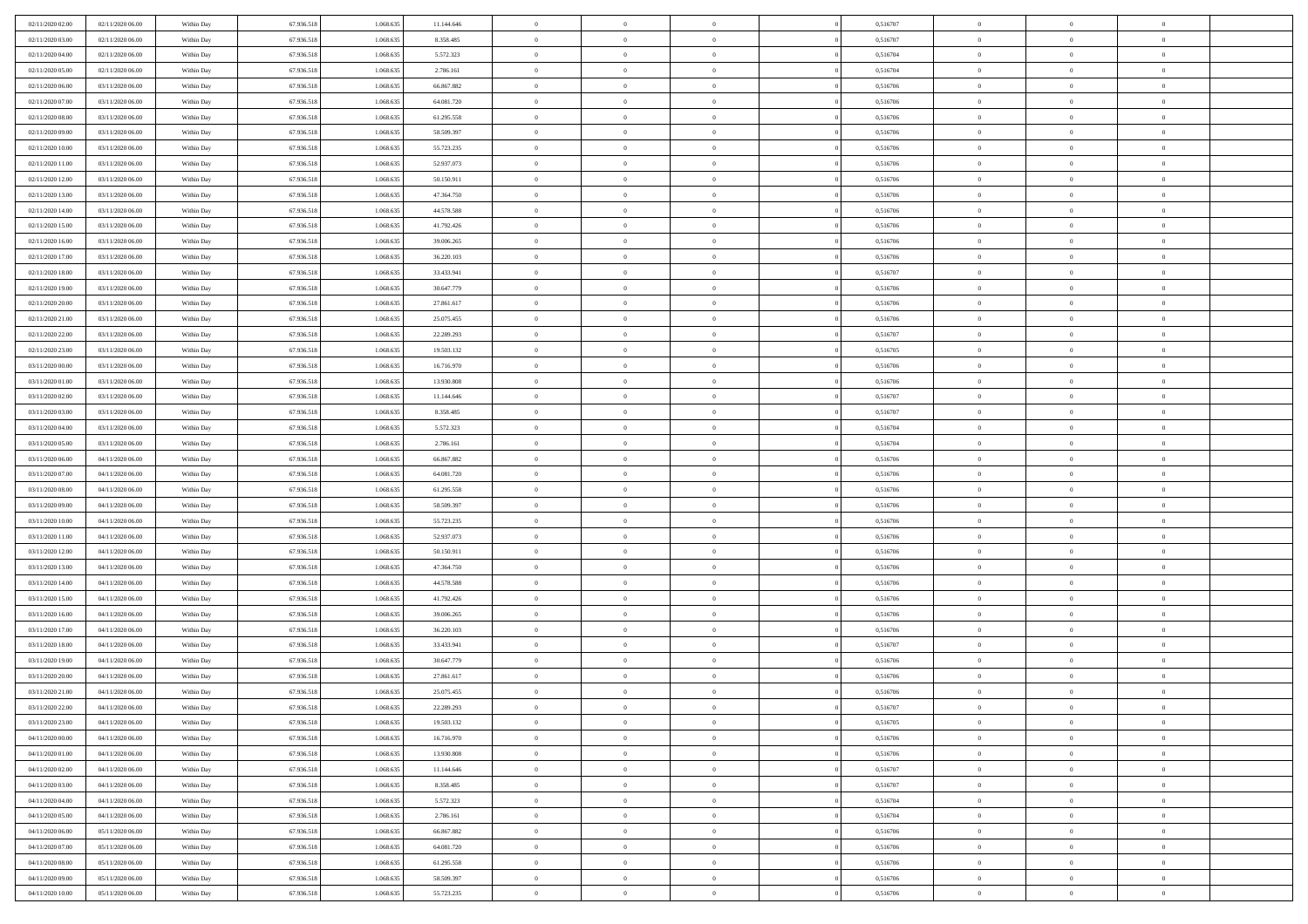| | | | | | | | | | | | | | | |
|---|---|---|---|---|---|---|---|---|---|---|---|---|---|---|
| 02/11/2020 02.00 | 02/11/2020 06.00 | Within Day | 67.936.518 | 1.068.635 | 11.144.646 | 0 | 0 | 0 | | 0 | 0,516707 | 0 | 0 | 0 |
| 02/11/2020 03.00 | 02/11/2020 06.00 | Within Day | 67.936.518 | 1.068.635 | 8.358.485 | 0 | 0 | 0 | | 0 | 0,516707 | 0 | 0 | 0 |
| 02/11/2020 04.00 | 02/11/2020 06.00 | Within Day | 67.936.518 | 1.068.635 | 5.572.323 | 0 | 0 | 0 | | 0 | 0,516704 | 0 | 0 | 0 |
| 02/11/2020 05.00 | 02/11/2020 06.00 | Within Day | 67.936.518 | 1.068.635 | 2.786.161 | 0 | 0 | 0 | | 0 | 0,516704 | 0 | 0 | 0 |
| 02/11/2020 06.00 | 03/11/2020 06.00 | Within Day | 67.936.518 | 1.068.635 | 66.867.882 | 0 | 0 | 0 | | 0 | 0,516706 | 0 | 0 | 0 |
| 02/11/2020 07.00 | 03/11/2020 06.00 | Within Day | 67.936.518 | 1.068.635 | 64.081.720 | 0 | 0 | 0 | | 0 | 0,516706 | 0 | 0 | 0 |
| 02/11/2020 08.00 | 03/11/2020 06.00 | Within Day | 67.936.518 | 1.068.635 | 61.295.558 | 0 | 0 | 0 | | 0 | 0,516706 | 0 | 0 | 0 |
| 02/11/2020 09.00 | 03/11/2020 06.00 | Within Day | 67.936.518 | 1.068.635 | 58.509.397 | 0 | 0 | 0 | | 0 | 0,516706 | 0 | 0 | 0 |
| 02/11/2020 10.00 | 03/11/2020 06.00 | Within Day | 67.936.518 | 1.068.635 | 55.723.235 | 0 | 0 | 0 | | 0 | 0,516706 | 0 | 0 | 0 |
| 02/11/2020 11.00 | 03/11/2020 06.00 | Within Day | 67.936.518 | 1.068.635 | 52.937.073 | 0 | 0 | 0 | | 0 | 0,516706 | 0 | 0 | 0 |
| 02/11/2020 12.00 | 03/11/2020 06.00 | Within Day | 67.936.518 | 1.068.635 | 50.150.911 | 0 | 0 | 0 | | 0 | 0,516706 | 0 | 0 | 0 |
| 02/11/2020 13.00 | 03/11/2020 06.00 | Within Day | 67.936.518 | 1.068.635 | 47.364.750 | 0 | 0 | 0 | | 0 | 0,516706 | 0 | 0 | 0 |
| 02/11/2020 14.00 | 03/11/2020 06.00 | Within Day | 67.936.518 | 1.068.635 | 44.578.588 | 0 | 0 | 0 | | 0 | 0,516706 | 0 | 0 | 0 |
| 02/11/2020 15.00 | 03/11/2020 06.00 | Within Day | 67.936.518 | 1.068.635 | 41.792.426 | 0 | 0 | 0 | | 0 | 0,516706 | 0 | 0 | 0 |
| 02/11/2020 16.00 | 03/11/2020 06.00 | Within Day | 67.936.518 | 1.068.635 | 39.006.265 | 0 | 0 | 0 | | 0 | 0,516706 | 0 | 0 | 0 |
| 02/11/2020 17.00 | 03/11/2020 06.00 | Within Day | 67.936.518 | 1.068.635 | 36.220.103 | 0 | 0 | 0 | | 0 | 0,516706 | 0 | 0 | 0 |
| 02/11/2020 18.00 | 03/11/2020 06.00 | Within Day | 67.936.518 | 1.068.635 | 33.433.941 | 0 | 0 | 0 | | 0 | 0,516707 | 0 | 0 | 0 |
| 02/11/2020 19.00 | 03/11/2020 06.00 | Within Day | 67.936.518 | 1.068.635 | 30.647.779 | 0 | 0 | 0 | | 0 | 0,516706 | 0 | 0 | 0 |
| 02/11/2020 20.00 | 03/11/2020 06.00 | Within Day | 67.936.518 | 1.068.635 | 27.861.617 | 0 | 0 | 0 | | 0 | 0,516706 | 0 | 0 | 0 |
| 02/11/2020 21.00 | 03/11/2020 06.00 | Within Day | 67.936.518 | 1.068.635 | 25.075.455 | 0 | 0 | 0 | | 0 | 0,516706 | 0 | 0 | 0 |
| 02/11/2020 22.00 | 03/11/2020 06.00 | Within Day | 67.936.518 | 1.068.635 | 22.289.293 | 0 | 0 | 0 | | 0 | 0,516707 | 0 | 0 | 0 |
| 02/11/2020 23.00 | 03/11/2020 06.00 | Within Day | 67.936.518 | 1.068.635 | 19.503.132 | 0 | 0 | 0 | | 0 | 0,516705 | 0 | 0 | 0 |
| 03/11/2020 00.00 | 03/11/2020 06.00 | Within Day | 67.936.518 | 1.068.635 | 16.716.970 | 0 | 0 | 0 | | 0 | 0,516706 | 0 | 0 | 0 |
| 03/11/2020 01.00 | 03/11/2020 06.00 | Within Day | 67.936.518 | 1.068.635 | 13.930.808 | 0 | 0 | 0 | | 0 | 0,516706 | 0 | 0 | 0 |
| 03/11/2020 02.00 | 03/11/2020 06.00 | Within Day | 67.936.518 | 1.068.635 | 11.144.646 | 0 | 0 | 0 | | 0 | 0,516707 | 0 | 0 | 0 |
| 03/11/2020 03.00 | 03/11/2020 06.00 | Within Day | 67.936.518 | 1.068.635 | 8.358.485 | 0 | 0 | 0 | | 0 | 0,516707 | 0 | 0 | 0 |
| 03/11/2020 04.00 | 03/11/2020 06.00 | Within Day | 67.936.518 | 1.068.635 | 5.572.323 | 0 | 0 | 0 | | 0 | 0,516704 | 0 | 0 | 0 |
| 03/11/2020 05.00 | 03/11/2020 06.00 | Within Day | 67.936.518 | 1.068.635 | 2.786.161 | 0 | 0 | 0 | | 0 | 0,516704 | 0 | 0 | 0 |
| 03/11/2020 06.00 | 04/11/2020 06.00 | Within Day | 67.936.518 | 1.068.635 | 66.867.882 | 0 | 0 | 0 | | 0 | 0,516706 | 0 | 0 | 0 |
| 03/11/2020 07.00 | 04/11/2020 06.00 | Within Day | 67.936.518 | 1.068.635 | 64.081.720 | 0 | 0 | 0 | | 0 | 0,516706 | 0 | 0 | 0 |
| 03/11/2020 08.00 | 04/11/2020 06.00 | Within Day | 67.936.518 | 1.068.635 | 61.295.558 | 0 | 0 | 0 | | 0 | 0,516706 | 0 | 0 | 0 |
| 03/11/2020 09.00 | 04/11/2020 06.00 | Within Day | 67.936.518 | 1.068.635 | 58.509.397 | 0 | 0 | 0 | | 0 | 0,516706 | 0 | 0 | 0 |
| 03/11/2020 10.00 | 04/11/2020 06.00 | Within Day | 67.936.518 | 1.068.635 | 55.723.235 | 0 | 0 | 0 | | 0 | 0,516706 | 0 | 0 | 0 |
| 03/11/2020 11.00 | 04/11/2020 06.00 | Within Day | 67.936.518 | 1.068.635 | 52.937.073 | 0 | 0 | 0 | | 0 | 0,516706 | 0 | 0 | 0 |
| 03/11/2020 12.00 | 04/11/2020 06.00 | Within Day | 67.936.518 | 1.068.635 | 50.150.911 | 0 | 0 | 0 | | 0 | 0,516706 | 0 | 0 | 0 |
| 03/11/2020 13.00 | 04/11/2020 06.00 | Within Day | 67.936.518 | 1.068.635 | 47.364.750 | 0 | 0 | 0 | | 0 | 0,516706 | 0 | 0 | 0 |
| 03/11/2020 14.00 | 04/11/2020 06.00 | Within Day | 67.936.518 | 1.068.635 | 44.578.588 | 0 | 0 | 0 | | 0 | 0,516706 | 0 | 0 | 0 |
| 03/11/2020 15.00 | 04/11/2020 06.00 | Within Day | 67.936.518 | 1.068.635 | 41.792.426 | 0 | 0 | 0 | | 0 | 0,516706 | 0 | 0 | 0 |
| 03/11/2020 16.00 | 04/11/2020 06.00 | Within Day | 67.936.518 | 1.068.635 | 39.006.265 | 0 | 0 | 0 | | 0 | 0,516706 | 0 | 0 | 0 |
| 03/11/2020 17.00 | 04/11/2020 06.00 | Within Day | 67.936.518 | 1.068.635 | 36.220.103 | 0 | 0 | 0 | | 0 | 0,516706 | 0 | 0 | 0 |
| 03/11/2020 18.00 | 04/11/2020 06.00 | Within Day | 67.936.518 | 1.068.635 | 33.433.941 | 0 | 0 | 0 | | 0 | 0,516707 | 0 | 0 | 0 |
| 03/11/2020 19.00 | 04/11/2020 06.00 | Within Day | 67.936.518 | 1.068.635 | 30.647.779 | 0 | 0 | 0 | | 0 | 0,516706 | 0 | 0 | 0 |
| 03/11/2020 20.00 | 04/11/2020 06.00 | Within Day | 67.936.518 | 1.068.635 | 27.861.617 | 0 | 0 | 0 | | 0 | 0,516706 | 0 | 0 | 0 |
| 03/11/2020 21.00 | 04/11/2020 06.00 | Within Day | 67.936.518 | 1.068.635 | 25.075.455 | 0 | 0 | 0 | | 0 | 0,516706 | 0 | 0 | 0 |
| 03/11/2020 22.00 | 04/11/2020 06.00 | Within Day | 67.936.518 | 1.068.635 | 22.289.293 | 0 | 0 | 0 | | 0 | 0,516707 | 0 | 0 | 0 |
| 03/11/2020 23.00 | 04/11/2020 06.00 | Within Day | 67.936.518 | 1.068.635 | 19.503.132 | 0 | 0 | 0 | | 0 | 0,516705 | 0 | 0 | 0 |
| 04/11/2020 00.00 | 04/11/2020 06.00 | Within Day | 67.936.518 | 1.068.635 | 16.716.970 | 0 | 0 | 0 | | 0 | 0,516706 | 0 | 0 | 0 |
| 04/11/2020 01.00 | 04/11/2020 06.00 | Within Day | 67.936.518 | 1.068.635 | 13.930.808 | 0 | 0 | 0 | | 0 | 0,516706 | 0 | 0 | 0 |
| 04/11/2020 02.00 | 04/11/2020 06.00 | Within Day | 67.936.518 | 1.068.635 | 11.144.646 | 0 | 0 | 0 | | 0 | 0,516707 | 0 | 0 | 0 |
| 04/11/2020 03.00 | 04/11/2020 06.00 | Within Day | 67.936.518 | 1.068.635 | 8.358.485 | 0 | 0 | 0 | | 0 | 0,516707 | 0 | 0 | 0 |
| 04/11/2020 04.00 | 04/11/2020 06.00 | Within Day | 67.936.518 | 1.068.635 | 5.572.323 | 0 | 0 | 0 | | 0 | 0,516704 | 0 | 0 | 0 |
| 04/11/2020 05.00 | 04/11/2020 06.00 | Within Day | 67.936.518 | 1.068.635 | 2.786.161 | 0 | 0 | 0 | | 0 | 0,516704 | 0 | 0 | 0 |
| 04/11/2020 06.00 | 05/11/2020 06.00 | Within Day | 67.936.518 | 1.068.635 | 66.867.882 | 0 | 0 | 0 | | 0 | 0,516706 | 0 | 0 | 0 |
| 04/11/2020 07.00 | 05/11/2020 06.00 | Within Day | 67.936.518 | 1.068.635 | 64.081.720 | 0 | 0 | 0 | | 0 | 0,516706 | 0 | 0 | 0 |
| 04/11/2020 08.00 | 05/11/2020 06.00 | Within Day | 67.936.518 | 1.068.635 | 61.295.558 | 0 | 0 | 0 | | 0 | 0,516706 | 0 | 0 | 0 |
| 04/11/2020 09.00 | 05/11/2020 06.00 | Within Day | 67.936.518 | 1.068.635 | 58.509.397 | 0 | 0 | 0 | | 0 | 0,516706 | 0 | 0 | 0 |
| 04/11/2020 10.00 | 05/11/2020 06.00 | Within Day | 67.936.518 | 1.068.635 | 55.723.235 | 0 | 0 | 0 | | 0 | 0,516706 | 0 | 0 | 0 |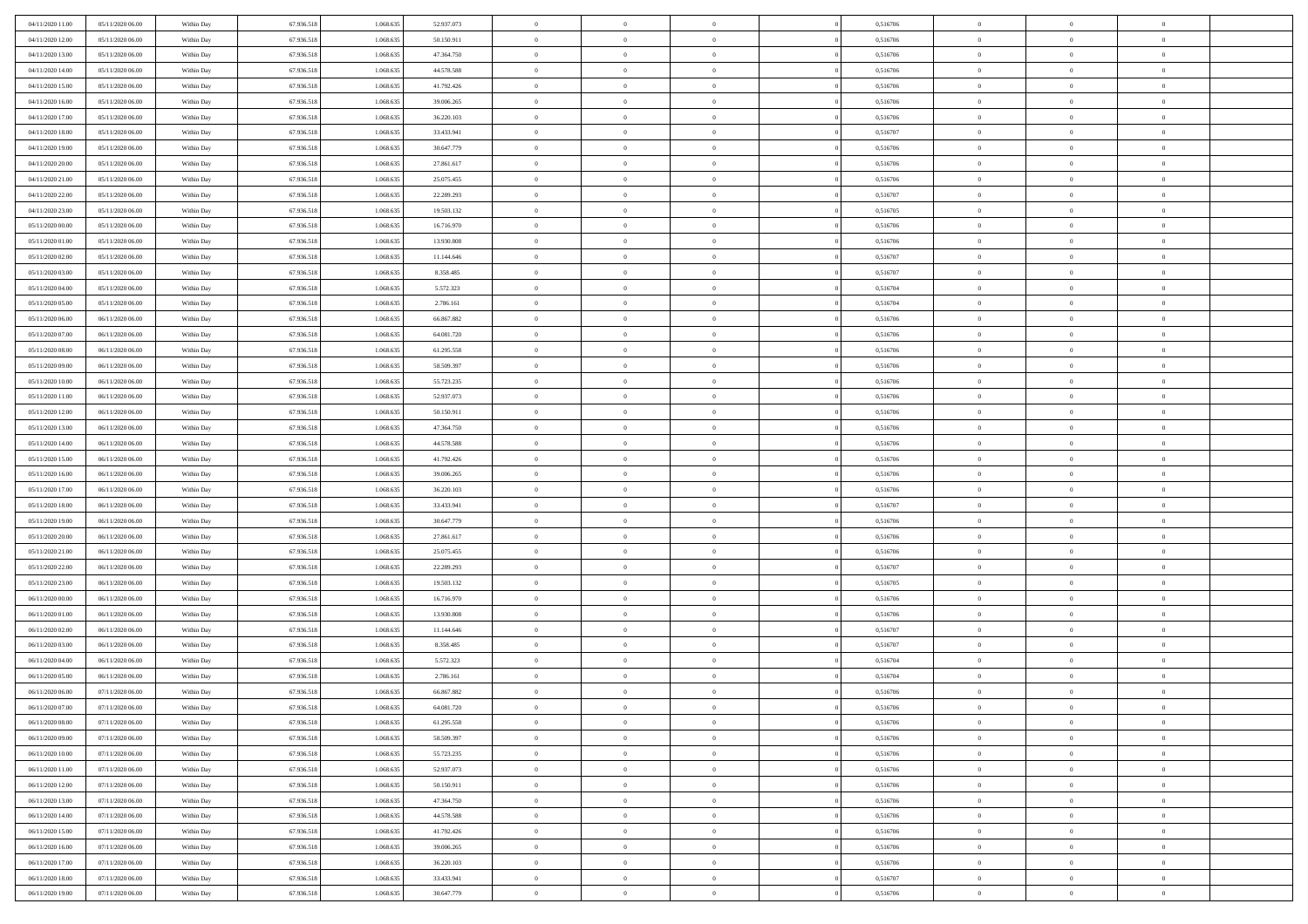| | | | | | | | | | | | | | | |
|---|---|---|---|---|---|---|---|---|---|---|---|---|---|---|
| 04/11/2020 11.00 | 05/11/2020 06.00 | Within Day | 67.936.518 | 1.068.635 | 52.937.073 | 0 | 0 | 0 | | 0,516706 | 0 | 0 | 0 | |
| 04/11/2020 12.00 | 05/11/2020 06.00 | Within Day | 67.936.518 | 1.068.635 | 50.150.911 | 0 | 0 | 0 | | 0,516706 | 0 | 0 | 0 | |
| 04/11/2020 13.00 | 05/11/2020 06.00 | Within Day | 67.936.518 | 1.068.635 | 47.364.750 | 0 | 0 | 0 | | 0,516706 | 0 | 0 | 0 | |
| 04/11/2020 14.00 | 05/11/2020 06.00 | Within Day | 67.936.518 | 1.068.635 | 44.578.588 | 0 | 0 | 0 | | 0,516706 | 0 | 0 | 0 | |
| 04/11/2020 15.00 | 05/11/2020 06.00 | Within Day | 67.936.518 | 1.068.635 | 41.792.426 | 0 | 0 | 0 | | 0,516706 | 0 | 0 | 0 | |
| 04/11/2020 16.00 | 05/11/2020 06.00 | Within Day | 67.936.518 | 1.068.635 | 39.006.265 | 0 | 0 | 0 | | 0,516706 | 0 | 0 | 0 | |
| 04/11/2020 17.00 | 05/11/2020 06.00 | Within Day | 67.936.518 | 1.068.635 | 36.220.103 | 0 | 0 | 0 | | 0,516706 | 0 | 0 | 0 | |
| 04/11/2020 18.00 | 05/11/2020 06.00 | Within Day | 67.936.518 | 1.068.635 | 33.433.941 | 0 | 0 | 0 | | 0,516707 | 0 | 0 | 0 | |
| 04/11/2020 19.00 | 05/11/2020 06.00 | Within Day | 67.936.518 | 1.068.635 | 30.647.779 | 0 | 0 | 0 | | 0,516706 | 0 | 0 | 0 | |
| 04/11/2020 20.00 | 05/11/2020 06.00 | Within Day | 67.936.518 | 1.068.635 | 27.861.617 | 0 | 0 | 0 | | 0,516706 | 0 | 0 | 0 | |
| 04/11/2020 21.00 | 05/11/2020 06.00 | Within Day | 67.936.518 | 1.068.635 | 25.075.455 | 0 | 0 | 0 | | 0,516706 | 0 | 0 | 0 | |
| 04/11/2020 22.00 | 05/11/2020 06.00 | Within Day | 67.936.518 | 1.068.635 | 22.289.293 | 0 | 0 | 0 | | 0,516707 | 0 | 0 | 0 | |
| 04/11/2020 23.00 | 05/11/2020 06.00 | Within Day | 67.936.518 | 1.068.635 | 19.503.132 | 0 | 0 | 0 | | 0,516705 | 0 | 0 | 0 | |
| 05/11/2020 00.00 | 05/11/2020 06.00 | Within Day | 67.936.518 | 1.068.635 | 16.716.970 | 0 | 0 | 0 | | 0,516706 | 0 | 0 | 0 | |
| 05/11/2020 01.00 | 05/11/2020 06.00 | Within Day | 67.936.518 | 1.068.635 | 13.930.808 | 0 | 0 | 0 | | 0,516706 | 0 | 0 | 0 | |
| 05/11/2020 02.00 | 05/11/2020 06.00 | Within Day | 67.936.518 | 1.068.635 | 11.144.646 | 0 | 0 | 0 | | 0,516707 | 0 | 0 | 0 | |
| 05/11/2020 03.00 | 05/11/2020 06.00 | Within Day | 67.936.518 | 1.068.635 | 8.358.485 | 0 | 0 | 0 | | 0,516707 | 0 | 0 | 0 | |
| 05/11/2020 04.00 | 05/11/2020 06.00 | Within Day | 67.936.518 | 1.068.635 | 5.572.323 | 0 | 0 | 0 | | 0,516704 | 0 | 0 | 0 | |
| 05/11/2020 05.00 | 05/11/2020 06.00 | Within Day | 67.936.518 | 1.068.635 | 2.786.161 | 0 | 0 | 0 | | 0,516704 | 0 | 0 | 0 | |
| 05/11/2020 06.00 | 06/11/2020 06.00 | Within Day | 67.936.518 | 1.068.635 | 66.867.882 | 0 | 0 | 0 | | 0,516706 | 0 | 0 | 0 | |
| 05/11/2020 07.00 | 06/11/2020 06.00 | Within Day | 67.936.518 | 1.068.635 | 64.081.720 | 0 | 0 | 0 | | 0,516706 | 0 | 0 | 0 | |
| 05/11/2020 08.00 | 06/11/2020 06.00 | Within Day | 67.936.518 | 1.068.635 | 61.295.558 | 0 | 0 | 0 | | 0,516706 | 0 | 0 | 0 | |
| 05/11/2020 09.00 | 06/11/2020 06.00 | Within Day | 67.936.518 | 1.068.635 | 58.509.397 | 0 | 0 | 0 | | 0,516706 | 0 | 0 | 0 | |
| 05/11/2020 10.00 | 06/11/2020 06.00 | Within Day | 67.936.518 | 1.068.635 | 55.723.235 | 0 | 0 | 0 | | 0,516706 | 0 | 0 | 0 | |
| 05/11/2020 11.00 | 06/11/2020 06.00 | Within Day | 67.936.518 | 1.068.635 | 52.937.073 | 0 | 0 | 0 | | 0,516706 | 0 | 0 | 0 | |
| 05/11/2020 12.00 | 06/11/2020 06.00 | Within Day | 67.936.518 | 1.068.635 | 50.150.911 | 0 | 0 | 0 | | 0,516706 | 0 | 0 | 0 | |
| 05/11/2020 13.00 | 06/11/2020 06.00 | Within Day | 67.936.518 | 1.068.635 | 47.364.750 | 0 | 0 | 0 | | 0,516706 | 0 | 0 | 0 | |
| 05/11/2020 14.00 | 06/11/2020 06.00 | Within Day | 67.936.518 | 1.068.635 | 44.578.588 | 0 | 0 | 0 | | 0,516706 | 0 | 0 | 0 | |
| 05/11/2020 15.00 | 06/11/2020 06.00 | Within Day | 67.936.518 | 1.068.635 | 41.792.426 | 0 | 0 | 0 | | 0,516706 | 0 | 0 | 0 | |
| 05/11/2020 16.00 | 06/11/2020 06.00 | Within Day | 67.936.518 | 1.068.635 | 39.006.265 | 0 | 0 | 0 | | 0,516706 | 0 | 0 | 0 | |
| 05/11/2020 17.00 | 06/11/2020 06.00 | Within Day | 67.936.518 | 1.068.635 | 36.220.103 | 0 | 0 | 0 | | 0,516706 | 0 | 0 | 0 | |
| 05/11/2020 18.00 | 06/11/2020 06.00 | Within Day | 67.936.518 | 1.068.635 | 33.433.941 | 0 | 0 | 0 | | 0,516707 | 0 | 0 | 0 | |
| 05/11/2020 19.00 | 06/11/2020 06.00 | Within Day | 67.936.518 | 1.068.635 | 30.647.779 | 0 | 0 | 0 | | 0,516706 | 0 | 0 | 0 | |
| 05/11/2020 20.00 | 06/11/2020 06.00 | Within Day | 67.936.518 | 1.068.635 | 27.861.617 | 0 | 0 | 0 | | 0,516706 | 0 | 0 | 0 | |
| 05/11/2020 21.00 | 06/11/2020 06.00 | Within Day | 67.936.518 | 1.068.635 | 25.075.455 | 0 | 0 | 0 | | 0,516706 | 0 | 0 | 0 | |
| 05/11/2020 22.00 | 06/11/2020 06.00 | Within Day | 67.936.518 | 1.068.635 | 22.289.293 | 0 | 0 | 0 | | 0,516707 | 0 | 0 | 0 | |
| 05/11/2020 23.00 | 06/11/2020 06.00 | Within Day | 67.936.518 | 1.068.635 | 19.503.132 | 0 | 0 | 0 | | 0,516705 | 0 | 0 | 0 | |
| 06/11/2020 00.00 | 06/11/2020 06.00 | Within Day | 67.936.518 | 1.068.635 | 16.716.970 | 0 | 0 | 0 | | 0,516706 | 0 | 0 | 0 | |
| 06/11/2020 01.00 | 06/11/2020 06.00 | Within Day | 67.936.518 | 1.068.635 | 13.930.808 | 0 | 0 | 0 | | 0,516706 | 0 | 0 | 0 | |
| 06/11/2020 02.00 | 06/11/2020 06.00 | Within Day | 67.936.518 | 1.068.635 | 11.144.646 | 0 | 0 | 0 | | 0,516707 | 0 | 0 | 0 | |
| 06/11/2020 03.00 | 06/11/2020 06.00 | Within Day | 67.936.518 | 1.068.635 | 8.358.485 | 0 | 0 | 0 | | 0,516707 | 0 | 0 | 0 | |
| 06/11/2020 04.00 | 06/11/2020 06.00 | Within Day | 67.936.518 | 1.068.635 | 5.572.323 | 0 | 0 | 0 | | 0,516704 | 0 | 0 | 0 | |
| 06/11/2020 05.00 | 06/11/2020 06.00 | Within Day | 67.936.518 | 1.068.635 | 2.786.161 | 0 | 0 | 0 | | 0,516704 | 0 | 0 | 0 | |
| 06/11/2020 06.00 | 07/11/2020 06.00 | Within Day | 67.936.518 | 1.068.635 | 66.867.882 | 0 | 0 | 0 | | 0,516706 | 0 | 0 | 0 | |
| 06/11/2020 07.00 | 07/11/2020 06.00 | Within Day | 67.936.518 | 1.068.635 | 64.081.720 | 0 | 0 | 0 | | 0,516706 | 0 | 0 | 0 | |
| 06/11/2020 08.00 | 07/11/2020 06.00 | Within Day | 67.936.518 | 1.068.635 | 61.295.558 | 0 | 0 | 0 | | 0,516706 | 0 | 0 | 0 | |
| 06/11/2020 09.00 | 07/11/2020 06.00 | Within Day | 67.936.518 | 1.068.635 | 58.509.397 | 0 | 0 | 0 | | 0,516706 | 0 | 0 | 0 | |
| 06/11/2020 10.00 | 07/11/2020 06.00 | Within Day | 67.936.518 | 1.068.635 | 55.723.235 | 0 | 0 | 0 | | 0,516706 | 0 | 0 | 0 | |
| 06/11/2020 11.00 | 07/11/2020 06.00 | Within Day | 67.936.518 | 1.068.635 | 52.937.073 | 0 | 0 | 0 | | 0,516706 | 0 | 0 | 0 | |
| 06/11/2020 12.00 | 07/11/2020 06.00 | Within Day | 67.936.518 | 1.068.635 | 50.150.911 | 0 | 0 | 0 | | 0,516706 | 0 | 0 | 0 | |
| 06/11/2020 13.00 | 07/11/2020 06.00 | Within Day | 67.936.518 | 1.068.635 | 47.364.750 | 0 | 0 | 0 | | 0,516706 | 0 | 0 | 0 | |
| 06/11/2020 14.00 | 07/11/2020 06.00 | Within Day | 67.936.518 | 1.068.635 | 44.578.588 | 0 | 0 | 0 | | 0,516706 | 0 | 0 | 0 | |
| 06/11/2020 15.00 | 07/11/2020 06.00 | Within Day | 67.936.518 | 1.068.635 | 41.792.426 | 0 | 0 | 0 | | 0,516706 | 0 | 0 | 0 | |
| 06/11/2020 16.00 | 07/11/2020 06.00 | Within Day | 67.936.518 | 1.068.635 | 39.006.265 | 0 | 0 | 0 | | 0,516706 | 0 | 0 | 0 | |
| 06/11/2020 17.00 | 07/11/2020 06.00 | Within Day | 67.936.518 | 1.068.635 | 36.220.103 | 0 | 0 | 0 | | 0,516706 | 0 | 0 | 0 | |
| 06/11/2020 18.00 | 07/11/2020 06.00 | Within Day | 67.936.518 | 1.068.635 | 33.433.941 | 0 | 0 | 0 | | 0,516707 | 0 | 0 | 0 | |
| 06/11/2020 19.00 | 07/11/2020 06.00 | Within Day | 67.936.518 | 1.068.635 | 30.647.779 | 0 | 0 | 0 | | 0,516706 | 0 | 0 | 0 | |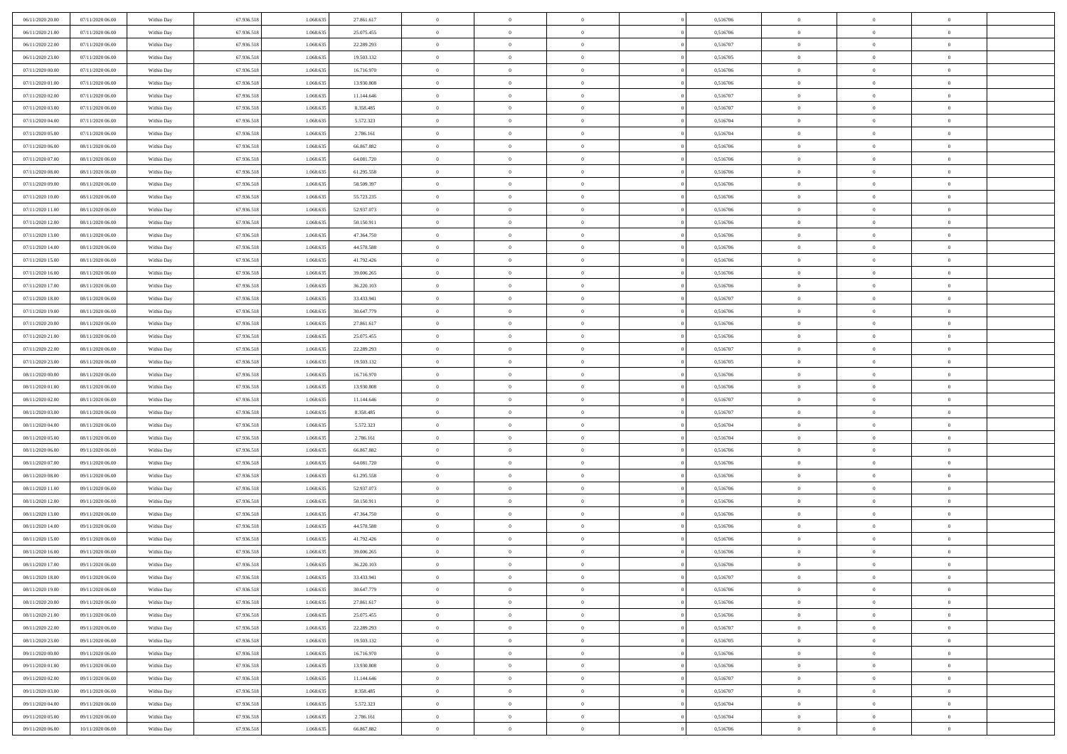| | | | | | | | | | | | | | | |
|---|---|---|---|---|---|---|---|---|---|---|---|---|---|---|
| 06/11/2020 20.00 | 07/11/2020 06.00 | Within Day | 67.936.518 | 1.068.635 | 27.861.617 | 0 | 0 | 0 | | 0,516706 | 0 | 0 | 0 | |
| 06/11/2020 21.00 | 07/11/2020 06.00 | Within Day | 67.936.518 | 1.068.635 | 25.075.455 | 0 | 0 | 0 | | 0,516706 | 0 | 0 | 0 | |
| 06/11/2020 22.00 | 07/11/2020 06.00 | Within Day | 67.936.518 | 1.068.635 | 22.289.293 | 0 | 0 | 0 | | 0,516707 | 0 | 0 | 0 | |
| 06/11/2020 23.00 | 07/11/2020 06.00 | Within Day | 67.936.518 | 1.068.635 | 19.503.132 | 0 | 0 | 0 | | 0,516705 | 0 | 0 | 0 | |
| 07/11/2020 00.00 | 07/11/2020 06.00 | Within Day | 67.936.518 | 1.068.635 | 16.716.970 | 0 | 0 | 0 | | 0,516706 | 0 | 0 | 0 | |
| 07/11/2020 01.00 | 07/11/2020 06.00 | Within Day | 67.936.518 | 1.068.635 | 13.930.808 | 0 | 0 | 0 | | 0,516706 | 0 | 0 | 0 | |
| 07/11/2020 02.00 | 07/11/2020 06.00 | Within Day | 67.936.518 | 1.068.635 | 11.144.646 | 0 | 0 | 0 | | 0,516707 | 0 | 0 | 0 | |
| 07/11/2020 03.00 | 07/11/2020 06.00 | Within Day | 67.936.518 | 1.068.635 | 8.358.485 | 0 | 0 | 0 | | 0,516707 | 0 | 0 | 0 | |
| 07/11/2020 04.00 | 07/11/2020 06.00 | Within Day | 67.936.518 | 1.068.635 | 5.572.323 | 0 | 0 | 0 | | 0,516704 | 0 | 0 | 0 | |
| 07/11/2020 05.00 | 07/11/2020 06.00 | Within Day | 67.936.518 | 1.068.635 | 2.786.161 | 0 | 0 | 0 | | 0,516704 | 0 | 0 | 0 | |
| 07/11/2020 06.00 | 08/11/2020 06.00 | Within Day | 67.936.518 | 1.068.635 | 66.867.882 | 0 | 0 | 0 | | 0,516706 | 0 | 0 | 0 | |
| 07/11/2020 07.00 | 08/11/2020 06.00 | Within Day | 67.936.518 | 1.068.635 | 64.081.720 | 0 | 0 | 0 | | 0,516706 | 0 | 0 | 0 | |
| 07/11/2020 08.00 | 08/11/2020 06.00 | Within Day | 67.936.518 | 1.068.635 | 61.295.558 | 0 | 0 | 0 | | 0,516706 | 0 | 0 | 0 | |
| 07/11/2020 09.00 | 08/11/2020 06.00 | Within Day | 67.936.518 | 1.068.635 | 58.509.397 | 0 | 0 | 0 | | 0,516706 | 0 | 0 | 0 | |
| 07/11/2020 10.00 | 08/11/2020 06.00 | Within Day | 67.936.518 | 1.068.635 | 55.723.235 | 0 | 0 | 0 | | 0,516706 | 0 | 0 | 0 | |
| 07/11/2020 11.00 | 08/11/2020 06.00 | Within Day | 67.936.518 | 1.068.635 | 52.937.073 | 0 | 0 | 0 | | 0,516706 | 0 | 0 | 0 | |
| 07/11/2020 12.00 | 08/11/2020 06.00 | Within Day | 67.936.518 | 1.068.635 | 50.150.911 | 0 | 0 | 0 | | 0,516706 | 0 | 0 | 0 | |
| 07/11/2020 13.00 | 08/11/2020 06.00 | Within Day | 67.936.518 | 1.068.635 | 47.364.750 | 0 | 0 | 0 | | 0,516706 | 0 | 0 | 0 | |
| 07/11/2020 14.00 | 08/11/2020 06.00 | Within Day | 67.936.518 | 1.068.635 | 44.578.588 | 0 | 0 | 0 | | 0,516706 | 0 | 0 | 0 | |
| 07/11/2020 15.00 | 08/11/2020 06.00 | Within Day | 67.936.518 | 1.068.635 | 41.792.426 | 0 | 0 | 0 | | 0,516706 | 0 | 0 | 0 | |
| 07/11/2020 16.00 | 08/11/2020 06.00 | Within Day | 67.936.518 | 1.068.635 | 39.006.265 | 0 | 0 | 0 | | 0,516706 | 0 | 0 | 0 | |
| 07/11/2020 17.00 | 08/11/2020 06.00 | Within Day | 67.936.518 | 1.068.635 | 36.220.103 | 0 | 0 | 0 | | 0,516706 | 0 | 0 | 0 | |
| 07/11/2020 18.00 | 08/11/2020 06.00 | Within Day | 67.936.518 | 1.068.635 | 33.433.941 | 0 | 0 | 0 | | 0,516707 | 0 | 0 | 0 | |
| 07/11/2020 19.00 | 08/11/2020 06.00 | Within Day | 67.936.518 | 1.068.635 | 30.647.779 | 0 | 0 | 0 | | 0,516706 | 0 | 0 | 0 | |
| 07/11/2020 20.00 | 08/11/2020 06.00 | Within Day | 67.936.518 | 1.068.635 | 27.861.617 | 0 | 0 | 0 | | 0,516706 | 0 | 0 | 0 | |
| 07/11/2020 21.00 | 08/11/2020 06.00 | Within Day | 67.936.518 | 1.068.635 | 25.075.455 | 0 | 0 | 0 | | 0,516706 | 0 | 0 | 0 | |
| 07/11/2020 22.00 | 08/11/2020 06.00 | Within Day | 67.936.518 | 1.068.635 | 22.289.293 | 0 | 0 | 0 | | 0,516707 | 0 | 0 | 0 | |
| 07/11/2020 23.00 | 08/11/2020 06.00 | Within Day | 67.936.518 | 1.068.635 | 19.503.132 | 0 | 0 | 0 | | 0,516705 | 0 | 0 | 0 | |
| 08/11/2020 00.00 | 08/11/2020 06.00 | Within Day | 67.936.518 | 1.068.635 | 16.716.970 | 0 | 0 | 0 | | 0,516706 | 0 | 0 | 0 | |
| 08/11/2020 01.00 | 08/11/2020 06.00 | Within Day | 67.936.518 | 1.068.635 | 13.930.808 | 0 | 0 | 0 | | 0,516706 | 0 | 0 | 0 | |
| 08/11/2020 02.00 | 08/11/2020 06.00 | Within Day | 67.936.518 | 1.068.635 | 11.144.646 | 0 | 0 | 0 | | 0,516707 | 0 | 0 | 0 | |
| 08/11/2020 03.00 | 08/11/2020 06.00 | Within Day | 67.936.518 | 1.068.635 | 8.358.485 | 0 | 0 | 0 | | 0,516707 | 0 | 0 | 0 | |
| 08/11/2020 04.00 | 08/11/2020 06.00 | Within Day | 67.936.518 | 1.068.635 | 5.572.323 | 0 | 0 | 0 | | 0,516704 | 0 | 0 | 0 | |
| 08/11/2020 05.00 | 08/11/2020 06.00 | Within Day | 67.936.518 | 1.068.635 | 2.786.161 | 0 | 0 | 0 | | 0,516704 | 0 | 0 | 0 | |
| 08/11/2020 06.00 | 09/11/2020 06.00 | Within Day | 67.936.518 | 1.068.635 | 66.867.882 | 0 | 0 | 0 | | 0,516706 | 0 | 0 | 0 | |
| 08/11/2020 07.00 | 09/11/2020 06.00 | Within Day | 67.936.518 | 1.068.635 | 64.081.720 | 0 | 0 | 0 | | 0,516706 | 0 | 0 | 0 | |
| 08/11/2020 08.00 | 09/11/2020 06.00 | Within Day | 67.936.518 | 1.068.635 | 61.295.558 | 0 | 0 | 0 | | 0,516706 | 0 | 0 | 0 | |
| 08/11/2020 11.00 | 09/11/2020 06.00 | Within Day | 67.936.518 | 1.068.635 | 52.937.073 | 0 | 0 | 0 | | 0,516706 | 0 | 0 | 0 | |
| 08/11/2020 12.00 | 09/11/2020 06.00 | Within Day | 67.936.518 | 1.068.635 | 50.150.911 | 0 | 0 | 0 | | 0,516706 | 0 | 0 | 0 | |
| 08/11/2020 13.00 | 09/11/2020 06.00 | Within Day | 67.936.518 | 1.068.635 | 47.364.750 | 0 | 0 | 0 | | 0,516706 | 0 | 0 | 0 | |
| 08/11/2020 14.00 | 09/11/2020 06.00 | Within Day | 67.936.518 | 1.068.635 | 44.578.588 | 0 | 0 | 0 | | 0,516706 | 0 | 0 | 0 | |
| 08/11/2020 15.00 | 09/11/2020 06.00 | Within Day | 67.936.518 | 1.068.635 | 41.792.426 | 0 | 0 | 0 | | 0,516706 | 0 | 0 | 0 | |
| 08/11/2020 16.00 | 09/11/2020 06.00 | Within Day | 67.936.518 | 1.068.635 | 39.006.265 | 0 | 0 | 0 | | 0,516706 | 0 | 0 | 0 | |
| 08/11/2020 17.00 | 09/11/2020 06.00 | Within Day | 67.936.518 | 1.068.635 | 36.220.103 | 0 | 0 | 0 | | 0,516706 | 0 | 0 | 0 | |
| 08/11/2020 18.00 | 09/11/2020 06.00 | Within Day | 67.936.518 | 1.068.635 | 33.433.941 | 0 | 0 | 0 | | 0,516707 | 0 | 0 | 0 | |
| 08/11/2020 19.00 | 09/11/2020 06.00 | Within Day | 67.936.518 | 1.068.635 | 30.647.779 | 0 | 0 | 0 | | 0,516706 | 0 | 0 | 0 | |
| 08/11/2020 20.00 | 09/11/2020 06.00 | Within Day | 67.936.518 | 1.068.635 | 27.861.617 | 0 | 0 | 0 | | 0,516706 | 0 | 0 | 0 | |
| 08/11/2020 21.00 | 09/11/2020 06.00 | Within Day | 67.936.518 | 1.068.635 | 25.075.455 | 0 | 0 | 0 | | 0,516706 | 0 | 0 | 0 | |
| 08/11/2020 22.00 | 09/11/2020 06.00 | Within Day | 67.936.518 | 1.068.635 | 22.289.293 | 0 | 0 | 0 | | 0,516707 | 0 | 0 | 0 | |
| 08/11/2020 23.00 | 09/11/2020 06.00 | Within Day | 67.936.518 | 1.068.635 | 19.503.132 | 0 | 0 | 0 | | 0,516705 | 0 | 0 | 0 | |
| 09/11/2020 00.00 | 09/11/2020 06.00 | Within Day | 67.936.518 | 1.068.635 | 16.716.970 | 0 | 0 | 0 | | 0,516706 | 0 | 0 | 0 | |
| 09/11/2020 01.00 | 09/11/2020 06.00 | Within Day | 67.936.518 | 1.068.635 | 13.930.808 | 0 | 0 | 0 | | 0,516706 | 0 | 0 | 0 | |
| 09/11/2020 02.00 | 09/11/2020 06.00 | Within Day | 67.936.518 | 1.068.635 | 11.144.646 | 0 | 0 | 0 | | 0,516707 | 0 | 0 | 0 | |
| 09/11/2020 03.00 | 09/11/2020 06.00 | Within Day | 67.936.518 | 1.068.635 | 8.358.485 | 0 | 0 | 0 | | 0,516707 | 0 | 0 | 0 | |
| 09/11/2020 04.00 | 09/11/2020 06.00 | Within Day | 67.936.518 | 1.068.635 | 5.572.323 | 0 | 0 | 0 | | 0,516704 | 0 | 0 | 0 | |
| 09/11/2020 05.00 | 09/11/2020 06.00 | Within Day | 67.936.518 | 1.068.635 | 2.786.161 | 0 | 0 | 0 | | 0,516704 | 0 | 0 | 0 | |
| 09/11/2020 06.00 | 10/11/2020 06.00 | Within Day | 67.936.518 | 1.068.635 | 66.867.882 | 0 | 0 | 0 | | 0,516706 | 0 | 0 | 0 | |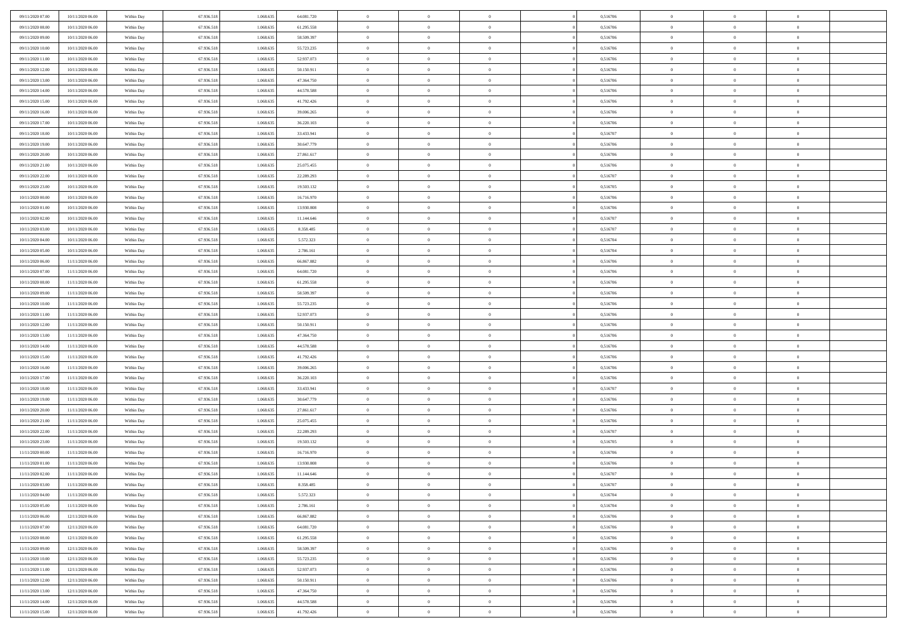| | | | | | | | | | | | | | | |
|---|---|---|---|---|---|---|---|---|---|---|---|---|---|---|
| 09/11/2020 07:00 | 10/11/2020 06:00 | Within Day | 67.936.518 | 1.068.635 | 64.081.720 | 0 | 0 | 0 | 0 | 0,516706 | 0 | 0 | 0 | |
| 09/11/2020 08:00 | 10/11/2020 06:00 | Within Day | 67.936.518 | 1.068.635 | 61.295.558 | 0 | 0 | 0 | 0 | 0,516706 | 0 | 0 | 0 | |
| 09/11/2020 09:00 | 10/11/2020 06:00 | Within Day | 67.936.518 | 1.068.635 | 58.509.397 | 0 | 0 | 0 | 0 | 0,516706 | 0 | 0 | 0 | |
| 09/11/2020 10:00 | 10/11/2020 06:00 | Within Day | 67.936.518 | 1.068.635 | 55.723.235 | 0 | 0 | 0 | 0 | 0,516706 | 0 | 0 | 0 | |
| 09/11/2020 11:00 | 10/11/2020 06:00 | Within Day | 67.936.518 | 1.068.635 | 52.937.073 | 0 | 0 | 0 | 0 | 0,516706 | 0 | 0 | 0 | |
| 09/11/2020 12:00 | 10/11/2020 06:00 | Within Day | 67.936.518 | 1.068.635 | 50.150.911 | 0 | 0 | 0 | 0 | 0,516706 | 0 | 0 | 0 | |
| 09/11/2020 13:00 | 10/11/2020 06:00 | Within Day | 67.936.518 | 1.068.635 | 47.364.750 | 0 | 0 | 0 | 0 | 0,516706 | 0 | 0 | 0 | |
| 09/11/2020 14:00 | 10/11/2020 06:00 | Within Day | 67.936.518 | 1.068.635 | 44.578.588 | 0 | 0 | 0 | 0 | 0,516706 | 0 | 0 | 0 | |
| 09/11/2020 15:00 | 10/11/2020 06:00 | Within Day | 67.936.518 | 1.068.635 | 41.792.426 | 0 | 0 | 0 | 0 | 0,516706 | 0 | 0 | 0 | |
| 09/11/2020 16:00 | 10/11/2020 06:00 | Within Day | 67.936.518 | 1.068.635 | 39.006.265 | 0 | 0 | 0 | 0 | 0,516706 | 0 | 0 | 0 | |
| 09/11/2020 17:00 | 10/11/2020 06:00 | Within Day | 67.936.518 | 1.068.635 | 36.220.103 | 0 | 0 | 0 | 0 | 0,516706 | 0 | 0 | 0 | |
| 09/11/2020 18:00 | 10/11/2020 06:00 | Within Day | 67.936.518 | 1.068.635 | 33.433.941 | 0 | 0 | 0 | 0 | 0,516707 | 0 | 0 | 0 | |
| 09/11/2020 19:00 | 10/11/2020 06:00 | Within Day | 67.936.518 | 1.068.635 | 30.647.779 | 0 | 0 | 0 | 0 | 0,516706 | 0 | 0 | 0 | |
| 09/11/2020 20:00 | 10/11/2020 06:00 | Within Day | 67.936.518 | 1.068.635 | 27.861.617 | 0 | 0 | 0 | 0 | 0,516706 | 0 | 0 | 0 | |
| 09/11/2020 21:00 | 10/11/2020 06:00 | Within Day | 67.936.518 | 1.068.635 | 25.075.455 | 0 | 0 | 0 | 0 | 0,516706 | 0 | 0 | 0 | |
| 09/11/2020 22:00 | 10/11/2020 06:00 | Within Day | 67.936.518 | 1.068.635 | 22.289.293 | 0 | 0 | 0 | 0 | 0,516707 | 0 | 0 | 0 | |
| 09/11/2020 23:00 | 10/11/2020 06:00 | Within Day | 67.936.518 | 1.068.635 | 19.503.132 | 0 | 0 | 0 | 0 | 0,516705 | 0 | 0 | 0 | |
| 10/11/2020 00:00 | 10/11/2020 06:00 | Within Day | 67.936.518 | 1.068.635 | 16.716.970 | 0 | 0 | 0 | 0 | 0,516706 | 0 | 0 | 0 | |
| 10/11/2020 01:00 | 10/11/2020 06:00 | Within Day | 67.936.518 | 1.068.635 | 13.930.808 | 0 | 0 | 0 | 0 | 0,516706 | 0 | 0 | 0 | |
| 10/11/2020 02:00 | 10/11/2020 06:00 | Within Day | 67.936.518 | 1.068.635 | 11.144.646 | 0 | 0 | 0 | 0 | 0,516707 | 0 | 0 | 0 | |
| 10/11/2020 03:00 | 10/11/2020 06:00 | Within Day | 67.936.518 | 1.068.635 | 8.358.485 | 0 | 0 | 0 | 0 | 0,516707 | 0 | 0 | 0 | |
| 10/11/2020 04:00 | 10/11/2020 06:00 | Within Day | 67.936.518 | 1.068.635 | 5.572.323 | 0 | 0 | 0 | 0 | 0,516704 | 0 | 0 | 0 | |
| 10/11/2020 05:00 | 10/11/2020 06:00 | Within Day | 67.936.518 | 1.068.635 | 2.786.161 | 0 | 0 | 0 | 0 | 0,516704 | 0 | 0 | 0 | |
| 10/11/2020 06:00 | 11/11/2020 06:00 | Within Day | 67.936.518 | 1.068.635 | 66.867.882 | 0 | 0 | 0 | 0 | 0,516706 | 0 | 0 | 0 | |
| 10/11/2020 07:00 | 11/11/2020 06:00 | Within Day | 67.936.518 | 1.068.635 | 64.081.720 | 0 | 0 | 0 | 0 | 0,516706 | 0 | 0 | 0 | |
| 10/11/2020 08:00 | 11/11/2020 06:00 | Within Day | 67.936.518 | 1.068.635 | 61.295.558 | 0 | 0 | 0 | 0 | 0,516706 | 0 | 0 | 0 | |
| 10/11/2020 09:00 | 11/11/2020 06:00 | Within Day | 67.936.518 | 1.068.635 | 58.509.397 | 0 | 0 | 0 | 0 | 0,516706 | 0 | 0 | 0 | |
| 10/11/2020 10:00 | 11/11/2020 06:00 | Within Day | 67.936.518 | 1.068.635 | 55.723.235 | 0 | 0 | 0 | 0 | 0,516706 | 0 | 0 | 0 | |
| 10/11/2020 11:00 | 11/11/2020 06:00 | Within Day | 67.936.518 | 1.068.635 | 52.937.073 | 0 | 0 | 0 | 0 | 0,516706 | 0 | 0 | 0 | |
| 10/11/2020 12:00 | 11/11/2020 06:00 | Within Day | 67.936.518 | 1.068.635 | 50.150.911 | 0 | 0 | 0 | 0 | 0,516706 | 0 | 0 | 0 | |
| 10/11/2020 13:00 | 11/11/2020 06:00 | Within Day | 67.936.518 | 1.068.635 | 47.364.750 | 0 | 0 | 0 | 0 | 0,516706 | 0 | 0 | 0 | |
| 10/11/2020 14:00 | 11/11/2020 06:00 | Within Day | 67.936.518 | 1.068.635 | 44.578.588 | 0 | 0 | 0 | 0 | 0,516706 | 0 | 0 | 0 | |
| 10/11/2020 15:00 | 11/11/2020 06:00 | Within Day | 67.936.518 | 1.068.635 | 41.792.426 | 0 | 0 | 0 | 0 | 0,516706 | 0 | 0 | 0 | |
| 10/11/2020 16:00 | 11/11/2020 06:00 | Within Day | 67.936.518 | 1.068.635 | 39.006.265 | 0 | 0 | 0 | 0 | 0,516706 | 0 | 0 | 0 | |
| 10/11/2020 17:00 | 11/11/2020 06:00 | Within Day | 67.936.518 | 1.068.635 | 36.220.103 | 0 | 0 | 0 | 0 | 0,516706 | 0 | 0 | 0 | |
| 10/11/2020 18:00 | 11/11/2020 06:00 | Within Day | 67.936.518 | 1.068.635 | 33.433.941 | 0 | 0 | 0 | 0 | 0,516707 | 0 | 0 | 0 | |
| 10/11/2020 19:00 | 11/11/2020 06:00 | Within Day | 67.936.518 | 1.068.635 | 30.647.779 | 0 | 0 | 0 | 0 | 0,516706 | 0 | 0 | 0 | |
| 10/11/2020 20:00 | 11/11/2020 06:00 | Within Day | 67.936.518 | 1.068.635 | 27.861.617 | 0 | 0 | 0 | 0 | 0,516706 | 0 | 0 | 0 | |
| 10/11/2020 21:00 | 11/11/2020 06:00 | Within Day | 67.936.518 | 1.068.635 | 25.075.455 | 0 | 0 | 0 | 0 | 0,516706 | 0 | 0 | 0 | |
| 10/11/2020 22:00 | 11/11/2020 06:00 | Within Day | 67.936.518 | 1.068.635 | 22.289.293 | 0 | 0 | 0 | 0 | 0,516707 | 0 | 0 | 0 | |
| 10/11/2020 23:00 | 11/11/2020 06:00 | Within Day | 67.936.518 | 1.068.635 | 19.503.132 | 0 | 0 | 0 | 0 | 0,516705 | 0 | 0 | 0 | |
| 11/11/2020 00:00 | 11/11/2020 06:00 | Within Day | 67.936.518 | 1.068.635 | 16.716.970 | 0 | 0 | 0 | 0 | 0,516706 | 0 | 0 | 0 | |
| 11/11/2020 01:00 | 11/11/2020 06:00 | Within Day | 67.936.518 | 1.068.635 | 13.930.808 | 0 | 0 | 0 | 0 | 0,516706 | 0 | 0 | 0 | |
| 11/11/2020 02:00 | 11/11/2020 06:00 | Within Day | 67.936.518 | 1.068.635 | 11.144.646 | 0 | 0 | 0 | 0 | 0,516707 | 0 | 0 | 0 | |
| 11/11/2020 03:00 | 11/11/2020 06:00 | Within Day | 67.936.518 | 1.068.635 | 8.358.485 | 0 | 0 | 0 | 0 | 0,516707 | 0 | 0 | 0 | |
| 11/11/2020 04:00 | 11/11/2020 06:00 | Within Day | 67.936.518 | 1.068.635 | 5.572.323 | 0 | 0 | 0 | 0 | 0,516704 | 0 | 0 | 0 | |
| 11/11/2020 05:00 | 11/11/2020 06:00 | Within Day | 67.936.518 | 1.068.635 | 2.786.161 | 0 | 0 | 0 | 0 | 0,516704 | 0 | 0 | 0 | |
| 11/11/2020 06:00 | 12/11/2020 06:00 | Within Day | 67.936.518 | 1.068.635 | 66.867.882 | 0 | 0 | 0 | 0 | 0,516706 | 0 | 0 | 0 | |
| 11/11/2020 07:00 | 12/11/2020 06:00 | Within Day | 67.936.518 | 1.068.635 | 64.081.720 | 0 | 0 | 0 | 0 | 0,516706 | 0 | 0 | 0 | |
| 11/11/2020 08:00 | 12/11/2020 06:00 | Within Day | 67.936.518 | 1.068.635 | 61.295.558 | 0 | 0 | 0 | 0 | 0,516706 | 0 | 0 | 0 | |
| 11/11/2020 09:00 | 12/11/2020 06:00 | Within Day | 67.936.518 | 1.068.635 | 58.509.397 | 0 | 0 | 0 | 0 | 0,516706 | 0 | 0 | 0 | |
| 11/11/2020 10:00 | 12/11/2020 06:00 | Within Day | 67.936.518 | 1.068.635 | 55.723.235 | 0 | 0 | 0 | 0 | 0,516706 | 0 | 0 | 0 | |
| 11/11/2020 11:00 | 12/11/2020 06:00 | Within Day | 67.936.518 | 1.068.635 | 52.937.073 | 0 | 0 | 0 | 0 | 0,516706 | 0 | 0 | 0 | |
| 11/11/2020 12:00 | 12/11/2020 06:00 | Within Day | 67.936.518 | 1.068.635 | 50.150.911 | 0 | 0 | 0 | 0 | 0,516706 | 0 | 0 | 0 | |
| 11/11/2020 13:00 | 12/11/2020 06:00 | Within Day | 67.936.518 | 1.068.635 | 47.364.750 | 0 | 0 | 0 | 0 | 0,516706 | 0 | 0 | 0 | |
| 11/11/2020 14:00 | 12/11/2020 06:00 | Within Day | 67.936.518 | 1.068.635 | 44.578.588 | 0 | 0 | 0 | 0 | 0,516706 | 0 | 0 | 0 | |
| 11/11/2020 15:00 | 12/11/2020 06:00 | Within Day | 67.936.518 | 1.068.635 | 41.792.426 | 0 | 0 | 0 | 0 | 0,516706 | 0 | 0 | 0 | |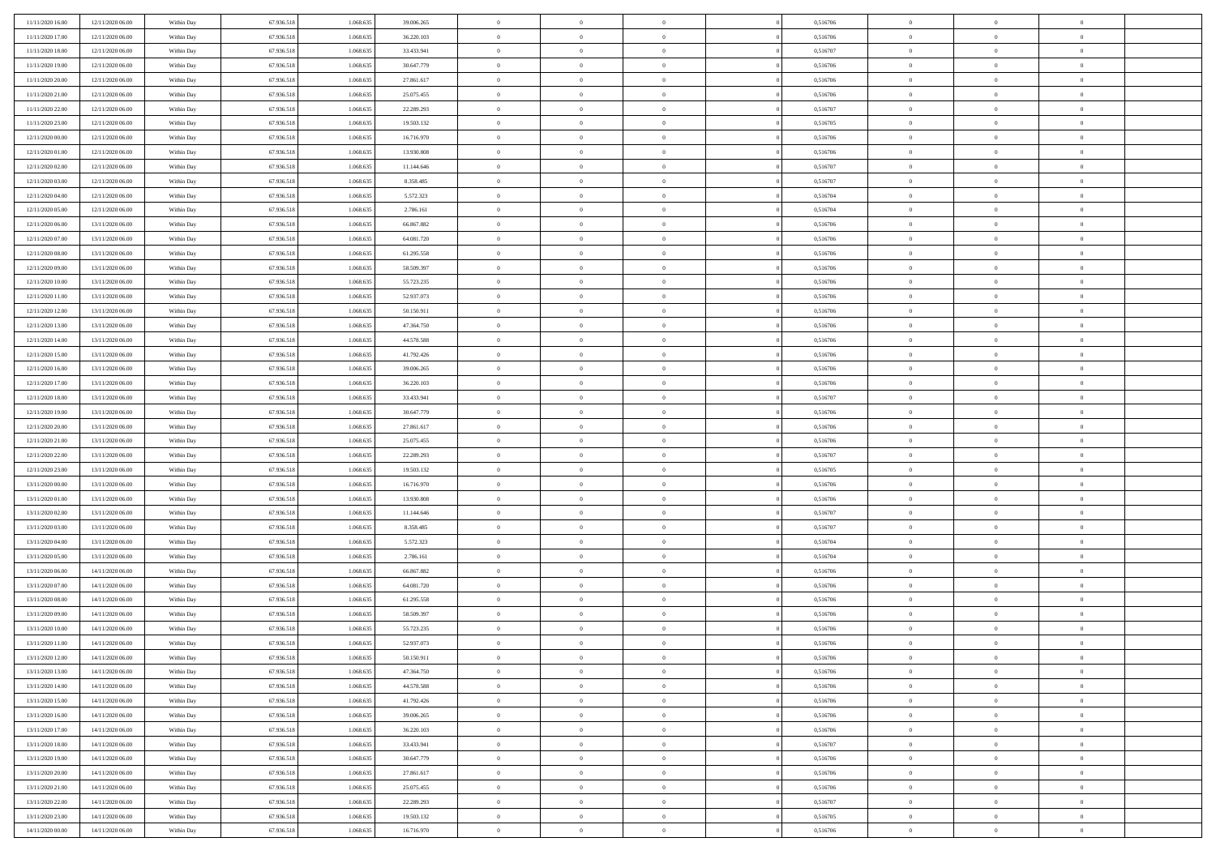| | | | | | | | | | | | | | | |
|---|---|---|---|---|---|---|---|---|---|---|---|---|---|---|
| 11/11/2020 16.00 | 12/11/2020 06.00 | Within Day | 67.936.518 | 1.068.635 | 39.006.265 | 0 | 0 | 0 | | 0,516706 | 0 | 0 | 0 | |
| 11/11/2020 17.00 | 12/11/2020 06.00 | Within Day | 67.936.518 | 1.068.635 | 36.220.103 | 0 | 0 | 0 | | 0,516706 | 0 | 0 | 0 | |
| 11/11/2020 18.00 | 12/11/2020 06.00 | Within Day | 67.936.518 | 1.068.635 | 33.433.941 | 0 | 0 | 0 | | 0,516707 | 0 | 0 | 0 | |
| 11/11/2020 19.00 | 12/11/2020 06.00 | Within Day | 67.936.518 | 1.068.635 | 30.647.779 | 0 | 0 | 0 | | 0,516706 | 0 | 0 | 0 | |
| 11/11/2020 20.00 | 12/11/2020 06.00 | Within Day | 67.936.518 | 1.068.635 | 27.861.617 | 0 | 0 | 0 | | 0,516706 | 0 | 0 | 0 | |
| 11/11/2020 21.00 | 12/11/2020 06.00 | Within Day | 67.936.518 | 1.068.635 | 25.075.455 | 0 | 0 | 0 | | 0,516706 | 0 | 0 | 0 | |
| 11/11/2020 22.00 | 12/11/2020 06.00 | Within Day | 67.936.518 | 1.068.635 | 22.289.293 | 0 | 0 | 0 | | 0,516707 | 0 | 0 | 0 | |
| 11/11/2020 23.00 | 12/11/2020 06.00 | Within Day | 67.936.518 | 1.068.635 | 19.503.132 | 0 | 0 | 0 | | 0,516705 | 0 | 0 | 0 | |
| 12/11/2020 00.00 | 12/11/2020 06.00 | Within Day | 67.936.518 | 1.068.635 | 16.716.970 | 0 | 0 | 0 | | 0,516706 | 0 | 0 | 0 | |
| 12/11/2020 01.00 | 12/11/2020 06.00 | Within Day | 67.936.518 | 1.068.635 | 13.930.808 | 0 | 0 | 0 | | 0,516706 | 0 | 0 | 0 | |
| 12/11/2020 02.00 | 12/11/2020 06.00 | Within Day | 67.936.518 | 1.068.635 | 11.144.646 | 0 | 0 | 0 | | 0,516707 | 0 | 0 | 0 | |
| 12/11/2020 03.00 | 12/11/2020 06.00 | Within Day | 67.936.518 | 1.068.635 | 8.358.485 | 0 | 0 | 0 | | 0,516707 | 0 | 0 | 0 | |
| 12/11/2020 04.00 | 12/11/2020 06.00 | Within Day | 67.936.518 | 1.068.635 | 5.572.323 | 0 | 0 | 0 | | 0,516704 | 0 | 0 | 0 | |
| 12/11/2020 05.00 | 12/11/2020 06.00 | Within Day | 67.936.518 | 1.068.635 | 2.786.161 | 0 | 0 | 0 | | 0,516704 | 0 | 0 | 0 | |
| 12/11/2020 06.00 | 13/11/2020 06.00 | Within Day | 67.936.518 | 1.068.635 | 66.867.882 | 0 | 0 | 0 | | 0,516706 | 0 | 0 | 0 | |
| 12/11/2020 07.00 | 13/11/2020 06.00 | Within Day | 67.936.518 | 1.068.635 | 64.081.720 | 0 | 0 | 0 | | 0,516706 | 0 | 0 | 0 | |
| 12/11/2020 08.00 | 13/11/2020 06.00 | Within Day | 67.936.518 | 1.068.635 | 61.295.558 | 0 | 0 | 0 | | 0,516706 | 0 | 0 | 0 | |
| 12/11/2020 09.00 | 13/11/2020 06.00 | Within Day | 67.936.518 | 1.068.635 | 58.509.397 | 0 | 0 | 0 | | 0,516706 | 0 | 0 | 0 | |
| 12/11/2020 10.00 | 13/11/2020 06.00 | Within Day | 67.936.518 | 1.068.635 | 55.723.235 | 0 | 0 | 0 | | 0,516706 | 0 | 0 | 0 | |
| 12/11/2020 11.00 | 13/11/2020 06.00 | Within Day | 67.936.518 | 1.068.635 | 52.937.073 | 0 | 0 | 0 | | 0,516706 | 0 | 0 | 0 | |
| 12/11/2020 12.00 | 13/11/2020 06.00 | Within Day | 67.936.518 | 1.068.635 | 50.150.911 | 0 | 0 | 0 | | 0,516706 | 0 | 0 | 0 | |
| 12/11/2020 13.00 | 13/11/2020 06.00 | Within Day | 67.936.518 | 1.068.635 | 47.364.750 | 0 | 0 | 0 | | 0,516706 | 0 | 0 | 0 | |
| 12/11/2020 14.00 | 13/11/2020 06.00 | Within Day | 67.936.518 | 1.068.635 | 44.578.588 | 0 | 0 | 0 | | 0,516706 | 0 | 0 | 0 | |
| 12/11/2020 15.00 | 13/11/2020 06.00 | Within Day | 67.936.518 | 1.068.635 | 41.792.426 | 0 | 0 | 0 | | 0,516706 | 0 | 0 | 0 | |
| 12/11/2020 16.00 | 13/11/2020 06.00 | Within Day | 67.936.518 | 1.068.635 | 39.006.265 | 0 | 0 | 0 | | 0,516706 | 0 | 0 | 0 | |
| 12/11/2020 17.00 | 13/11/2020 06.00 | Within Day | 67.936.518 | 1.068.635 | 36.220.103 | 0 | 0 | 0 | | 0,516706 | 0 | 0 | 0 | |
| 12/11/2020 18.00 | 13/11/2020 06.00 | Within Day | 67.936.518 | 1.068.635 | 33.433.941 | 0 | 0 | 0 | | 0,516707 | 0 | 0 | 0 | |
| 12/11/2020 19.00 | 13/11/2020 06.00 | Within Day | 67.936.518 | 1.068.635 | 30.647.779 | 0 | 0 | 0 | | 0,516706 | 0 | 0 | 0 | |
| 12/11/2020 20.00 | 13/11/2020 06.00 | Within Day | 67.936.518 | 1.068.635 | 27.861.617 | 0 | 0 | 0 | | 0,516706 | 0 | 0 | 0 | |
| 12/11/2020 21.00 | 13/11/2020 06.00 | Within Day | 67.936.518 | 1.068.635 | 25.075.455 | 0 | 0 | 0 | | 0,516706 | 0 | 0 | 0 | |
| 12/11/2020 22.00 | 13/11/2020 06.00 | Within Day | 67.936.518 | 1.068.635 | 22.289.293 | 0 | 0 | 0 | | 0,516707 | 0 | 0 | 0 | |
| 12/11/2020 23.00 | 13/11/2020 06.00 | Within Day | 67.936.518 | 1.068.635 | 19.503.132 | 0 | 0 | 0 | | 0,516705 | 0 | 0 | 0 | |
| 13/11/2020 00.00 | 13/11/2020 06.00 | Within Day | 67.936.518 | 1.068.635 | 16.716.970 | 0 | 0 | 0 | | 0,516706 | 0 | 0 | 0 | |
| 13/11/2020 01.00 | 13/11/2020 06.00 | Within Day | 67.936.518 | 1.068.635 | 13.930.808 | 0 | 0 | 0 | | 0,516706 | 0 | 0 | 0 | |
| 13/11/2020 02.00 | 13/11/2020 06.00 | Within Day | 67.936.518 | 1.068.635 | 11.144.646 | 0 | 0 | 0 | | 0,516707 | 0 | 0 | 0 | |
| 13/11/2020 03.00 | 13/11/2020 06.00 | Within Day | 67.936.518 | 1.068.635 | 8.358.485 | 0 | 0 | 0 | | 0,516707 | 0 | 0 | 0 | |
| 13/11/2020 04.00 | 13/11/2020 06.00 | Within Day | 67.936.518 | 1.068.635 | 5.572.323 | 0 | 0 | 0 | | 0,516704 | 0 | 0 | 0 | |
| 13/11/2020 05.00 | 13/11/2020 06.00 | Within Day | 67.936.518 | 1.068.635 | 2.786.161 | 0 | 0 | 0 | | 0,516704 | 0 | 0 | 0 | |
| 13/11/2020 06.00 | 14/11/2020 06.00 | Within Day | 67.936.518 | 1.068.635 | 66.867.882 | 0 | 0 | 0 | | 0,516706 | 0 | 0 | 0 | |
| 13/11/2020 07.00 | 14/11/2020 06.00 | Within Day | 67.936.518 | 1.068.635 | 64.081.720 | 0 | 0 | 0 | | 0,516706 | 0 | 0 | 0 | |
| 13/11/2020 08.00 | 14/11/2020 06.00 | Within Day | 67.936.518 | 1.068.635 | 61.295.558 | 0 | 0 | 0 | | 0,516706 | 0 | 0 | 0 | |
| 13/11/2020 09.00 | 14/11/2020 06.00 | Within Day | 67.936.518 | 1.068.635 | 58.509.397 | 0 | 0 | 0 | | 0,516706 | 0 | 0 | 0 | |
| 13/11/2020 10.00 | 14/11/2020 06.00 | Within Day | 67.936.518 | 1.068.635 | 55.723.235 | 0 | 0 | 0 | | 0,516706 | 0 | 0 | 0 | |
| 13/11/2020 11.00 | 14/11/2020 06.00 | Within Day | 67.936.518 | 1.068.635 | 52.937.073 | 0 | 0 | 0 | | 0,516706 | 0 | 0 | 0 | |
| 13/11/2020 12.00 | 14/11/2020 06.00 | Within Day | 67.936.518 | 1.068.635 | 50.150.911 | 0 | 0 | 0 | | 0,516706 | 0 | 0 | 0 | |
| 13/11/2020 13.00 | 14/11/2020 06.00 | Within Day | 67.936.518 | 1.068.635 | 47.364.750 | 0 | 0 | 0 | | 0,516706 | 0 | 0 | 0 | |
| 13/11/2020 14.00 | 14/11/2020 06.00 | Within Day | 67.936.518 | 1.068.635 | 44.578.588 | 0 | 0 | 0 | | 0,516706 | 0 | 0 | 0 | |
| 13/11/2020 15.00 | 14/11/2020 06.00 | Within Day | 67.936.518 | 1.068.635 | 41.792.426 | 0 | 0 | 0 | | 0,516706 | 0 | 0 | 0 | |
| 13/11/2020 16.00 | 14/11/2020 06.00 | Within Day | 67.936.518 | 1.068.635 | 39.006.265 | 0 | 0 | 0 | | 0,516706 | 0 | 0 | 0 | |
| 13/11/2020 17.00 | 14/11/2020 06.00 | Within Day | 67.936.518 | 1.068.635 | 36.220.103 | 0 | 0 | 0 | | 0,516706 | 0 | 0 | 0 | |
| 13/11/2020 18.00 | 14/11/2020 06.00 | Within Day | 67.936.518 | 1.068.635 | 33.433.941 | 0 | 0 | 0 | | 0,516707 | 0 | 0 | 0 | |
| 13/11/2020 19.00 | 14/11/2020 06.00 | Within Day | 67.936.518 | 1.068.635 | 30.647.779 | 0 | 0 | 0 | | 0,516706 | 0 | 0 | 0 | |
| 13/11/2020 20.00 | 14/11/2020 06.00 | Within Day | 67.936.518 | 1.068.635 | 27.861.617 | 0 | 0 | 0 | | 0,516706 | 0 | 0 | 0 | |
| 13/11/2020 21.00 | 14/11/2020 06.00 | Within Day | 67.936.518 | 1.068.635 | 25.075.455 | 0 | 0 | 0 | | 0,516706 | 0 | 0 | 0 | |
| 13/11/2020 22.00 | 14/11/2020 06.00 | Within Day | 67.936.518 | 1.068.635 | 22.289.293 | 0 | 0 | 0 | | 0,516707 | 0 | 0 | 0 | |
| 13/11/2020 23.00 | 14/11/2020 06.00 | Within Day | 67.936.518 | 1.068.635 | 19.503.132 | 0 | 0 | 0 | | 0,516705 | 0 | 0 | 0 | |
| 14/11/2020 00.00 | 14/11/2020 06.00 | Within Day | 67.936.518 | 1.068.635 | 16.716.970 | 0 | 0 | 0 | | 0,516706 | 0 | 0 | 0 | |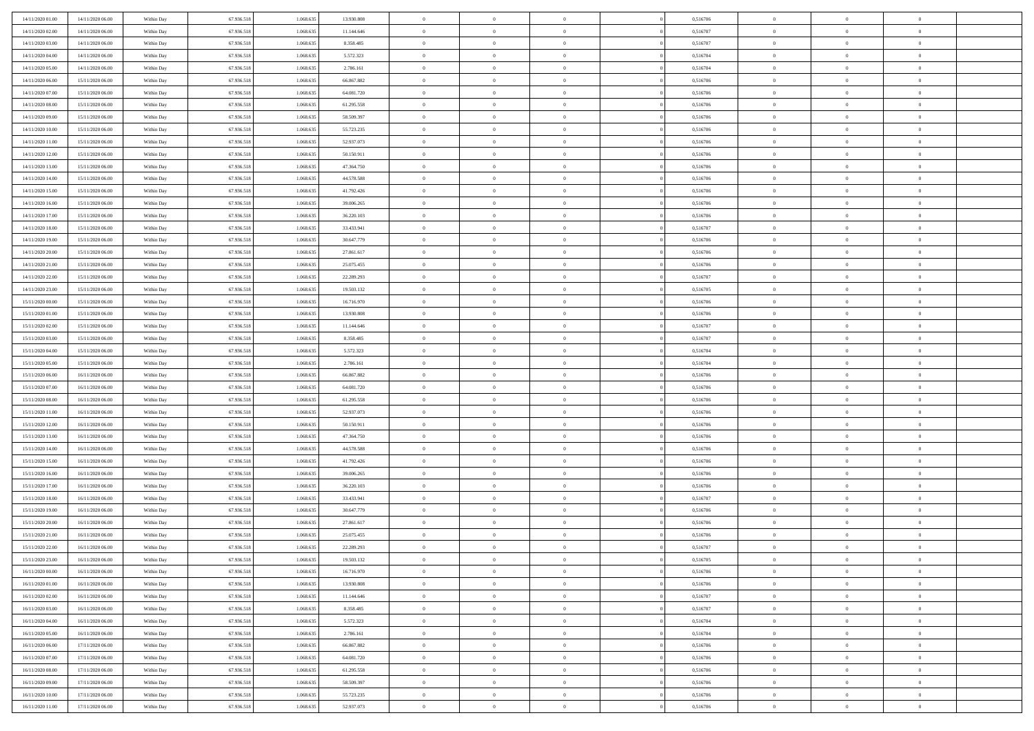| | | | | | | | | | | | | | | |
|---|---|---|---|---|---|---|---|---|---|---|---|---|---|---|
| 14/11/2020 01:00 | 14/11/2020 06:00 | Within Day | 67.936.518 | 1.068.635 | 13.930.808 | 0 | 0 | 0 | | 0 | 0,516706 | 0 | 0 | 0 |
| 14/11/2020 02:00 | 14/11/2020 06:00 | Within Day | 67.936.518 | 1.068.635 | 11.144.646 | 0 | 0 | 0 | | 0 | 0,516707 | 0 | 0 | 0 |
| 14/11/2020 03:00 | 14/11/2020 06:00 | Within Day | 67.936.518 | 1.068.635 | 8.358.485 | 0 | 0 | 0 | | 0 | 0,516707 | 0 | 0 | 0 |
| 14/11/2020 04:00 | 14/11/2020 06:00 | Within Day | 67.936.518 | 1.068.635 | 5.572.323 | 0 | 0 | 0 | | 0 | 0,516704 | 0 | 0 | 0 |
| 14/11/2020 05:00 | 14/11/2020 06:00 | Within Day | 67.936.518 | 1.068.635 | 2.786.161 | 0 | 0 | 0 | | 0 | 0,516704 | 0 | 0 | 0 |
| 14/11/2020 06:00 | 15/11/2020 06:00 | Within Day | 67.936.518 | 1.068.635 | 66.867.882 | 0 | 0 | 0 | | 0 | 0,516706 | 0 | 0 | 0 |
| 14/11/2020 07:00 | 15/11/2020 06:00 | Within Day | 67.936.518 | 1.068.635 | 64.081.720 | 0 | 0 | 0 | | 0 | 0,516706 | 0 | 0 | 0 |
| 14/11/2020 08:00 | 15/11/2020 06:00 | Within Day | 67.936.518 | 1.068.635 | 61.295.558 | 0 | 0 | 0 | | 0 | 0,516706 | 0 | 0 | 0 |
| 14/11/2020 09:00 | 15/11/2020 06:00 | Within Day | 67.936.518 | 1.068.635 | 58.509.397 | 0 | 0 | 0 | | 0 | 0,516706 | 0 | 0 | 0 |
| 14/11/2020 10:00 | 15/11/2020 06:00 | Within Day | 67.936.518 | 1.068.635 | 55.723.235 | 0 | 0 | 0 | | 0 | 0,516706 | 0 | 0 | 0 |
| 14/11/2020 11:00 | 15/11/2020 06:00 | Within Day | 67.936.518 | 1.068.635 | 52.937.073 | 0 | 0 | 0 | | 0 | 0,516706 | 0 | 0 | 0 |
| 14/11/2020 12:00 | 15/11/2020 06:00 | Within Day | 67.936.518 | 1.068.635 | 50.150.911 | 0 | 0 | 0 | | 0 | 0,516706 | 0 | 0 | 0 |
| 14/11/2020 13:00 | 15/11/2020 06:00 | Within Day | 67.936.518 | 1.068.635 | 47.364.750 | 0 | 0 | 0 | | 0 | 0,516706 | 0 | 0 | 0 |
| 14/11/2020 14:00 | 15/11/2020 06:00 | Within Day | 67.936.518 | 1.068.635 | 44.578.588 | 0 | 0 | 0 | | 0 | 0,516706 | 0 | 0 | 0 |
| 14/11/2020 15:00 | 15/11/2020 06:00 | Within Day | 67.936.518 | 1.068.635 | 41.792.426 | 0 | 0 | 0 | | 0 | 0,516706 | 0 | 0 | 0 |
| 14/11/2020 16:00 | 15/11/2020 06:00 | Within Day | 67.936.518 | 1.068.635 | 39.006.265 | 0 | 0 | 0 | | 0 | 0,516706 | 0 | 0 | 0 |
| 14/11/2020 17:00 | 15/11/2020 06:00 | Within Day | 67.936.518 | 1.068.635 | 36.220.103 | 0 | 0 | 0 | | 0 | 0,516706 | 0 | 0 | 0 |
| 14/11/2020 18:00 | 15/11/2020 06:00 | Within Day | 67.936.518 | 1.068.635 | 33.433.941 | 0 | 0 | 0 | | 0 | 0,516707 | 0 | 0 | 0 |
| 14/11/2020 19:00 | 15/11/2020 06:00 | Within Day | 67.936.518 | 1.068.635 | 30.647.779 | 0 | 0 | 0 | | 0 | 0,516706 | 0 | 0 | 0 |
| 14/11/2020 20:00 | 15/11/2020 06:00 | Within Day | 67.936.518 | 1.068.635 | 27.861.617 | 0 | 0 | 0 | | 0 | 0,516706 | 0 | 0 | 0 |
| 14/11/2020 21:00 | 15/11/2020 06:00 | Within Day | 67.936.518 | 1.068.635 | 25.075.455 | 0 | 0 | 0 | | 0 | 0,516706 | 0 | 0 | 0 |
| 14/11/2020 22:00 | 15/11/2020 06:00 | Within Day | 67.936.518 | 1.068.635 | 22.289.293 | 0 | 0 | 0 | | 0 | 0,516707 | 0 | 0 | 0 |
| 14/11/2020 23:00 | 15/11/2020 06:00 | Within Day | 67.936.518 | 1.068.635 | 19.503.132 | 0 | 0 | 0 | | 0 | 0,516705 | 0 | 0 | 0 |
| 15/11/2020 00:00 | 15/11/2020 06:00 | Within Day | 67.936.518 | 1.068.635 | 16.716.970 | 0 | 0 | 0 | | 0 | 0,516706 | 0 | 0 | 0 |
| 15/11/2020 01:00 | 15/11/2020 06:00 | Within Day | 67.936.518 | 1.068.635 | 13.930.808 | 0 | 0 | 0 | | 0 | 0,516706 | 0 | 0 | 0 |
| 15/11/2020 02:00 | 15/11/2020 06:00 | Within Day | 67.936.518 | 1.068.635 | 11.144.646 | 0 | 0 | 0 | | 0 | 0,516707 | 0 | 0 | 0 |
| 15/11/2020 03:00 | 15/11/2020 06:00 | Within Day | 67.936.518 | 1.068.635 | 8.358.485 | 0 | 0 | 0 | | 0 | 0,516707 | 0 | 0 | 0 |
| 15/11/2020 04:00 | 15/11/2020 06:00 | Within Day | 67.936.518 | 1.068.635 | 5.572.323 | 0 | 0 | 0 | | 0 | 0,516704 | 0 | 0 | 0 |
| 15/11/2020 05:00 | 15/11/2020 06:00 | Within Day | 67.936.518 | 1.068.635 | 2.786.161 | 0 | 0 | 0 | | 0 | 0,516704 | 0 | 0 | 0 |
| 15/11/2020 06:00 | 16/11/2020 06:00 | Within Day | 67.936.518 | 1.068.635 | 66.867.882 | 0 | 0 | 0 | | 0 | 0,516706 | 0 | 0 | 0 |
| 15/11/2020 07:00 | 16/11/2020 06:00 | Within Day | 67.936.518 | 1.068.635 | 64.081.720 | 0 | 0 | 0 | | 0 | 0,516706 | 0 | 0 | 0 |
| 15/11/2020 08:00 | 16/11/2020 06:00 | Within Day | 67.936.518 | 1.068.635 | 61.295.558 | 0 | 0 | 0 | | 0 | 0,516706 | 0 | 0 | 0 |
| 15/11/2020 11:00 | 16/11/2020 06:00 | Within Day | 67.936.518 | 1.068.635 | 52.937.073 | 0 | 0 | 0 | | 0 | 0,516706 | 0 | 0 | 0 |
| 15/11/2020 12:00 | 16/11/2020 06:00 | Within Day | 67.936.518 | 1.068.635 | 50.150.911 | 0 | 0 | 0 | | 0 | 0,516706 | 0 | 0 | 0 |
| 15/11/2020 13:00 | 16/11/2020 06:00 | Within Day | 67.936.518 | 1.068.635 | 47.364.750 | 0 | 0 | 0 | | 0 | 0,516706 | 0 | 0 | 0 |
| 15/11/2020 14:00 | 16/11/2020 06:00 | Within Day | 67.936.518 | 1.068.635 | 44.578.588 | 0 | 0 | 0 | | 0 | 0,516706 | 0 | 0 | 0 |
| 15/11/2020 15:00 | 16/11/2020 06:00 | Within Day | 67.936.518 | 1.068.635 | 41.792.426 | 0 | 0 | 0 | | 0 | 0,516706 | 0 | 0 | 0 |
| 15/11/2020 16:00 | 16/11/2020 06:00 | Within Day | 67.936.518 | 1.068.635 | 39.006.265 | 0 | 0 | 0 | | 0 | 0,516706 | 0 | 0 | 0 |
| 15/11/2020 17:00 | 16/11/2020 06:00 | Within Day | 67.936.518 | 1.068.635 | 36.220.103 | 0 | 0 | 0 | | 0 | 0,516706 | 0 | 0 | 0 |
| 15/11/2020 18:00 | 16/11/2020 06:00 | Within Day | 67.936.518 | 1.068.635 | 33.433.941 | 0 | 0 | 0 | | 0 | 0,516707 | 0 | 0 | 0 |
| 15/11/2020 19:00 | 16/11/2020 06:00 | Within Day | 67.936.518 | 1.068.635 | 30.647.779 | 0 | 0 | 0 | | 0 | 0,516706 | 0 | 0 | 0 |
| 15/11/2020 20:00 | 16/11/2020 06:00 | Within Day | 67.936.518 | 1.068.635 | 27.861.617 | 0 | 0 | 0 | | 0 | 0,516706 | 0 | 0 | 0 |
| 15/11/2020 21:00 | 16/11/2020 06:00 | Within Day | 67.936.518 | 1.068.635 | 25.075.455 | 0 | 0 | 0 | | 0 | 0,516706 | 0 | 0 | 0 |
| 15/11/2020 22:00 | 16/11/2020 06:00 | Within Day | 67.936.518 | 1.068.635 | 22.289.293 | 0 | 0 | 0 | | 0 | 0,516707 | 0 | 0 | 0 |
| 15/11/2020 23:00 | 16/11/2020 06:00 | Within Day | 67.936.518 | 1.068.635 | 19.503.132 | 0 | 0 | 0 | | 0 | 0,516705 | 0 | 0 | 0 |
| 16/11/2020 00:00 | 16/11/2020 06:00 | Within Day | 67.936.518 | 1.068.635 | 16.716.970 | 0 | 0 | 0 | | 0 | 0,516706 | 0 | 0 | 0 |
| 16/11/2020 01:00 | 16/11/2020 06:00 | Within Day | 67.936.518 | 1.068.635 | 13.930.808 | 0 | 0 | 0 | | 0 | 0,516706 | 0 | 0 | 0 |
| 16/11/2020 02:00 | 16/11/2020 06:00 | Within Day | 67.936.518 | 1.068.635 | 11.144.646 | 0 | 0 | 0 | | 0 | 0,516707 | 0 | 0 | 0 |
| 16/11/2020 03:00 | 16/11/2020 06:00 | Within Day | 67.936.518 | 1.068.635 | 8.358.485 | 0 | 0 | 0 | | 0 | 0,516707 | 0 | 0 | 0 |
| 16/11/2020 04:00 | 16/11/2020 06:00 | Within Day | 67.936.518 | 1.068.635 | 5.572.323 | 0 | 0 | 0 | | 0 | 0,516704 | 0 | 0 | 0 |
| 16/11/2020 05:00 | 16/11/2020 06:00 | Within Day | 67.936.518 | 1.068.635 | 2.786.161 | 0 | 0 | 0 | | 0 | 0,516704 | 0 | 0 | 0 |
| 16/11/2020 06:00 | 17/11/2020 06:00 | Within Day | 67.936.518 | 1.068.635 | 66.867.882 | 0 | 0 | 0 | | 0 | 0,516706 | 0 | 0 | 0 |
| 16/11/2020 07:00 | 17/11/2020 06:00 | Within Day | 67.936.518 | 1.068.635 | 64.081.720 | 0 | 0 | 0 | | 0 | 0,516706 | 0 | 0 | 0 |
| 16/11/2020 08:00 | 17/11/2020 06:00 | Within Day | 67.936.518 | 1.068.635 | 61.295.558 | 0 | 0 | 0 | | 0 | 0,516706 | 0 | 0 | 0 |
| 16/11/2020 09:00 | 17/11/2020 06:00 | Within Day | 67.936.518 | 1.068.635 | 58.509.397 | 0 | 0 | 0 | | 0 | 0,516706 | 0 | 0 | 0 |
| 16/11/2020 10:00 | 17/11/2020 06:00 | Within Day | 67.936.518 | 1.068.635 | 55.723.235 | 0 | 0 | 0 | | 0 | 0,516706 | 0 | 0 | 0 |
| 16/11/2020 11:00 | 17/11/2020 06:00 | Within Day | 67.936.518 | 1.068.635 | 52.937.073 | 0 | 0 | 0 | | 0 | 0,516706 | 0 | 0 | 0 |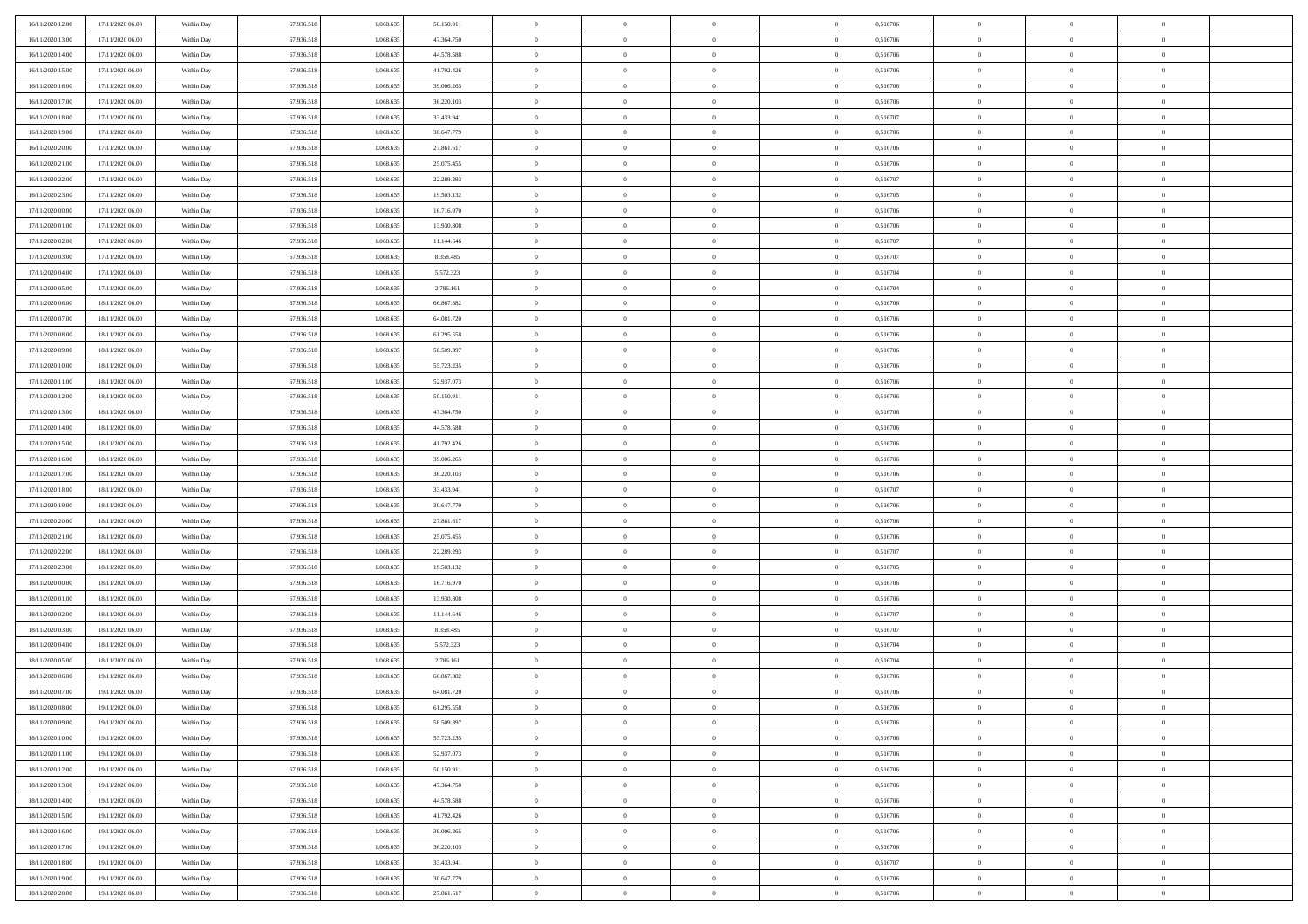| | | | | | | | | | | | | | | |
|---|---|---|---|---|---|---|---|---|---|---|---|---|---|---|
| 16/11/2020 12:00 | 17/11/2020 06:00 | Within Day | 67.936.518 | 1.068.635 | 50.150.911 | 0 | 0 | 0 | | 0 | 0,516706 | 0 | 0 | 0 |
| 16/11/2020 13:00 | 17/11/2020 06:00 | Within Day | 67.936.518 | 1.068.635 | 47.364.750 | 0 | 0 | 0 | | 0 | 0,516706 | 0 | 0 | 0 |
| 16/11/2020 14:00 | 17/11/2020 06:00 | Within Day | 67.936.518 | 1.068.635 | 44.578.588 | 0 | 0 | 0 | | 0 | 0,516706 | 0 | 0 | 0 |
| 16/11/2020 15:00 | 17/11/2020 06:00 | Within Day | 67.936.518 | 1.068.635 | 41.792.426 | 0 | 0 | 0 | | 0 | 0,516706 | 0 | 0 | 0 |
| 16/11/2020 16:00 | 17/11/2020 06:00 | Within Day | 67.936.518 | 1.068.635 | 39.006.265 | 0 | 0 | 0 | | 0 | 0,516706 | 0 | 0 | 0 |
| 16/11/2020 17:00 | 17/11/2020 06:00 | Within Day | 67.936.518 | 1.068.635 | 36.220.103 | 0 | 0 | 0 | | 0 | 0,516706 | 0 | 0 | 0 |
| 16/11/2020 18:00 | 17/11/2020 06:00 | Within Day | 67.936.518 | 1.068.635 | 33.433.941 | 0 | 0 | 0 | | 0 | 0,516707 | 0 | 0 | 0 |
| 16/11/2020 19:00 | 17/11/2020 06:00 | Within Day | 67.936.518 | 1.068.635 | 30.647.779 | 0 | 0 | 0 | | 0 | 0,516706 | 0 | 0 | 0 |
| 16/11/2020 20:00 | 17/11/2020 06:00 | Within Day | 67.936.518 | 1.068.635 | 27.861.617 | 0 | 0 | 0 | | 0 | 0,516706 | 0 | 0 | 0 |
| 16/11/2020 21:00 | 17/11/2020 06:00 | Within Day | 67.936.518 | 1.068.635 | 25.075.455 | 0 | 0 | 0 | | 0 | 0,516706 | 0 | 0 | 0 |
| 16/11/2020 22:00 | 17/11/2020 06:00 | Within Day | 67.936.518 | 1.068.635 | 22.289.293 | 0 | 0 | 0 | | 0 | 0,516707 | 0 | 0 | 0 |
| 16/11/2020 23:00 | 17/11/2020 06:00 | Within Day | 67.936.518 | 1.068.635 | 19.503.132 | 0 | 0 | 0 | | 0 | 0,516705 | 0 | 0 | 0 |
| 17/11/2020 00:00 | 17/11/2020 06:00 | Within Day | 67.936.518 | 1.068.635 | 16.716.970 | 0 | 0 | 0 | | 0 | 0,516706 | 0 | 0 | 0 |
| 17/11/2020 01:00 | 17/11/2020 06:00 | Within Day | 67.936.518 | 1.068.635 | 13.930.808 | 0 | 0 | 0 | | 0 | 0,516706 | 0 | 0 | 0 |
| 17/11/2020 02:00 | 17/11/2020 06:00 | Within Day | 67.936.518 | 1.068.635 | 11.144.646 | 0 | 0 | 0 | | 0 | 0,516707 | 0 | 0 | 0 |
| 17/11/2020 03:00 | 17/11/2020 06:00 | Within Day | 67.936.518 | 1.068.635 | 8.358.485 | 0 | 0 | 0 | | 0 | 0,516707 | 0 | 0 | 0 |
| 17/11/2020 04:00 | 17/11/2020 06:00 | Within Day | 67.936.518 | 1.068.635 | 5.572.323 | 0 | 0 | 0 | | 0 | 0,516704 | 0 | 0 | 0 |
| 17/11/2020 05:00 | 17/11/2020 06:00 | Within Day | 67.936.518 | 1.068.635 | 2.786.161 | 0 | 0 | 0 | | 0 | 0,516704 | 0 | 0 | 0 |
| 17/11/2020 06:00 | 18/11/2020 06:00 | Within Day | 67.936.518 | 1.068.635 | 66.867.882 | 0 | 0 | 0 | | 0 | 0,516706 | 0 | 0 | 0 |
| 17/11/2020 07:00 | 18/11/2020 06:00 | Within Day | 67.936.518 | 1.068.635 | 64.081.720 | 0 | 0 | 0 | | 0 | 0,516706 | 0 | 0 | 0 |
| 17/11/2020 08:00 | 18/11/2020 06:00 | Within Day | 67.936.518 | 1.068.635 | 61.295.558 | 0 | 0 | 0 | | 0 | 0,516706 | 0 | 0 | 0 |
| 17/11/2020 09:00 | 18/11/2020 06:00 | Within Day | 67.936.518 | 1.068.635 | 58.509.397 | 0 | 0 | 0 | | 0 | 0,516706 | 0 | 0 | 0 |
| 17/11/2020 10:00 | 18/11/2020 06:00 | Within Day | 67.936.518 | 1.068.635 | 55.723.235 | 0 | 0 | 0 | | 0 | 0,516706 | 0 | 0 | 0 |
| 17/11/2020 11:00 | 18/11/2020 06:00 | Within Day | 67.936.518 | 1.068.635 | 52.937.073 | 0 | 0 | 0 | | 0 | 0,516706 | 0 | 0 | 0 |
| 17/11/2020 12:00 | 18/11/2020 06:00 | Within Day | 67.936.518 | 1.068.635 | 50.150.911 | 0 | 0 | 0 | | 0 | 0,516706 | 0 | 0 | 0 |
| 17/11/2020 13:00 | 18/11/2020 06:00 | Within Day | 67.936.518 | 1.068.635 | 47.364.750 | 0 | 0 | 0 | | 0 | 0,516706 | 0 | 0 | 0 |
| 17/11/2020 14:00 | 18/11/2020 06:00 | Within Day | 67.936.518 | 1.068.635 | 44.578.588 | 0 | 0 | 0 | | 0 | 0,516706 | 0 | 0 | 0 |
| 17/11/2020 15:00 | 18/11/2020 06:00 | Within Day | 67.936.518 | 1.068.635 | 41.792.426 | 0 | 0 | 0 | | 0 | 0,516706 | 0 | 0 | 0 |
| 17/11/2020 16:00 | 18/11/2020 06:00 | Within Day | 67.936.518 | 1.068.635 | 39.006.265 | 0 | 0 | 0 | | 0 | 0,516706 | 0 | 0 | 0 |
| 17/11/2020 17:00 | 18/11/2020 06:00 | Within Day | 67.936.518 | 1.068.635 | 36.220.103 | 0 | 0 | 0 | | 0 | 0,516706 | 0 | 0 | 0 |
| 17/11/2020 18:00 | 18/11/2020 06:00 | Within Day | 67.936.518 | 1.068.635 | 33.433.941 | 0 | 0 | 0 | | 0 | 0,516707 | 0 | 0 | 0 |
| 17/11/2020 19:00 | 18/11/2020 06:00 | Within Day | 67.936.518 | 1.068.635 | 30.647.779 | 0 | 0 | 0 | | 0 | 0,516706 | 0 | 0 | 0 |
| 17/11/2020 20:00 | 18/11/2020 06:00 | Within Day | 67.936.518 | 1.068.635 | 27.861.617 | 0 | 0 | 0 | | 0 | 0,516706 | 0 | 0 | 0 |
| 17/11/2020 21:00 | 18/11/2020 06:00 | Within Day | 67.936.518 | 1.068.635 | 25.075.455 | 0 | 0 | 0 | | 0 | 0,516706 | 0 | 0 | 0 |
| 17/11/2020 22:00 | 18/11/2020 06:00 | Within Day | 67.936.518 | 1.068.635 | 22.289.293 | 0 | 0 | 0 | | 0 | 0,516707 | 0 | 0 | 0 |
| 17/11/2020 23:00 | 18/11/2020 06:00 | Within Day | 67.936.518 | 1.068.635 | 19.503.132 | 0 | 0 | 0 | | 0 | 0,516705 | 0 | 0 | 0 |
| 18/11/2020 00:00 | 18/11/2020 06:00 | Within Day | 67.936.518 | 1.068.635 | 16.716.970 | 0 | 0 | 0 | | 0 | 0,516706 | 0 | 0 | 0 |
| 18/11/2020 01:00 | 18/11/2020 06:00 | Within Day | 67.936.518 | 1.068.635 | 13.930.808 | 0 | 0 | 0 | | 0 | 0,516706 | 0 | 0 | 0 |
| 18/11/2020 02:00 | 18/11/2020 06:00 | Within Day | 67.936.518 | 1.068.635 | 11.144.646 | 0 | 0 | 0 | | 0 | 0,516707 | 0 | 0 | 0 |
| 18/11/2020 03:00 | 18/11/2020 06:00 | Within Day | 67.936.518 | 1.068.635 | 8.358.485 | 0 | 0 | 0 | | 0 | 0,516707 | 0 | 0 | 0 |
| 18/11/2020 04:00 | 18/11/2020 06:00 | Within Day | 67.936.518 | 1.068.635 | 5.572.323 | 0 | 0 | 0 | | 0 | 0,516704 | 0 | 0 | 0 |
| 18/11/2020 05:00 | 18/11/2020 06:00 | Within Day | 67.936.518 | 1.068.635 | 2.786.161 | 0 | 0 | 0 | | 0 | 0,516704 | 0 | 0 | 0 |
| 18/11/2020 06:00 | 19/11/2020 06:00 | Within Day | 67.936.518 | 1.068.635 | 66.867.882 | 0 | 0 | 0 | | 0 | 0,516706 | 0 | 0 | 0 |
| 18/11/2020 07:00 | 19/11/2020 06:00 | Within Day | 67.936.518 | 1.068.635 | 64.081.720 | 0 | 0 | 0 | | 0 | 0,516706 | 0 | 0 | 0 |
| 18/11/2020 08:00 | 19/11/2020 06:00 | Within Day | 67.936.518 | 1.068.635 | 61.295.558 | 0 | 0 | 0 | | 0 | 0,516706 | 0 | 0 | 0 |
| 18/11/2020 09:00 | 19/11/2020 06:00 | Within Day | 67.936.518 | 1.068.635 | 58.509.397 | 0 | 0 | 0 | | 0 | 0,516706 | 0 | 0 | 0 |
| 18/11/2020 10:00 | 19/11/2020 06:00 | Within Day | 67.936.518 | 1.068.635 | 55.723.235 | 0 | 0 | 0 | | 0 | 0,516706 | 0 | 0 | 0 |
| 18/11/2020 11:00 | 19/11/2020 06:00 | Within Day | 67.936.518 | 1.068.635 | 52.937.073 | 0 | 0 | 0 | | 0 | 0,516706 | 0 | 0 | 0 |
| 18/11/2020 12:00 | 19/11/2020 06:00 | Within Day | 67.936.518 | 1.068.635 | 50.150.911 | 0 | 0 | 0 | | 0 | 0,516706 | 0 | 0 | 0 |
| 18/11/2020 13:00 | 19/11/2020 06:00 | Within Day | 67.936.518 | 1.068.635 | 47.364.750 | 0 | 0 | 0 | | 0 | 0,516706 | 0 | 0 | 0 |
| 18/11/2020 14:00 | 19/11/2020 06:00 | Within Day | 67.936.518 | 1.068.635 | 44.578.588 | 0 | 0 | 0 | | 0 | 0,516706 | 0 | 0 | 0 |
| 18/11/2020 15:00 | 19/11/2020 06:00 | Within Day | 67.936.518 | 1.068.635 | 41.792.426 | 0 | 0 | 0 | | 0 | 0,516706 | 0 | 0 | 0 |
| 18/11/2020 16:00 | 19/11/2020 06:00 | Within Day | 67.936.518 | 1.068.635 | 39.006.265 | 0 | 0 | 0 | | 0 | 0,516706 | 0 | 0 | 0 |
| 18/11/2020 17:00 | 19/11/2020 06:00 | Within Day | 67.936.518 | 1.068.635 | 36.220.103 | 0 | 0 | 0 | | 0 | 0,516706 | 0 | 0 | 0 |
| 18/11/2020 18:00 | 19/11/2020 06:00 | Within Day | 67.936.518 | 1.068.635 | 33.433.941 | 0 | 0 | 0 | | 0 | 0,516707 | 0 | 0 | 0 |
| 18/11/2020 19:00 | 19/11/2020 06:00 | Within Day | 67.936.518 | 1.068.635 | 30.647.779 | 0 | 0 | 0 | | 0 | 0,516706 | 0 | 0 | 0 |
| 18/11/2020 20:00 | 19/11/2020 06:00 | Within Day | 67.936.518 | 1.068.635 | 27.861.617 | 0 | 0 | 0 | | 0 | 0,516706 | 0 | 0 | 0 |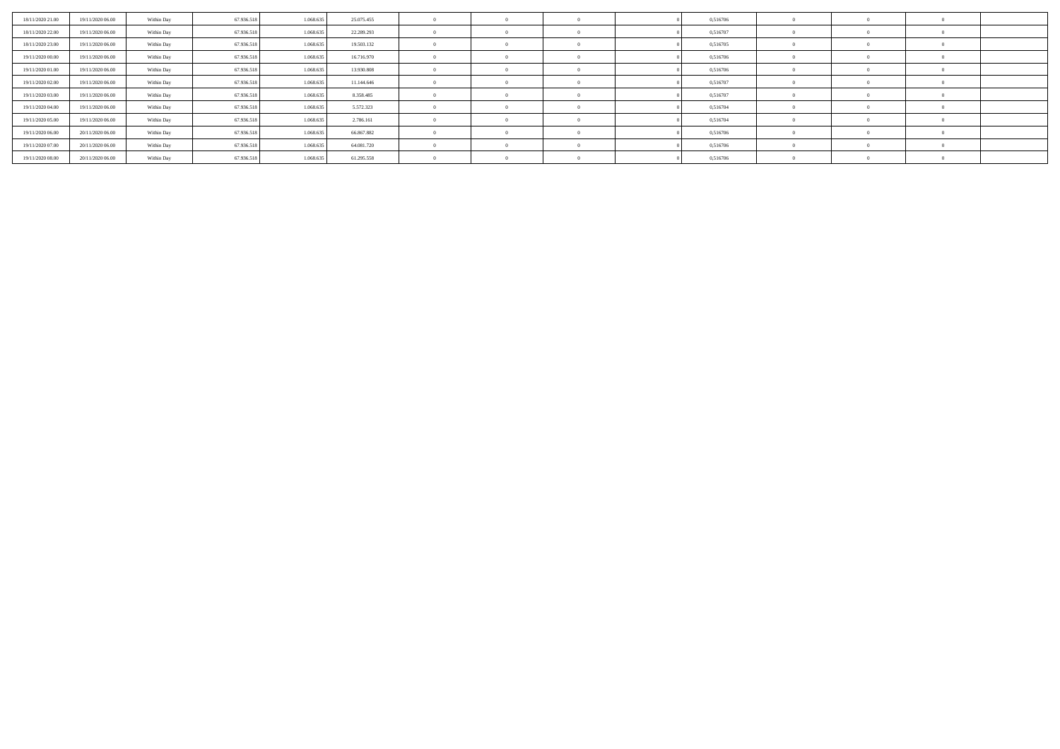| | | | | | | | | | | | | | | | |
|---|---|---|---|---|---|---|---|---|---|---|---|---|---|---|---|
| 18/11/2020 21.00 | 19/11/2020 06.00 | Within Day | 67.936.518 | 1.068.635 | 25.075.455 | 0 | 0 | 0 | | 0 | 0,516706 | 0 | 0 | 0 | |
| 18/11/2020 22.00 | 19/11/2020 06.00 | Within Day | 67.936.518 | 1.068.635 | 22.289.293 | 0 | 0 | 0 | | 0 | 0,516707 | 0 | 0 | 0 | |
| 18/11/2020 23.00 | 19/11/2020 06.00 | Within Day | 67.936.518 | 1.068.635 | 19.503.132 | 0 | 0 | 0 | | 0 | 0,516705 | 0 | 0 | 0 | |
| 19/11/2020 00.00 | 19/11/2020 06.00 | Within Day | 67.936.518 | 1.068.635 | 16.716.970 | 0 | 0 | 0 | | 0 | 0,516706 | 0 | 0 | 0 | |
| 19/11/2020 01.00 | 19/11/2020 06.00 | Within Day | 67.936.518 | 1.068.635 | 13.930.808 | 0 | 0 | 0 | | 0 | 0,516706 | 0 | 0 | 0 | |
| 19/11/2020 02.00 | 19/11/2020 06.00 | Within Day | 67.936.518 | 1.068.635 | 11.144.646 | 0 | 0 | 0 | | 0 | 0,516707 | 0 | 0 | 0 | |
| 19/11/2020 03.00 | 19/11/2020 06.00 | Within Day | 67.936.518 | 1.068.635 | 8.358.485 | 0 | 0 | 0 | | 0 | 0,516707 | 0 | 0 | 0 | |
| 19/11/2020 04.00 | 19/11/2020 06.00 | Within Day | 67.936.518 | 1.068.635 | 5.572.323 | 0 | 0 | 0 | | 0 | 0,516704 | 0 | 0 | 0 | |
| 19/11/2020 05.00 | 19/11/2020 06.00 | Within Day | 67.936.518 | 1.068.635 | 2.786.161 | 0 | 0 | 0 | | 0 | 0,516704 | 0 | 0 | 0 | |
| 19/11/2020 06.00 | 20/11/2020 06.00 | Within Day | 67.936.518 | 1.068.635 | 66.867.882 | 0 | 0 | 0 | | 0 | 0,516706 | 0 | 0 | 0 | |
| 19/11/2020 07.00 | 20/11/2020 06.00 | Within Day | 67.936.518 | 1.068.635 | 64.081.720 | 0 | 0 | 0 | | 0 | 0,516706 | 0 | 0 | 0 | |
| 19/11/2020 08.00 | 20/11/2020 06.00 | Within Day | 67.936.518 | 1.068.635 | 61.295.558 | 0 | 0 | 0 | | 0 | 0,516706 | 0 | 0 | 0 | |